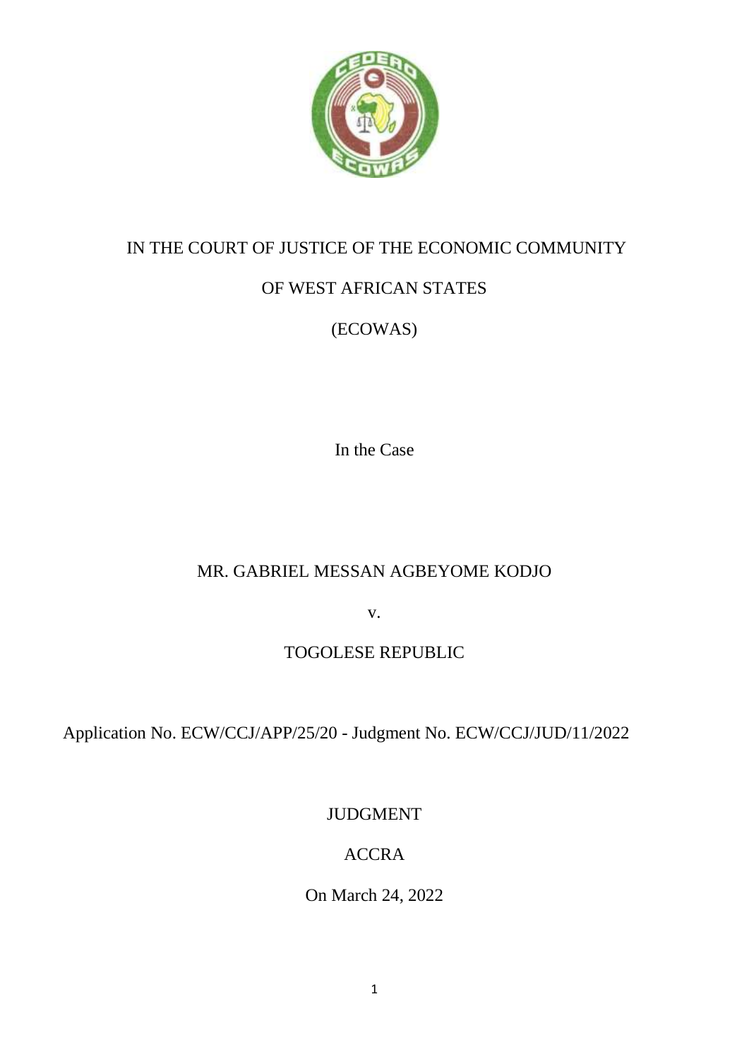IN THE COURT OF JUSTICE OF THE ECONOMIC COMMUNITY

OF WEST AFRICAN STATES

(ECOWAS)

In the Case

MR. GABRIEL MESSAN AGBEYOME KODJO

v.

TOGOLESE REPUBLIC

Application No. ECW/CCJ/APP/25/20 - Judgment No. ECW/CCJ/JUD/11/2022

JUDGMENT

ACCRA

On March 24, 2022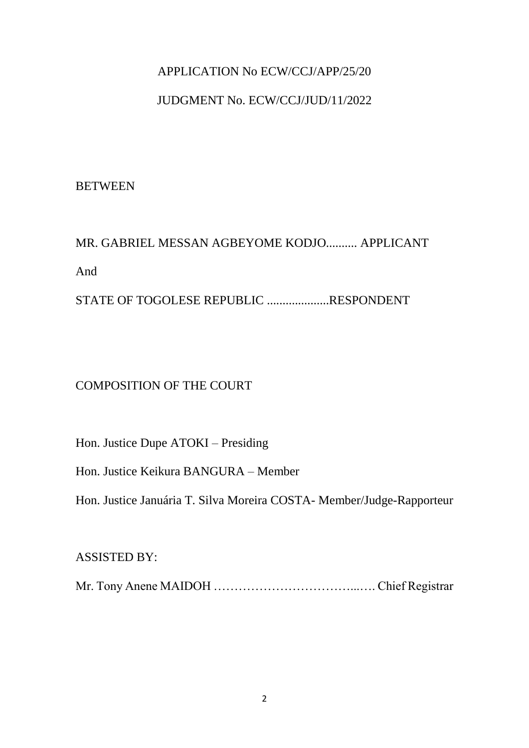APPLICATION No ECW/CCJ/APP/25/20

JUDGMENT No. ECW/CCJ/JUD/11/2022

BETWEEN

MR. GABRIEL MESSAN AGBEYOME KODJO.......... APPLICANT

And

STATE OF TOGOLESE REPUBLIC ....................RESPONDENT

COMPOSITION OF THE COURT

Hon. Justice Dupe ATOKI – Presiding

Hon. Justice Keikura BANGURA – Member

Hon. Justice Januária T. Silva Moreira COSTA- Member/Judge-Rapporteur

ASSISTED BY:

Mr. Tony Anene MAIDOH ……………………………...…. Chief Registrar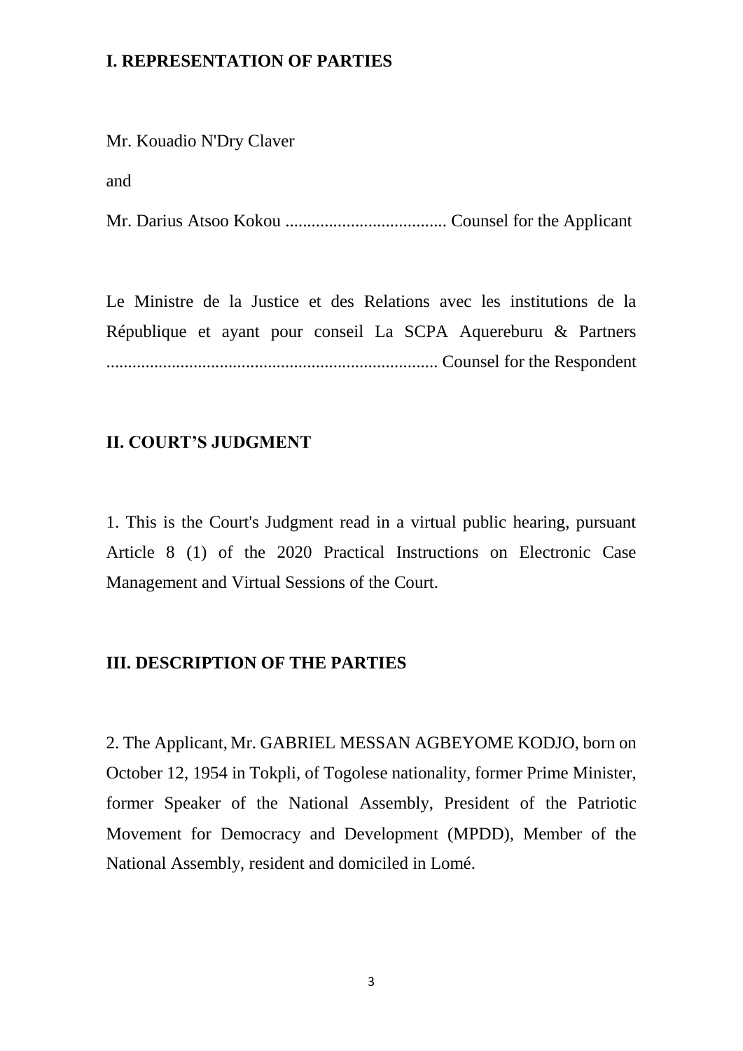## I. REPRESENTATION OF PARTIES

Mr. Kouadio N'Dry Claver

and

Mr. Darius Atsoo Kokou ..................................... Counsel for the Applicant

Le Ministre de la Justice et des Relations avec les institutions de la République et ayant pour conseil La SCPA Aquereburu & Partners ........................................................................... Counsel for the Respondent

## II. COURT'S JUDGMENT

1. This is the Court's Judgment read in a virtual public hearing, pursuant Article 8 (1) of the 2020 Practical Instructions on Electronic Case Management and Virtual Sessions of the Court.

## III. DESCRIPTION OF THE PARTIES

2. The Applicant, Mr. GABRIEL MESSAN AGBEYOME KODJO, born on October 12, 1954 in Tokpli, of Togolese nationality, former Prime Minister, former Speaker of the National Assembly, President of the Patriotic Movement for Democracy and Development (MPDD), Member of the National Assembly, resident and domiciled in Lomé.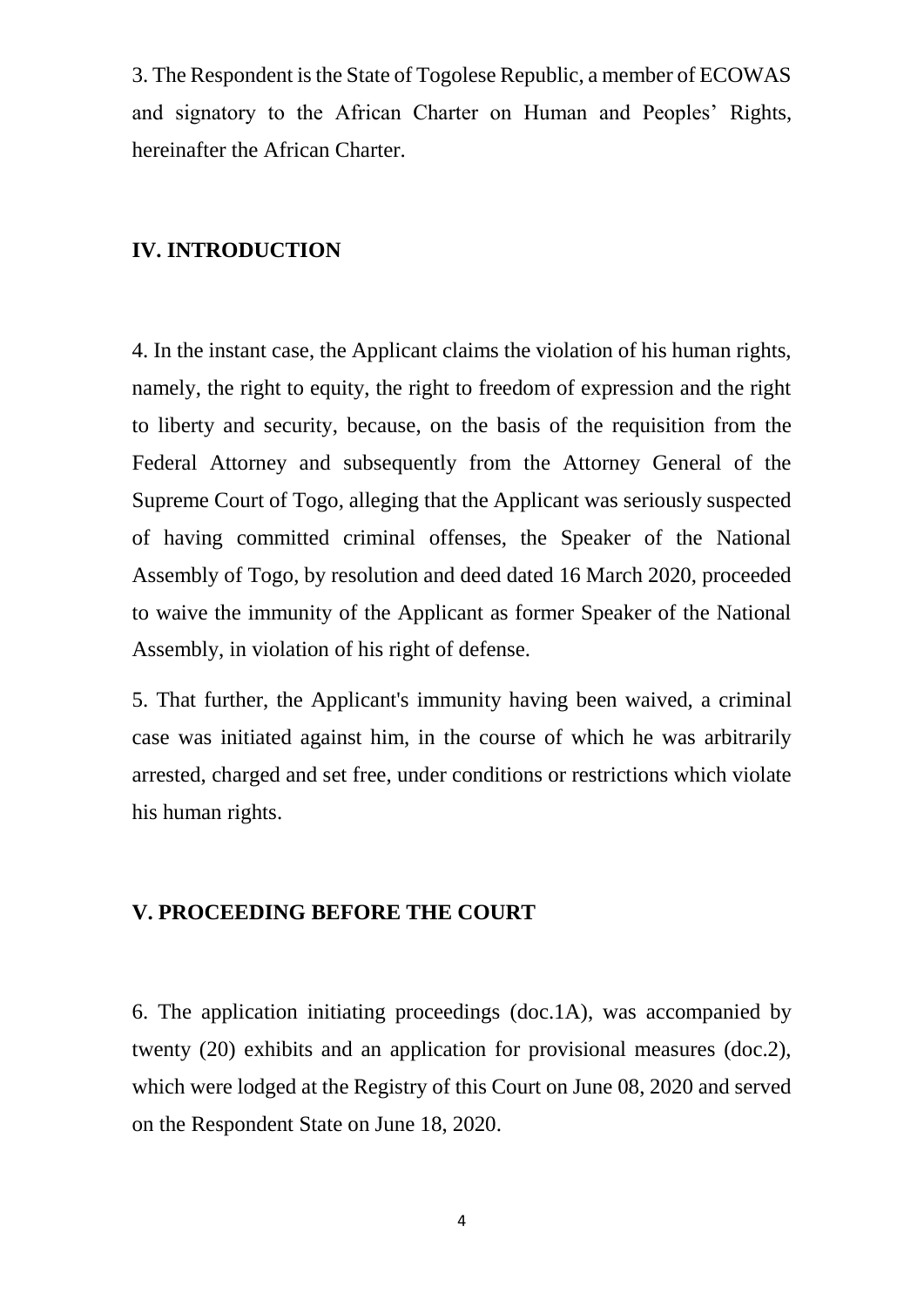3. The Respondent is the State of Togolese Republic, a member of ECOWAS and signatory to the African Charter on Human and Peoples' Rights, hereinafter the African Charter.

## IV. INTRODUCTION

4. In the instant case, the Applicant claims the violation of his human rights, namely, the right to equity, the right to freedom of expression and the right to liberty and security, because, on the basis of the requisition from the Federal Attorney and subsequently from the Attorney General of the Supreme Court of Togo, alleging that the Applicant was seriously suspected of having committed criminal offenses, the Speaker of the National Assembly of Togo, by resolution and deed dated 16 March 2020, proceeded to waive the immunity of the Applicant as former Speaker of the National Assembly, in violation of his right of defense.

5. That further, the Applicant's immunity having been waived, a criminal case was initiated against him, in the course of which he was arbitrarily arrested, charged and set free, under conditions or restrictions which violate his human rights.

## V. PROCEEDING BEFORE THE COURT

6. The application initiating proceedings (doc.1A), was accompanied by twenty (20) exhibits and an application for provisional measures (doc.2), which were lodged at the Registry of this Court on June 08, 2020 and served on the Respondent State on June 18, 2020.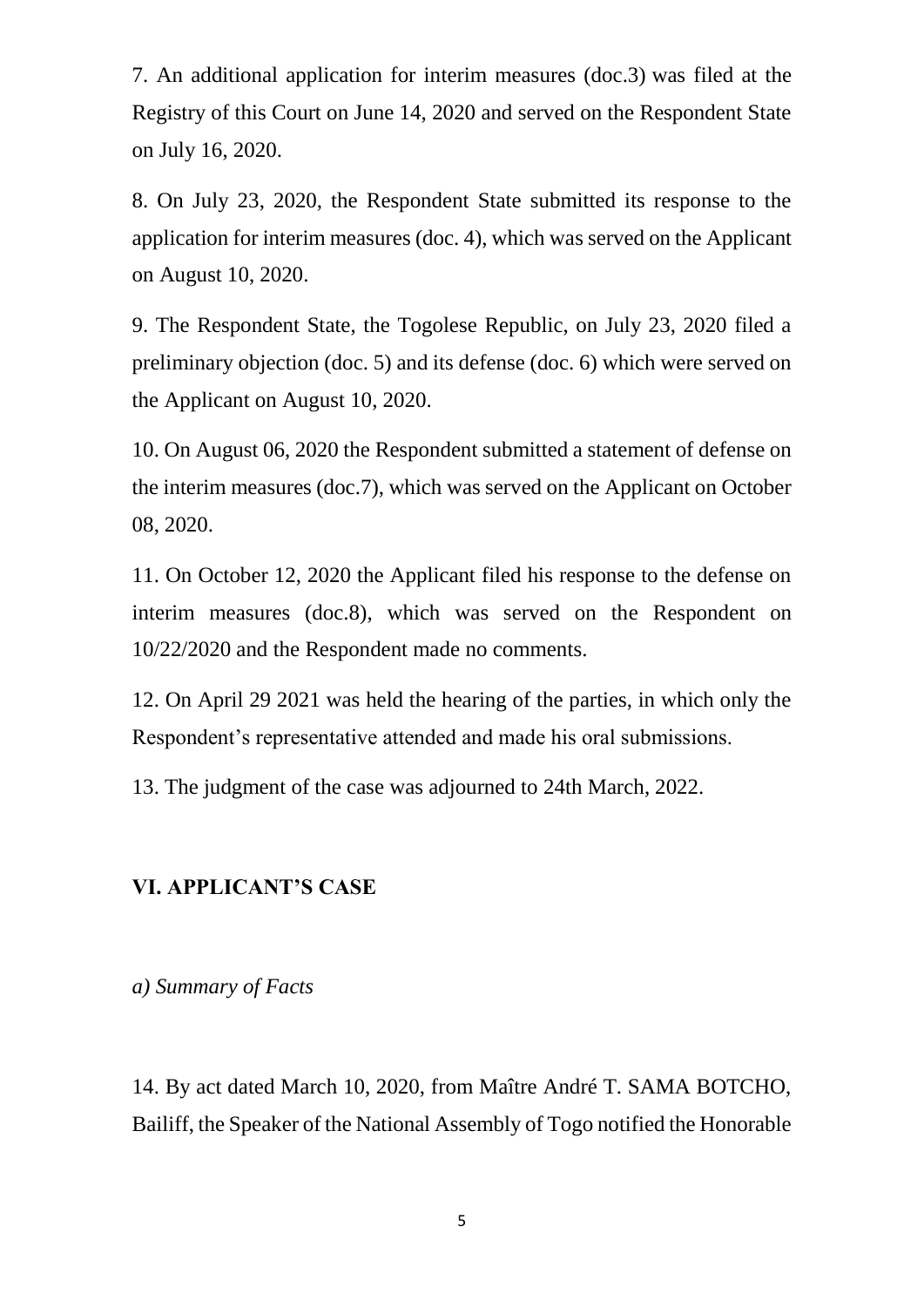7. An additional application for interim measures (doc.3) was filed at the Registry of this Court on June 14, 2020 and served on the Respondent State on July 16, 2020.

8. On July 23, 2020, the Respondent State submitted its response to the application for interim measures (doc. 4), which was served on the Applicant on August 10, 2020.

9. The Respondent State, the Togolese Republic, on July 23, 2020 filed a preliminary objection (doc. 5) and its defense (doc. 6) which were served on the Applicant on August 10, 2020.

10. On August 06, 2020 the Respondent submitted a statement of defense on the interim measures (doc.7), which was served on the Applicant on October 08, 2020.

11. On October 12, 2020 the Applicant filed his response to the defense on interim measures (doc.8), which was served on the Respondent on 10/22/2020 and the Respondent made no comments.

12. On April 29 2021 was held the hearing of the parties, in which only the Respondent's representative attended and made his oral submissions.

13. The judgment of the case was adjourned to 24th March, 2022.

## VI. APPLICANT'S CASE

*a) Summary of Facts*

14. By act dated March 10, 2020, from Maître André T. SAMA BOTCHO, Bailiff, the Speaker of the National Assembly of Togo notified the Honorable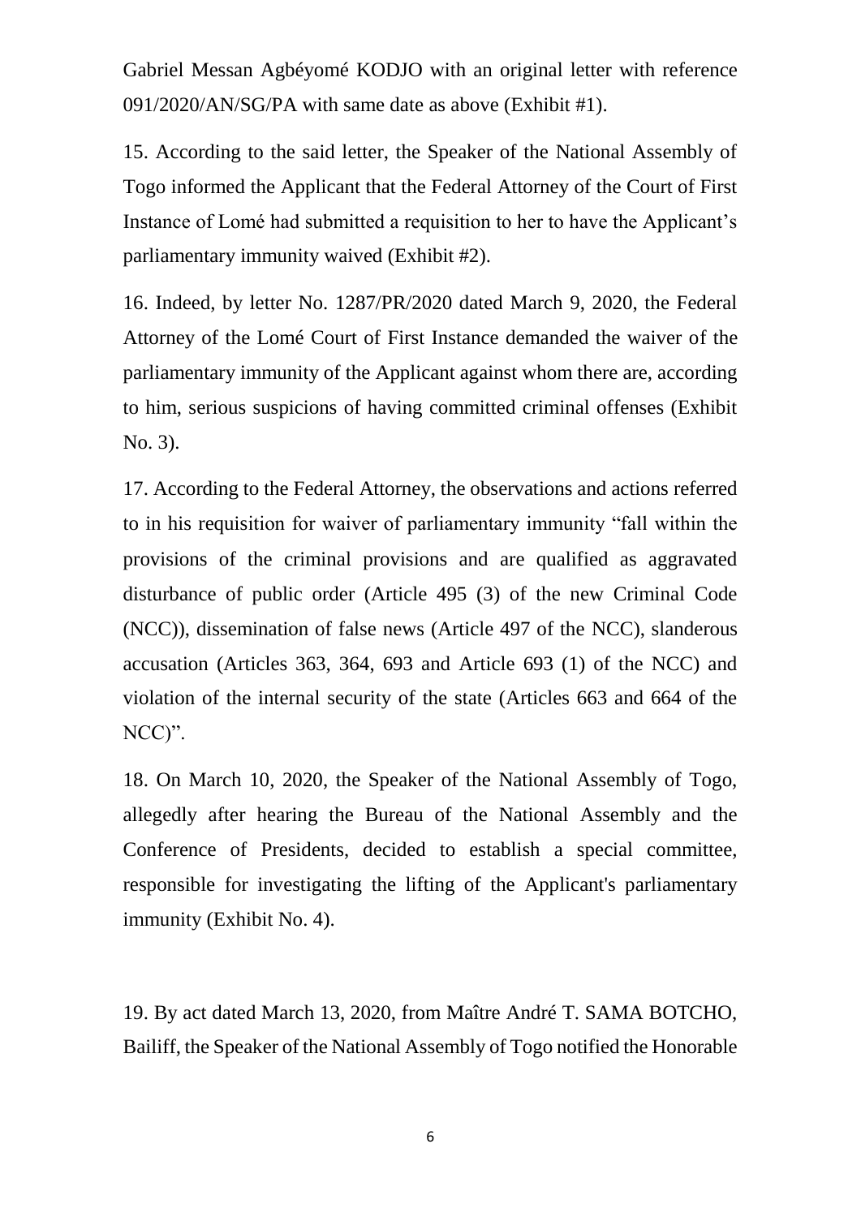Gabriel Messan Agbéyomé KODJO with an original letter with reference 091/2020/AN/SG/PA with same date as above (Exhibit #1).

15. According to the said letter, the Speaker of the National Assembly of Togo informed the Applicant that the Federal Attorney of the Court of First Instance of Lomé had submitted a requisition to her to have the Applicant's parliamentary immunity waived (Exhibit #2).

16. Indeed, by letter No. 1287/PR/2020 dated March 9, 2020, the Federal Attorney of the Lomé Court of First Instance demanded the waiver of the parliamentary immunity of the Applicant against whom there are, according to him, serious suspicions of having committed criminal offenses (Exhibit No. 3).

17. According to the Federal Attorney, the observations and actions referred to in his requisition for waiver of parliamentary immunity "fall within the provisions of the criminal provisions and are qualified as aggravated disturbance of public order (Article 495 (3) of the new Criminal Code (NCC)), dissemination of false news (Article 497 of the NCC), slanderous accusation (Articles 363, 364, 693 and Article 693 (1) of the NCC) and violation of the internal security of the state (Articles 663 and 664 of the NCC)".

18. On March 10, 2020, the Speaker of the National Assembly of Togo, allegedly after hearing the Bureau of the National Assembly and the Conference of Presidents, decided to establish a special committee, responsible for investigating the lifting of the Applicant's parliamentary immunity (Exhibit No. 4).

19. By act dated March 13, 2020, from Maître André T. SAMA BOTCHO, Bailiff, the Speaker of the National Assembly of Togo notified the Honorable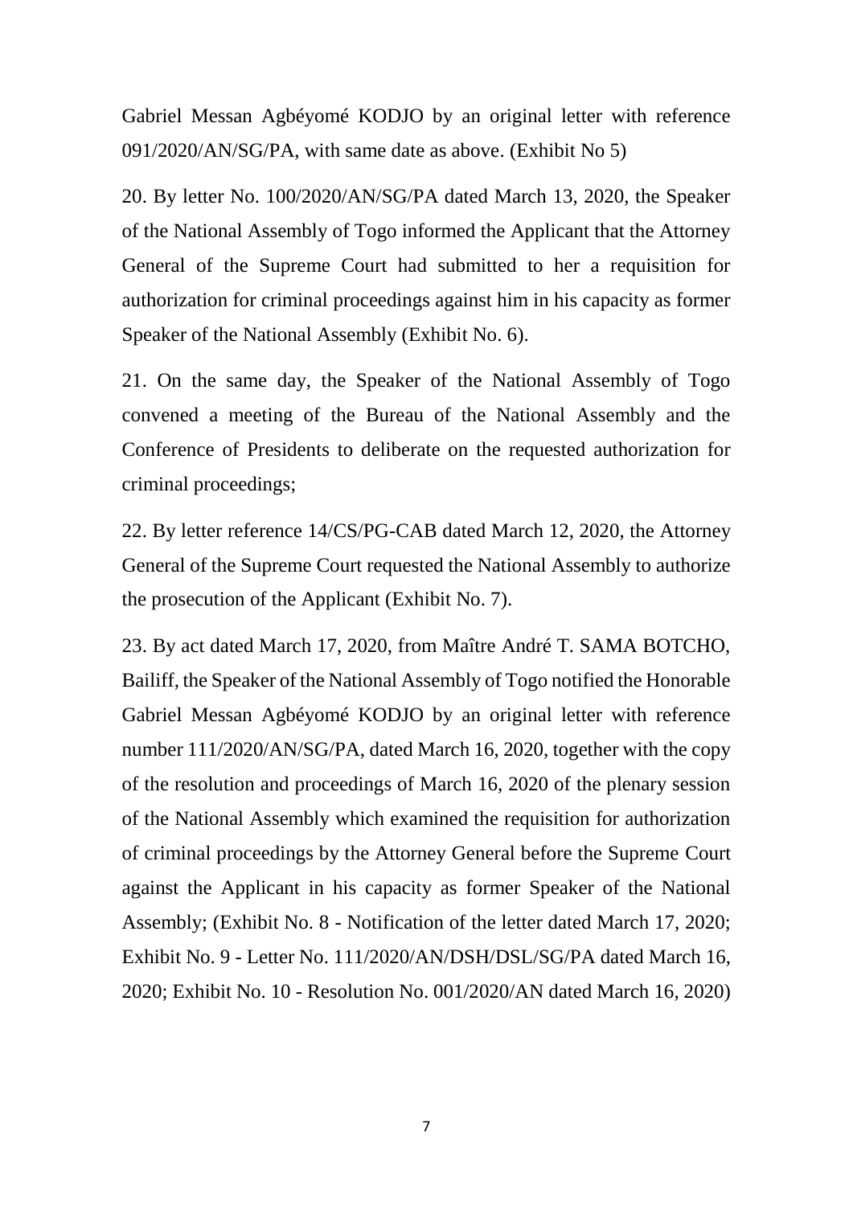Gabriel Messan Agbéyomé KODJO by an original letter with reference 091/2020/AN/SG/PA, with same date as above. (Exhibit No 5)

20. By letter No. 100/2020/AN/SG/PA dated March 13, 2020, the Speaker of the National Assembly of Togo informed the Applicant that the Attorney General of the Supreme Court had submitted to her a requisition for authorization for criminal proceedings against him in his capacity as former Speaker of the National Assembly (Exhibit No. 6).

21. On the same day, the Speaker of the National Assembly of Togo convened a meeting of the Bureau of the National Assembly and the Conference of Presidents to deliberate on the requested authorization for criminal proceedings;

22. By letter reference 14/CS/PG-CAB dated March 12, 2020, the Attorney General of the Supreme Court requested the National Assembly to authorize the prosecution of the Applicant (Exhibit No. 7).

23. By act dated March 17, 2020, from Maître André T. SAMA BOTCHO, Bailiff, the Speaker of the National Assembly of Togo notified the Honorable Gabriel Messan Agbéyomé KODJO by an original letter with reference number 111/2020/AN/SG/PA, dated March 16, 2020, together with the copy of the resolution and proceedings of March 16, 2020 of the plenary session of the National Assembly which examined the requisition for authorization of criminal proceedings by the Attorney General before the Supreme Court against the Applicant in his capacity as former Speaker of the National Assembly; (Exhibit No. 8 - Notification of the letter dated March 17, 2020; Exhibit No. 9 - Letter No. 111/2020/AN/DSH/DSL/SG/PA dated March 16, 2020; Exhibit No. 10 - Resolution No. 001/2020/AN dated March 16, 2020)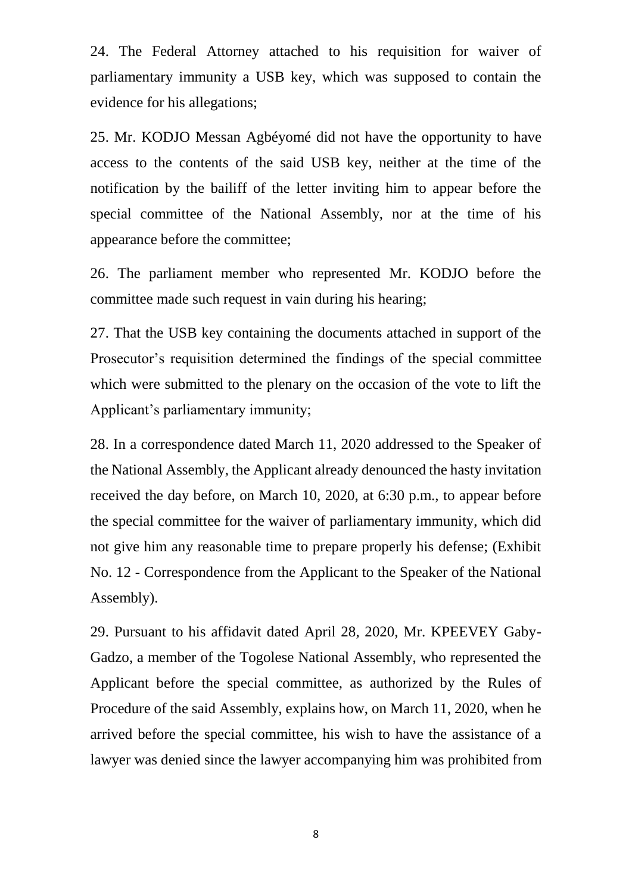24. The Federal Attorney attached to his requisition for waiver of parliamentary immunity a USB key, which was supposed to contain the evidence for his allegations;

25. Mr. KODJO Messan Agbéyomé did not have the opportunity to have access to the contents of the said USB key, neither at the time of the notification by the bailiff of the letter inviting him to appear before the special committee of the National Assembly, nor at the time of his appearance before the committee;

26. The parliament member who represented Mr. KODJO before the committee made such request in vain during his hearing;

27. That the USB key containing the documents attached in support of the Prosecutor's requisition determined the findings of the special committee which were submitted to the plenary on the occasion of the vote to lift the Applicant's parliamentary immunity;

28. In a correspondence dated March 11, 2020 addressed to the Speaker of the National Assembly, the Applicant already denounced the hasty invitation received the day before, on March 10, 2020, at 6:30 p.m., to appear before the special committee for the waiver of parliamentary immunity, which did not give him any reasonable time to prepare properly his defense; (Exhibit No. 12 - Correspondence from the Applicant to the Speaker of the National Assembly).

29. Pursuant to his affidavit dated April 28, 2020, Mr. KPEEVEY Gaby-Gadzo, a member of the Togolese National Assembly, who represented the Applicant before the special committee, as authorized by the Rules of Procedure of the said Assembly, explains how, on March 11, 2020, when he arrived before the special committee, his wish to have the assistance of a lawyer was denied since the lawyer accompanying him was prohibited from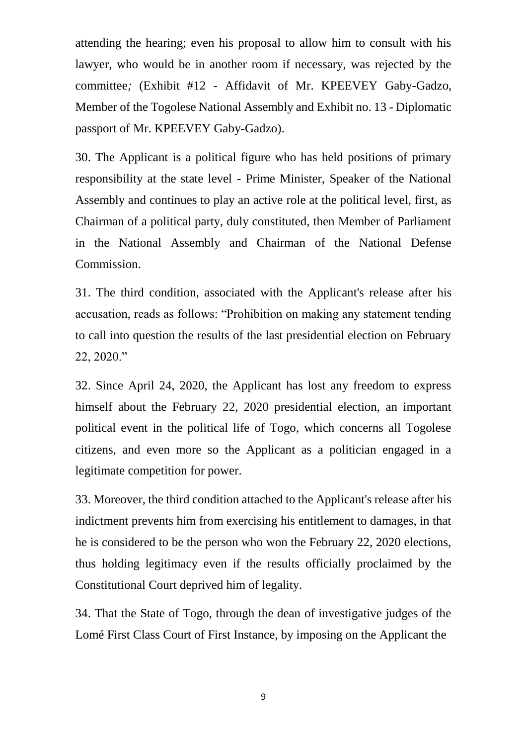attending the hearing; even his proposal to allow him to consult with his lawyer, who would be in another room if necessary, was rejected by the committee*;* (Exhibit #12 - Affidavit of Mr. KPEEVEY Gaby-Gadzo, Member of the Togolese National Assembly and Exhibit no. 13 - Diplomatic passport of Mr. KPEEVEY Gaby-Gadzo).

30. The Applicant is a political figure who has held positions of primary responsibility at the state level - Prime Minister, Speaker of the National Assembly and continues to play an active role at the political level, first, as Chairman of a political party, duly constituted, then Member of Parliament in the National Assembly and Chairman of the National Defense Commission.

31. The third condition, associated with the Applicant's release after his accusation, reads as follows: "Prohibition on making any statement tending to call into question the results of the last presidential election on February 22, 2020."

32. Since April 24, 2020, the Applicant has lost any freedom to express himself about the February 22, 2020 presidential election, an important political event in the political life of Togo, which concerns all Togolese citizens, and even more so the Applicant as a politician engaged in a legitimate competition for power.

33. Moreover, the third condition attached to the Applicant's release after his indictment prevents him from exercising his entitlement to damages, in that he is considered to be the person who won the February 22, 2020 elections, thus holding legitimacy even if the results officially proclaimed by the Constitutional Court deprived him of legality.

34. That the State of Togo, through the dean of investigative judges of the Lomé First Class Court of First Instance, by imposing on the Applicant the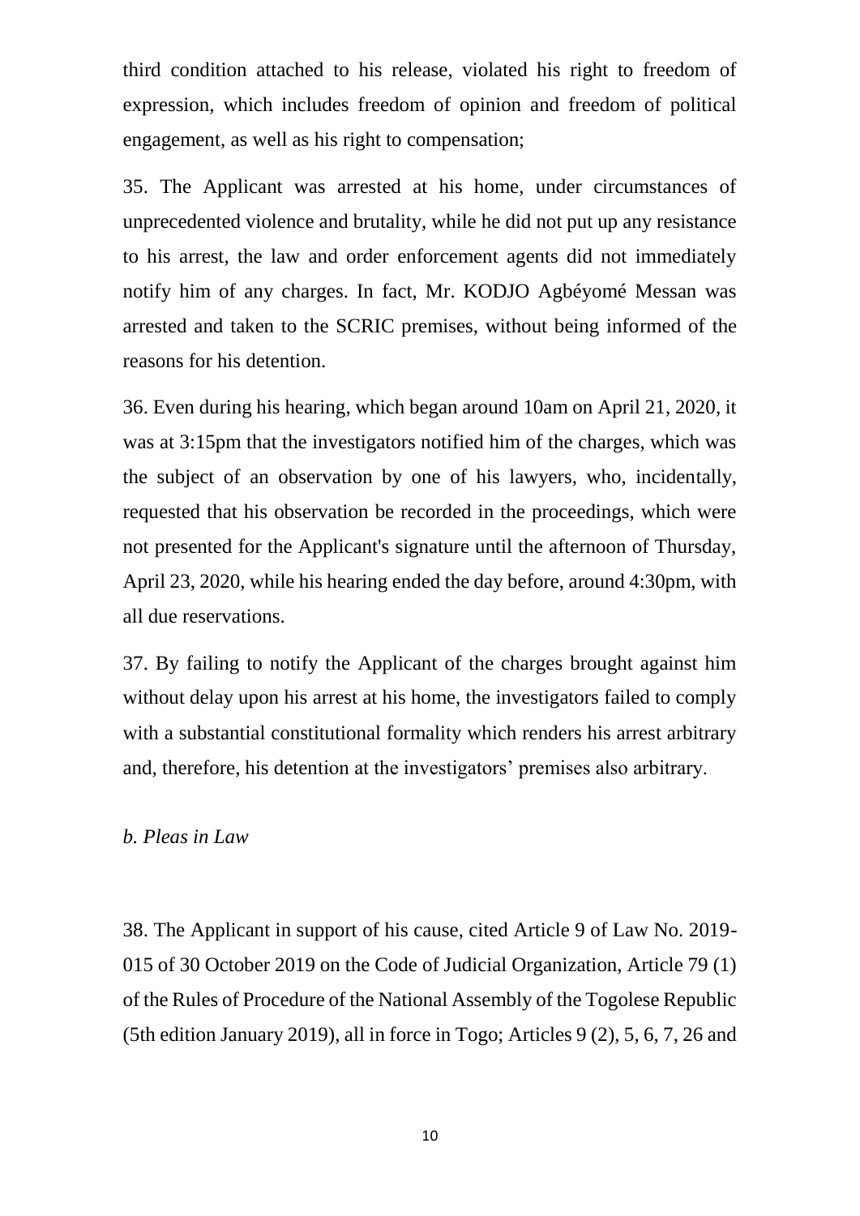third condition attached to his release, violated his right to freedom of expression, which includes freedom of opinion and freedom of political engagement, as well as his right to compensation;

35. The Applicant was arrested at his home, under circumstances of unprecedented violence and brutality, while he did not put up any resistance to his arrest, the law and order enforcement agents did not immediately notify him of any charges. In fact, Mr. KODJO Agbéyomé Messan was arrested and taken to the SCRIC premises, without being informed of the reasons for his detention.

36. Even during his hearing, which began around 10am on April 21, 2020, it was at 3:15pm that the investigators notified him of the charges, which was the subject of an observation by one of his lawyers, who, incidentally, requested that his observation be recorded in the proceedings, which were not presented for the Applicant's signature until the afternoon of Thursday, April 23, 2020, while his hearing ended the day before, around 4:30pm, with all due reservations.

37. By failing to notify the Applicant of the charges brought against him without delay upon his arrest at his home, the investigators failed to comply with a substantial constitutional formality which renders his arrest arbitrary and, therefore, his detention at the investigators' premises also arbitrary.

*b. Pleas in Law*

38. The Applicant in support of his cause, cited Article 9 of Law No. 2019-015 of 30 October 2019 on the Code of Judicial Organization, Article 79 (1) of the Rules of Procedure of the National Assembly of the Togolese Republic (5th edition January 2019), all in force in Togo; Articles 9 (2), 5, 6, 7, 26 and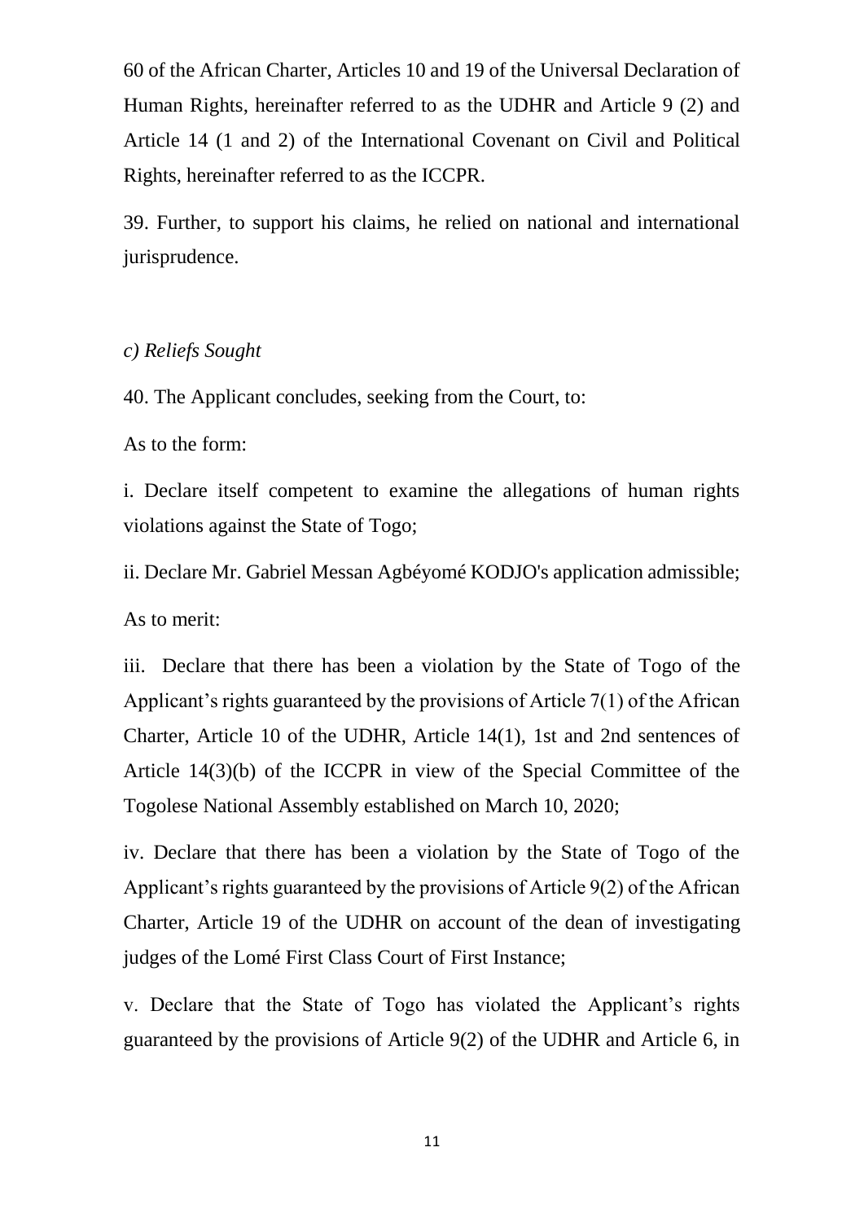60 of the African Charter, Articles 10 and 19 of the Universal Declaration of Human Rights, hereinafter referred to as the UDHR and Article 9 (2) and Article 14 (1 and 2) of the International Covenant on Civil and Political Rights, hereinafter referred to as the ICCPR.

39. Further, to support his claims, he relied on national and international jurisprudence.

*c) Reliefs Sought*

40. The Applicant concludes, seeking from the Court, to:

As to the form:

i. Declare itself competent to examine the allegations of human rights violations against the State of Togo;

ii. Declare Mr. Gabriel Messan Agbéyomé KODJO's application admissible;

As to merit:

iii. Declare that there has been a violation by the State of Togo of the Applicant's rights guaranteed by the provisions of Article 7(1) of the African Charter, Article 10 of the UDHR, Article 14(1), 1st and 2nd sentences of Article 14(3)(b) of the ICCPR in view of the Special Committee of the Togolese National Assembly established on March 10, 2020;

iv. Declare that there has been a violation by the State of Togo of the Applicant's rights guaranteed by the provisions of Article 9(2) of the African Charter, Article 19 of the UDHR on account of the dean of investigating judges of the Lomé First Class Court of First Instance;

v. Declare that the State of Togo has violated the Applicant's rights guaranteed by the provisions of Article 9(2) of the UDHR and Article 6, in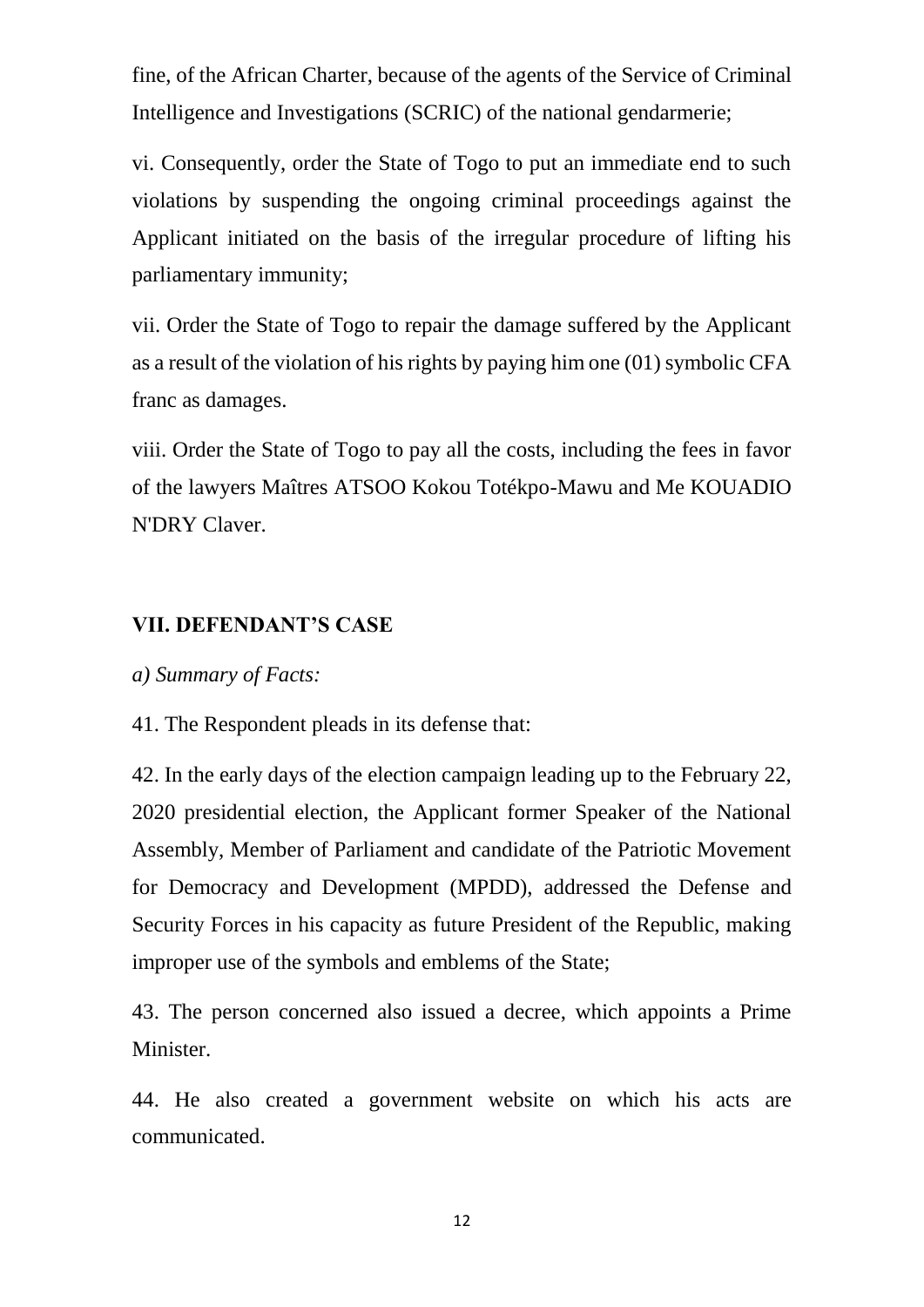fine, of the African Charter, because of the agents of the Service of Criminal Intelligence and Investigations (SCRIC) of the national gendarmerie;

vi. Consequently, order the State of Togo to put an immediate end to such violations by suspending the ongoing criminal proceedings against the Applicant initiated on the basis of the irregular procedure of lifting his parliamentary immunity;

vii. Order the State of Togo to repair the damage suffered by the Applicant as a result of the violation of his rights by paying him one (01) symbolic CFA franc as damages.

viii. Order the State of Togo to pay all the costs, including the fees in favor of the lawyers Maîtres ATSOO Kokou Totékpo-Mawu and Me KOUADIO N'DRY Claver.

## VII. DEFENDANT'S CASE

*a) Summary of Facts:*

41. The Respondent pleads in its defense that:

42. In the early days of the election campaign leading up to the February 22, 2020 presidential election, the Applicant former Speaker of the National Assembly, Member of Parliament and candidate of the Patriotic Movement for Democracy and Development (MPDD), addressed the Defense and Security Forces in his capacity as future President of the Republic, making improper use of the symbols and emblems of the State;

43. The person concerned also issued a decree, which appoints a Prime Minister.

44. He also created a government website on which his acts are communicated.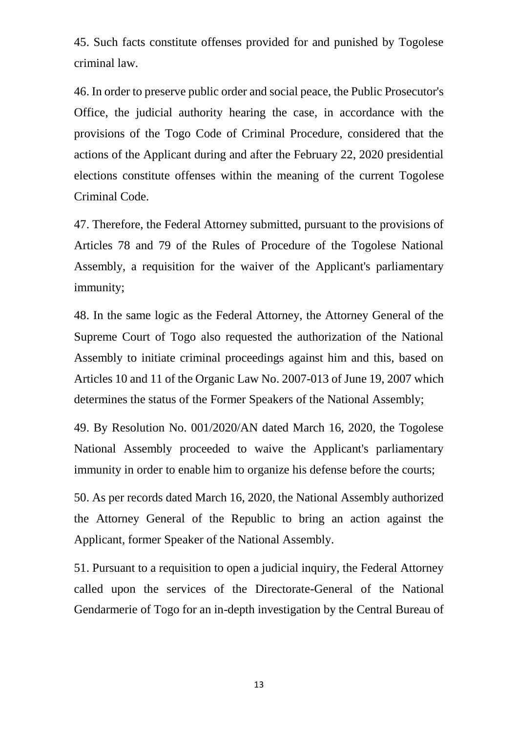45. Such facts constitute offenses provided for and punished by Togolese criminal law.

46. In order to preserve public order and social peace, the Public Prosecutor's Office, the judicial authority hearing the case, in accordance with the provisions of the Togo Code of Criminal Procedure, considered that the actions of the Applicant during and after the February 22, 2020 presidential elections constitute offenses within the meaning of the current Togolese Criminal Code.

47. Therefore, the Federal Attorney submitted, pursuant to the provisions of Articles 78 and 79 of the Rules of Procedure of the Togolese National Assembly, a requisition for the waiver of the Applicant's parliamentary immunity;

48. In the same logic as the Federal Attorney, the Attorney General of the Supreme Court of Togo also requested the authorization of the National Assembly to initiate criminal proceedings against him and this, based on Articles 10 and 11 of the Organic Law No. 2007-013 of June 19, 2007 which determines the status of the Former Speakers of the National Assembly;

49. By Resolution No. 001/2020/AN dated March 16, 2020, the Togolese National Assembly proceeded to waive the Applicant's parliamentary immunity in order to enable him to organize his defense before the courts;

50. As per records dated March 16, 2020, the National Assembly authorized the Attorney General of the Republic to bring an action against the Applicant, former Speaker of the National Assembly.

51. Pursuant to a requisition to open a judicial inquiry, the Federal Attorney called upon the services of the Directorate-General of the National Gendarmerie of Togo for an in-depth investigation by the Central Bureau of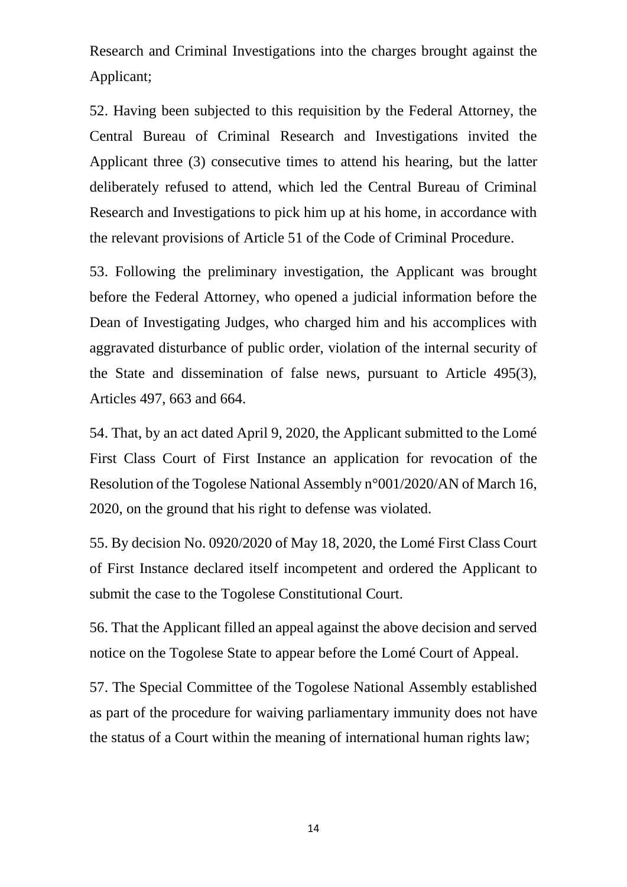Research and Criminal Investigations into the charges brought against the Applicant;

52. Having been subjected to this requisition by the Federal Attorney, the Central Bureau of Criminal Research and Investigations invited the Applicant three (3) consecutive times to attend his hearing, but the latter deliberately refused to attend, which led the Central Bureau of Criminal Research and Investigations to pick him up at his home, in accordance with the relevant provisions of Article 51 of the Code of Criminal Procedure.

53. Following the preliminary investigation, the Applicant was brought before the Federal Attorney, who opened a judicial information before the Dean of Investigating Judges, who charged him and his accomplices with aggravated disturbance of public order, violation of the internal security of the State and dissemination of false news, pursuant to Article 495(3), Articles 497, 663 and 664.

54. That, by an act dated April 9, 2020, the Applicant submitted to the Lomé First Class Court of First Instance an application for revocation of the Resolution of the Togolese National Assembly n°001/2020/AN of March 16, 2020, on the ground that his right to defense was violated.

55. By decision No. 0920/2020 of May 18, 2020, the Lomé First Class Court of First Instance declared itself incompetent and ordered the Applicant to submit the case to the Togolese Constitutional Court.

56. That the Applicant filled an appeal against the above decision and served notice on the Togolese State to appear before the Lomé Court of Appeal.

57. The Special Committee of the Togolese National Assembly established as part of the procedure for waiving parliamentary immunity does not have the status of a Court within the meaning of international human rights law;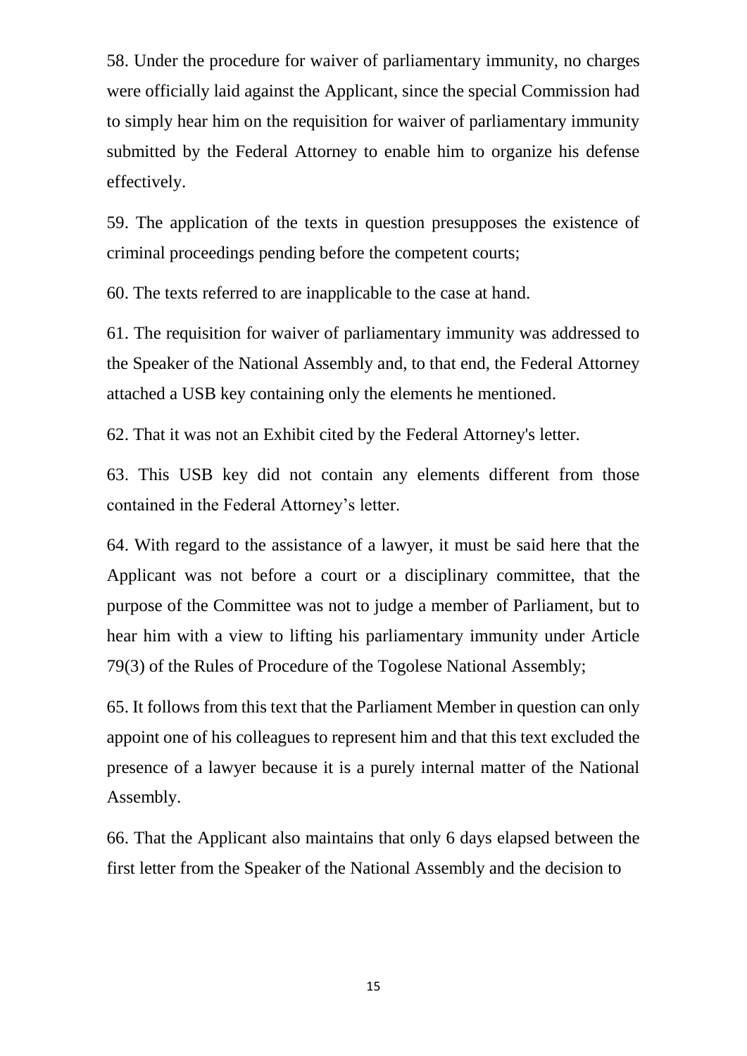58. Under the procedure for waiver of parliamentary immunity, no charges were officially laid against the Applicant, since the special Commission had to simply hear him on the requisition for waiver of parliamentary immunity submitted by the Federal Attorney to enable him to organize his defense effectively.

59. The application of the texts in question presupposes the existence of criminal proceedings pending before the competent courts;

60. The texts referred to are inapplicable to the case at hand.

61. The requisition for waiver of parliamentary immunity was addressed to the Speaker of the National Assembly and, to that end, the Federal Attorney attached a USB key containing only the elements he mentioned.

62. That it was not an Exhibit cited by the Federal Attorney's letter.

63. This USB key did not contain any elements different from those contained in the Federal Attorney's letter.

64. With regard to the assistance of a lawyer, it must be said here that the Applicant was not before a court or a disciplinary committee, that the purpose of the Committee was not to judge a member of Parliament, but to hear him with a view to lifting his parliamentary immunity under Article 79(3) of the Rules of Procedure of the Togolese National Assembly;

65. It follows from this text that the Parliament Member in question can only appoint one of his colleagues to represent him and that this text excluded the presence of a lawyer because it is a purely internal matter of the National Assembly.

66. That the Applicant also maintains that only 6 days elapsed between the first letter from the Speaker of the National Assembly and the decision to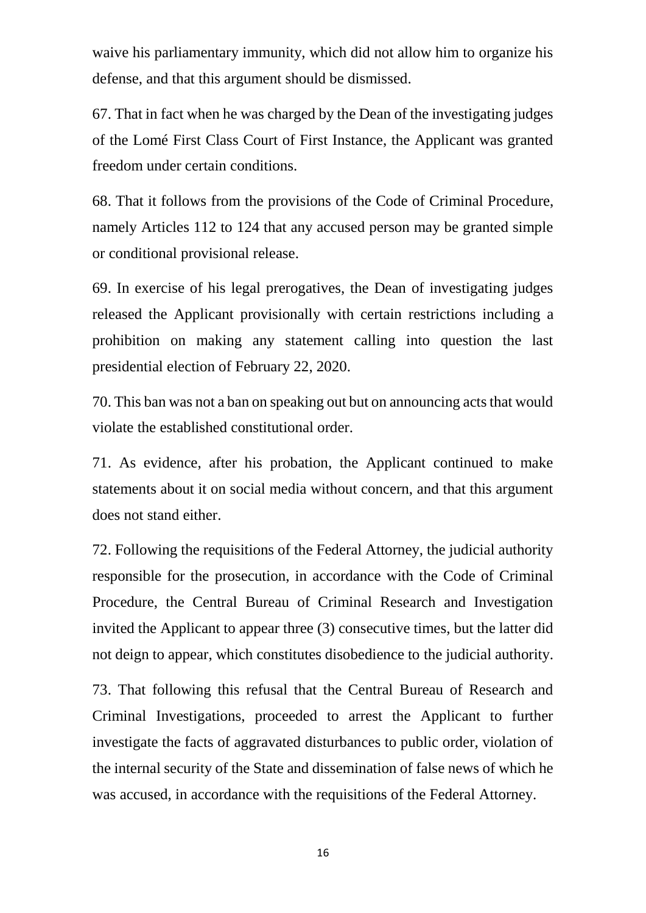waive his parliamentary immunity, which did not allow him to organize his defense, and that this argument should be dismissed.

67. That in fact when he was charged by the Dean of the investigating judges of the Lomé First Class Court of First Instance, the Applicant was granted freedom under certain conditions.

68. That it follows from the provisions of the Code of Criminal Procedure, namely Articles 112 to 124 that any accused person may be granted simple or conditional provisional release.

69. In exercise of his legal prerogatives, the Dean of investigating judges released the Applicant provisionally with certain restrictions including a prohibition on making any statement calling into question the last presidential election of February 22, 2020.

70. This ban was not a ban on speaking out but on announcing acts that would violate the established constitutional order.

71. As evidence, after his probation, the Applicant continued to make statements about it on social media without concern, and that this argument does not stand either.

72. Following the requisitions of the Federal Attorney, the judicial authority responsible for the prosecution, in accordance with the Code of Criminal Procedure, the Central Bureau of Criminal Research and Investigation invited the Applicant to appear three (3) consecutive times, but the latter did not deign to appear, which constitutes disobedience to the judicial authority.

73. That following this refusal that the Central Bureau of Research and Criminal Investigations, proceeded to arrest the Applicant to further investigate the facts of aggravated disturbances to public order, violation of the internal security of the State and dissemination of false news of which he was accused, in accordance with the requisitions of the Federal Attorney.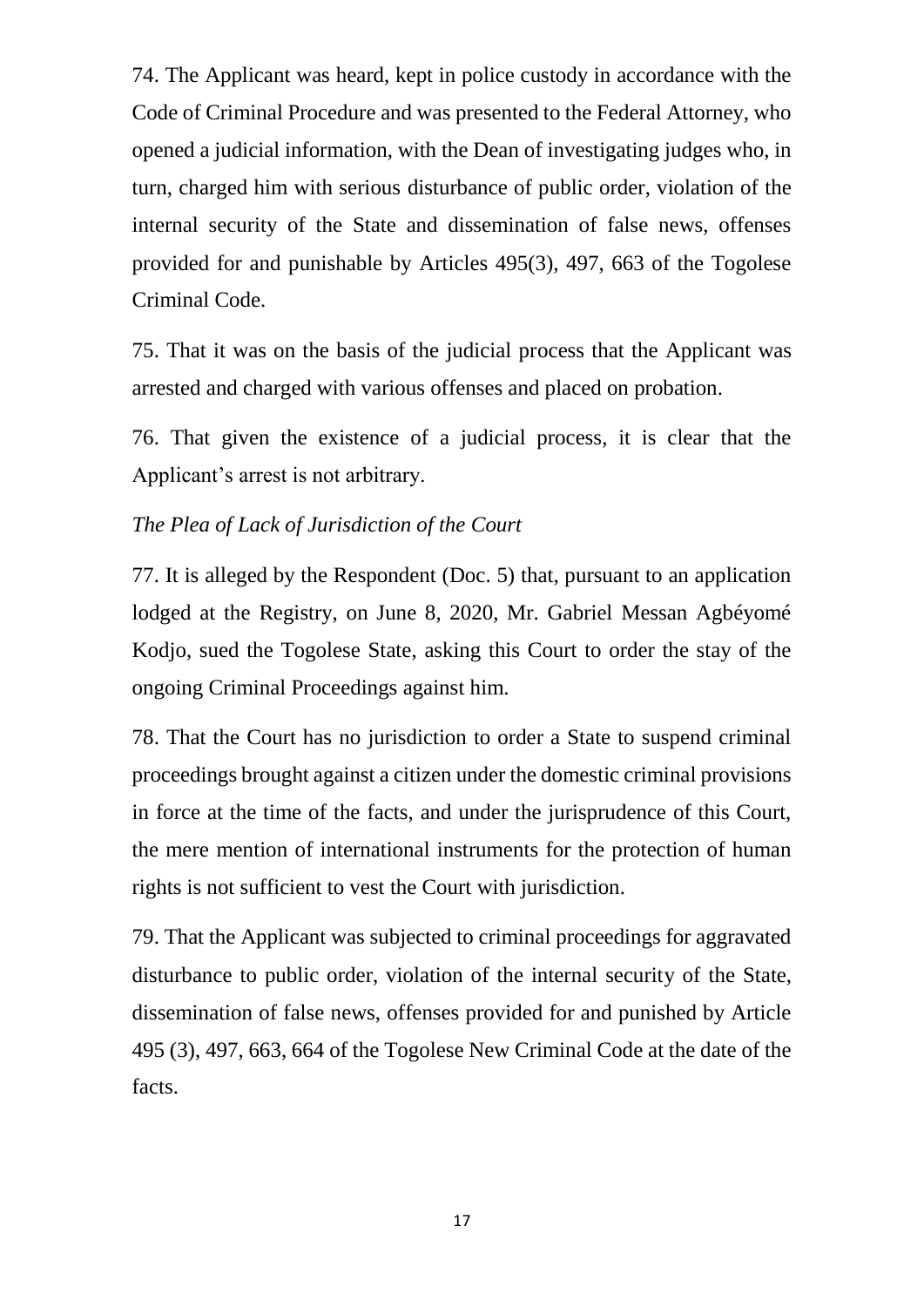74. The Applicant was heard, kept in police custody in accordance with the Code of Criminal Procedure and was presented to the Federal Attorney, who opened a judicial information, with the Dean of investigating judges who, in turn, charged him with serious disturbance of public order, violation of the internal security of the State and dissemination of false news, offenses provided for and punishable by Articles 495(3), 497, 663 of the Togolese Criminal Code.

75. That it was on the basis of the judicial process that the Applicant was arrested and charged with various offenses and placed on probation.

76. That given the existence of a judicial process, it is clear that the Applicant's arrest is not arbitrary.

*The Plea of Lack of Jurisdiction of the Court*

77. It is alleged by the Respondent (Doc. 5) that, pursuant to an application lodged at the Registry, on June 8, 2020, Mr. Gabriel Messan Agbéyomé Kodjo, sued the Togolese State, asking this Court to order the stay of the ongoing Criminal Proceedings against him.

78. That the Court has no jurisdiction to order a State to suspend criminal proceedings brought against a citizen under the domestic criminal provisions in force at the time of the facts, and under the jurisprudence of this Court, the mere mention of international instruments for the protection of human rights is not sufficient to vest the Court with jurisdiction.

79. That the Applicant was subjected to criminal proceedings for aggravated disturbance to public order, violation of the internal security of the State, dissemination of false news, offenses provided for and punished by Article 495 (3), 497, 663, 664 of the Togolese New Criminal Code at the date of the facts.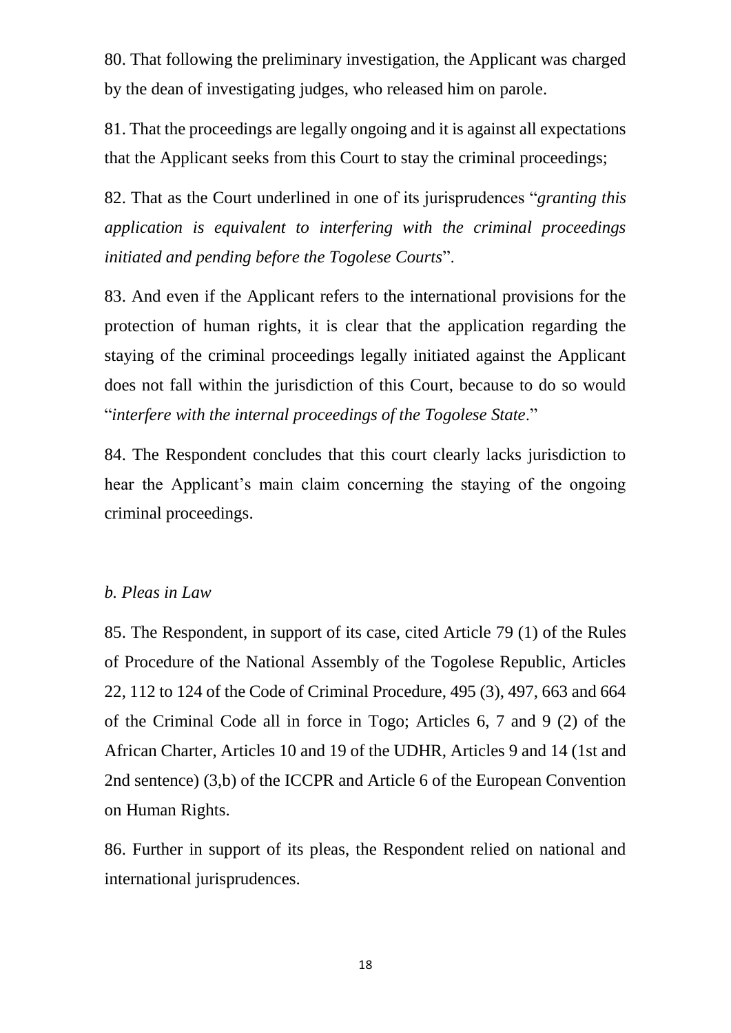80. That following the preliminary investigation, the Applicant was charged by the dean of investigating judges, who released him on parole.

81. That the proceedings are legally ongoing and it is against all expectations that the Applicant seeks from this Court to stay the criminal proceedings;

82. That as the Court underlined in one of its jurisprudences "*granting this application is equivalent to interfering with the criminal proceedings initiated and pending before the Togolese Courts*".

83. And even if the Applicant refers to the international provisions for the protection of human rights, it is clear that the application regarding the staying of the criminal proceedings legally initiated against the Applicant does not fall within the jurisdiction of this Court, because to do so would "*interfere with the internal proceedings of the Togolese State*."

84. The Respondent concludes that this court clearly lacks jurisdiction to hear the Applicant's main claim concerning the staying of the ongoing criminal proceedings.

*b. Pleas in Law*

85. The Respondent, in support of its case, cited Article 79 (1) of the Rules of Procedure of the National Assembly of the Togolese Republic, Articles 22, 112 to 124 of the Code of Criminal Procedure, 495 (3), 497, 663 and 664 of the Criminal Code all in force in Togo; Articles 6, 7 and 9 (2) of the African Charter, Articles 10 and 19 of the UDHR, Articles 9 and 14 (1st and 2nd sentence) (3,b) of the ICCPR and Article 6 of the European Convention on Human Rights.

86. Further in support of its pleas, the Respondent relied on national and international jurisprudences.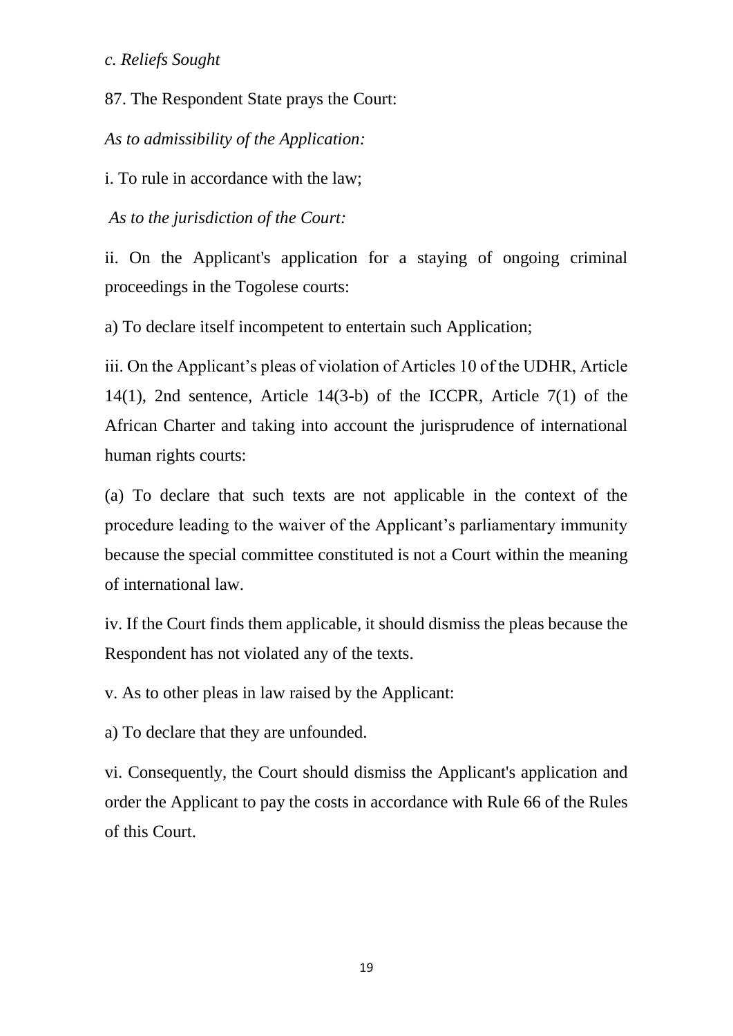*c. Reliefs Sought*

87. The Respondent State prays the Court:

*As to admissibility of the Application:*

i. To rule in accordance with the law;

*As to the jurisdiction of the Court:*

ii. On the Applicant's application for a staying of ongoing criminal proceedings in the Togolese courts:

a) To declare itself incompetent to entertain such Application;

iii. On the Applicant's pleas of violation of Articles 10 of the UDHR, Article 14(1), 2nd sentence, Article 14(3-b) of the ICCPR, Article 7(1) of the African Charter and taking into account the jurisprudence of international human rights courts:

(a) To declare that such texts are not applicable in the context of the procedure leading to the waiver of the Applicant's parliamentary immunity because the special committee constituted is not a Court within the meaning of international law.

iv. If the Court finds them applicable, it should dismiss the pleas because the Respondent has not violated any of the texts.

v. As to other pleas in law raised by the Applicant:

a) To declare that they are unfounded.

vi. Consequently, the Court should dismiss the Applicant's application and order the Applicant to pay the costs in accordance with Rule 66 of the Rules of this Court.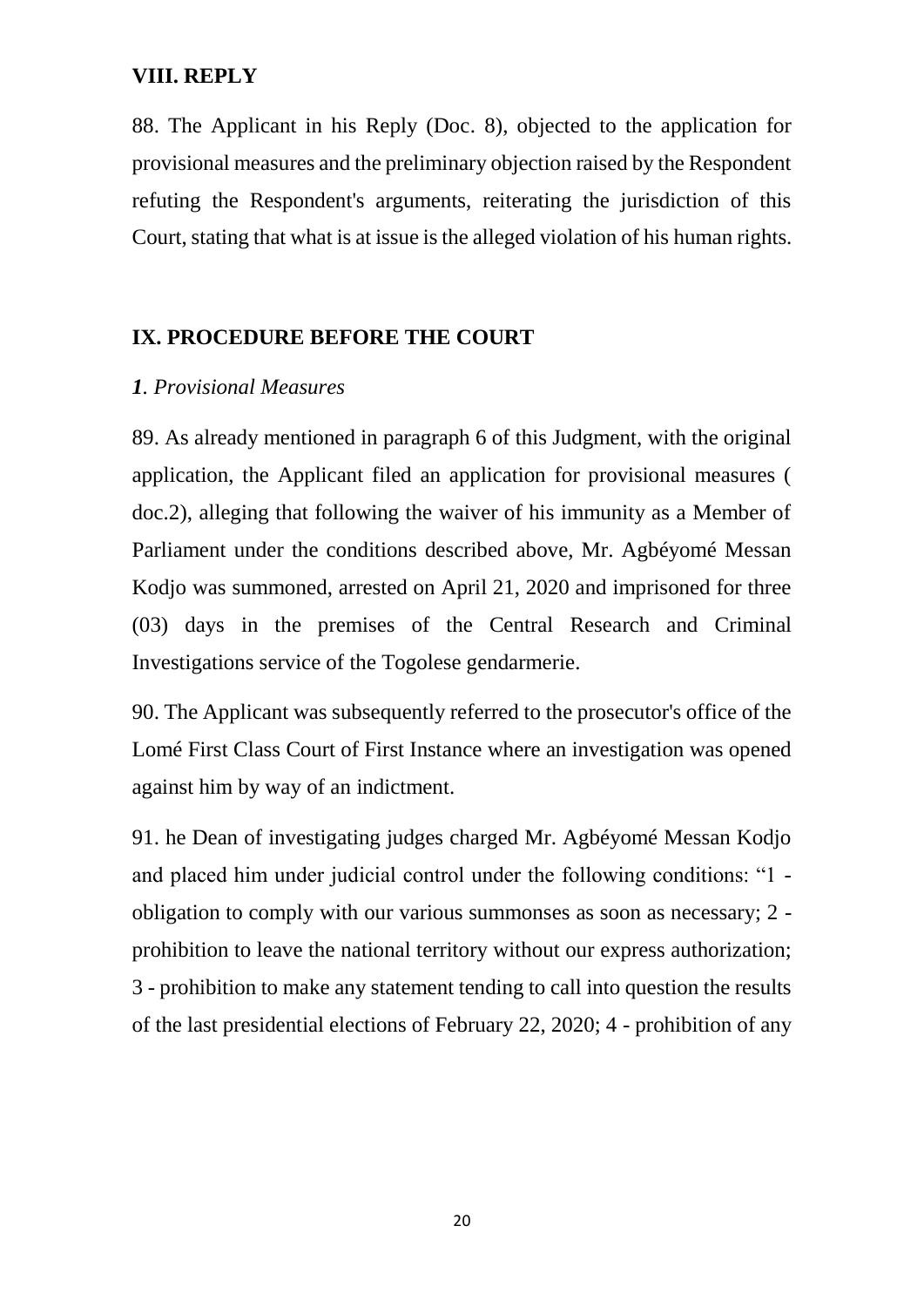## VIII. REPLY

88. The Applicant in his Reply (Doc. 8), objected to the application for provisional measures and the preliminary objection raised by the Respondent refuting the Respondent's arguments, reiterating the jurisdiction of this Court, stating that what is at issue is the alleged violation of his human rights.

## IX. PROCEDURE BEFORE THE COURT

### *1. Provisional Measures*

89. As already mentioned in paragraph 6 of this Judgment, with the original application, the Applicant filed an application for provisional measures ( doc.2), alleging that following the waiver of his immunity as a Member of Parliament under the conditions described above, Mr. Agbéyomé Messan Kodjo was summoned, arrested on April 21, 2020 and imprisoned for three (03) days in the premises of the Central Research and Criminal Investigations service of the Togolese gendarmerie.

90. The Applicant was subsequently referred to the prosecutor's office of the Lomé First Class Court of First Instance where an investigation was opened against him by way of an indictment.

91. he Dean of investigating judges charged Mr. Agbéyomé Messan Kodjo and placed him under judicial control under the following conditions: "1 - obligation to comply with our various summonses as soon as necessary; 2 - prohibition to leave the national territory without our express authorization; 3 - prohibition to make any statement tending to call into question the results of the last presidential elections of February 22, 2020; 4 - prohibition of any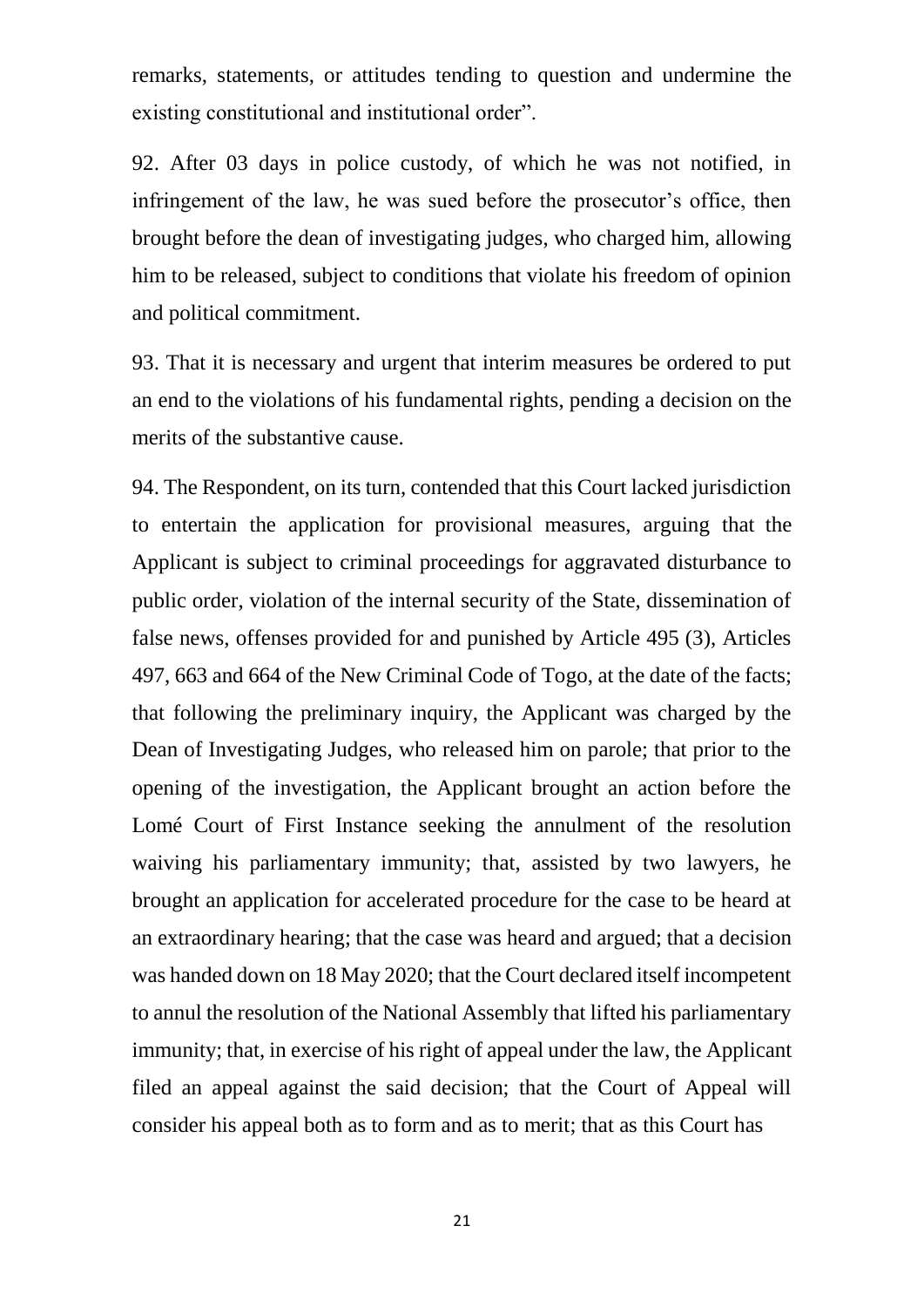remarks, statements, or attitudes tending to question and undermine the existing constitutional and institutional order".

92. After 03 days in police custody, of which he was not notified, in infringement of the law, he was sued before the prosecutor's office, then brought before the dean of investigating judges, who charged him, allowing him to be released, subject to conditions that violate his freedom of opinion and political commitment.

93. That it is necessary and urgent that interim measures be ordered to put an end to the violations of his fundamental rights, pending a decision on the merits of the substantive cause.

94. The Respondent, on its turn, contended that this Court lacked jurisdiction to entertain the application for provisional measures, arguing that the Applicant is subject to criminal proceedings for aggravated disturbance to public order, violation of the internal security of the State, dissemination of false news, offenses provided for and punished by Article 495 (3), Articles 497, 663 and 664 of the New Criminal Code of Togo, at the date of the facts; that following the preliminary inquiry, the Applicant was charged by the Dean of Investigating Judges, who released him on parole; that prior to the opening of the investigation, the Applicant brought an action before the Lomé Court of First Instance seeking the annulment of the resolution waiving his parliamentary immunity; that, assisted by two lawyers, he brought an application for accelerated procedure for the case to be heard at an extraordinary hearing; that the case was heard and argued; that a decision was handed down on 18 May 2020; that the Court declared itself incompetent to annul the resolution of the National Assembly that lifted his parliamentary immunity; that, in exercise of his right of appeal under the law, the Applicant filed an appeal against the said decision; that the Court of Appeal will consider his appeal both as to form and as to merit; that as this Court has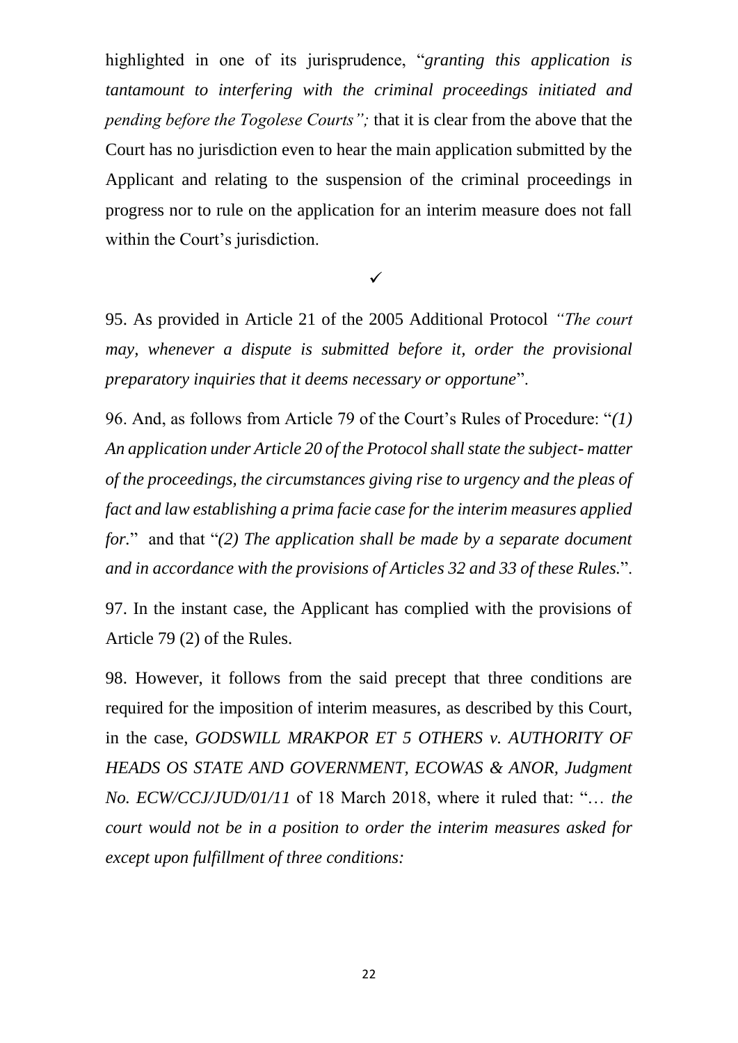highlighted in one of its jurisprudence, "*granting this application is tantamount to interfering with the criminal proceedings initiated and pending before the Togolese Courts";* that it is clear from the above that the Court has no jurisdiction even to hear the main application submitted by the Applicant and relating to the suspension of the criminal proceedings in progress nor to rule on the application for an interim measure does not fall within the Court's jurisdiction.

✓

95. As provided in Article 21 of the 2005 Additional Protocol *"The court may, whenever a dispute is submitted before it, order the provisional preparatory inquiries that it deems necessary or opportune*".

96. And, as follows from Article 79 of the Court's Rules of Procedure: "*(1) An application under Article 20 of the Protocol shall state the subject- matter of the proceedings, the circumstances giving rise to urgency and the pleas of fact and law establishing a prima facie case for the interim measures applied for.*" and that "*(2) The application shall be made by a separate document and in accordance with the provisions of Articles 32 and 33 of these Rules.*".

97. In the instant case, the Applicant has complied with the provisions of Article 79 (2) of the Rules.

98. However, it follows from the said precept that three conditions are required for the imposition of interim measures, as described by this Court, in the case, *GODSWILL MRAKPOR ET 5 OTHERS v. AUTHORITY OF HEADS OS STATE AND GOVERNMENT, ECOWAS & ANOR, Judgment No. ECW/CCJ/JUD/01/11* of 18 March 2018, where it ruled that: "… *the court would not be in a position to order the interim measures asked for except upon fulfillment of three conditions:*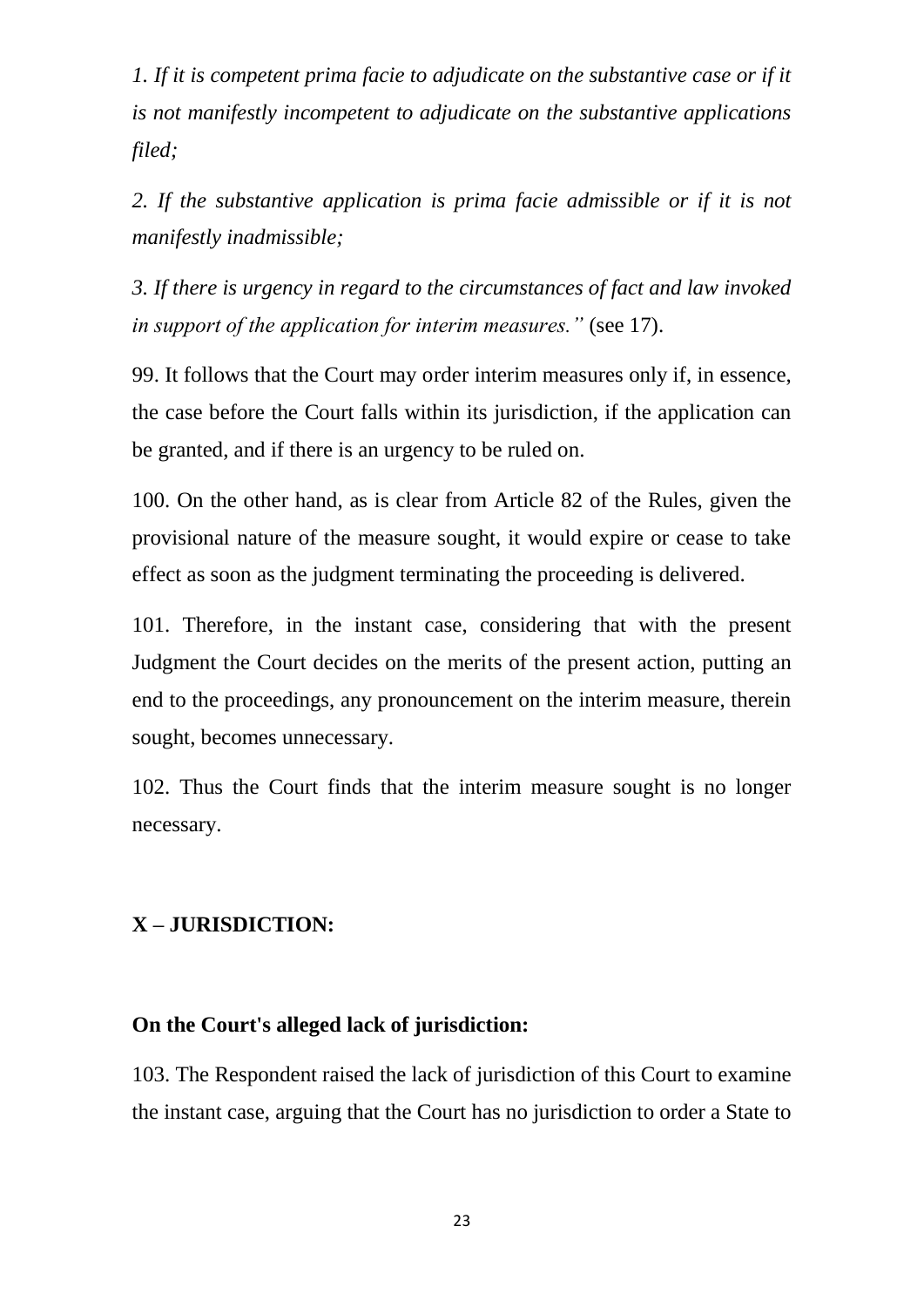*1. If it is competent prima facie to adjudicate on the substantive case or if it is not manifestly incompetent to adjudicate on the substantive applications filed;*

*2. If the substantive application is prima facie admissible or if it is not manifestly inadmissible;*

*3. If there is urgency in regard to the circumstances of fact and law invoked in support of the application for interim measures."* (see 17).

99. It follows that the Court may order interim measures only if, in essence, the case before the Court falls within its jurisdiction, if the application can be granted, and if there is an urgency to be ruled on.

100. On the other hand, as is clear from Article 82 of the Rules, given the provisional nature of the measure sought, it would expire or cease to take effect as soon as the judgment terminating the proceeding is delivered.

101. Therefore, in the instant case, considering that with the present Judgment the Court decides on the merits of the present action, putting an end to the proceedings, any pronouncement on the interim measure, therein sought, becomes unnecessary.

102. Thus the Court finds that the interim measure sought is no longer necessary.

## X – JURISDICTION:

### On the Court's alleged lack of jurisdiction:

103. The Respondent raised the lack of jurisdiction of this Court to examine the instant case, arguing that the Court has no jurisdiction to order a State to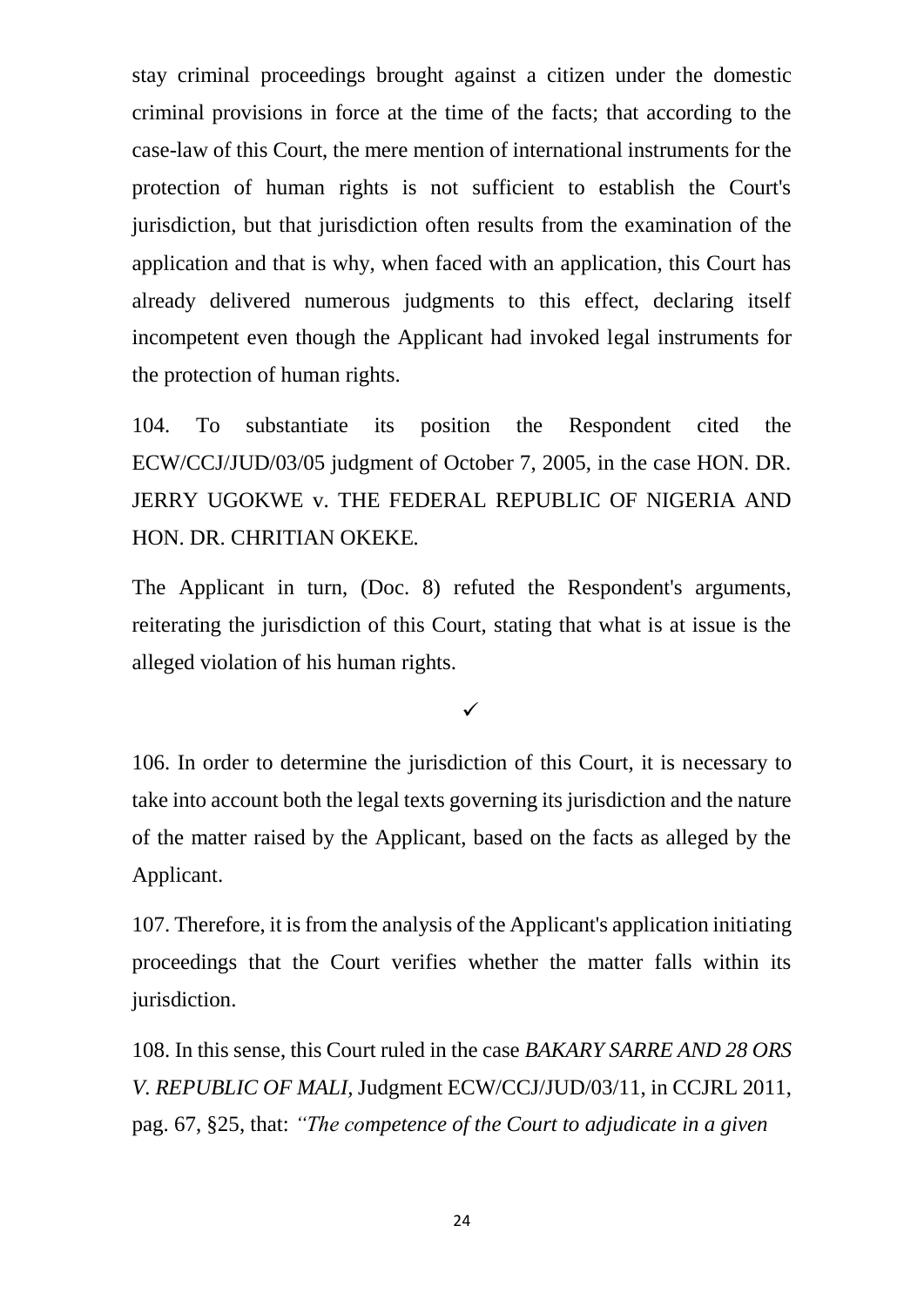stay criminal proceedings brought against a citizen under the domestic criminal provisions in force at the time of the facts; that according to the case-law of this Court, the mere mention of international instruments for the protection of human rights is not sufficient to establish the Court's jurisdiction, but that jurisdiction often results from the examination of the application and that is why, when faced with an application, this Court has already delivered numerous judgments to this effect, declaring itself incompetent even though the Applicant had invoked legal instruments for the protection of human rights.

104. To substantiate its position the Respondent cited the ECW/CCJ/JUD/03/05 judgment of October 7, 2005, in the case HON. DR. JERRY UGOKWE v. THE FEDERAL REPUBLIC OF NIGERIA AND HON. DR. CHRITIAN OKEKE.

The Applicant in turn, (Doc. 8) refuted the Respondent's arguments, reiterating the jurisdiction of this Court, stating that what is at issue is the alleged violation of his human rights.

✓

106. In order to determine the jurisdiction of this Court, it is necessary to take into account both the legal texts governing its jurisdiction and the nature of the matter raised by the Applicant, based on the facts as alleged by the Applicant.

107. Therefore, it is from the analysis of the Applicant's application initiating proceedings that the Court verifies whether the matter falls within its jurisdiction.

108. In this sense, this Court ruled in the case *BAKARY SARRE AND 28 ORS V. REPUBLIC OF MALI*, Judgment ECW/CCJ/JUD/03/11, in CCJRL 2011, pag. 67, §25, that: *"The competence of the Court to adjudicate in a given*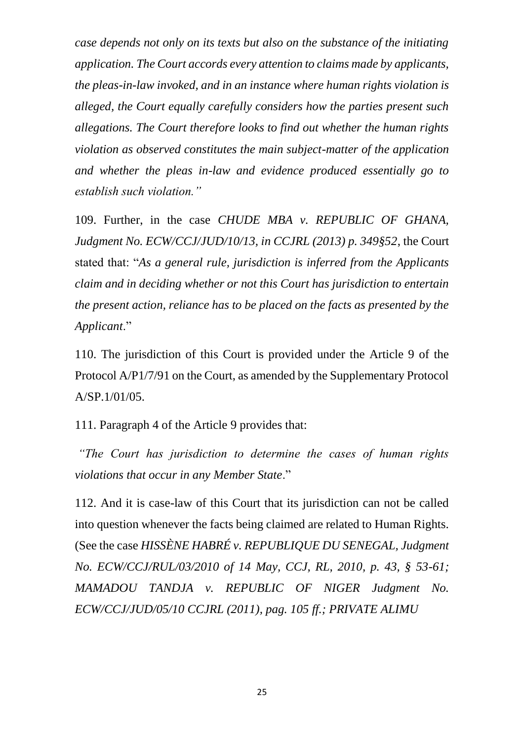*case depends not only on its texts but also on the substance of the initiating application. The Court accords every attention to claims made by applicants, the pleas-in-law invoked, and in an instance where human rights violation is alleged, the Court equally carefully considers how the parties present such allegations. The Court therefore looks to find out whether the human rights violation as observed constitutes the main subject-matter of the application and whether the pleas in-law and evidence produced essentially go to establish such violation."*

109. Further, in the case *CHUDE MBA v. REPUBLIC OF GHANA, Judgment No. ECW/CCJ/JUD/10/13, in CCJRL (2013) p. 349§52*, the Court stated that: "*As a general rule, jurisdiction is inferred from the Applicants claim and in deciding whether or not this Court has jurisdiction to entertain the present action, reliance has to be placed on the facts as presented by the Applicant*."

110. The jurisdiction of this Court is provided under the Article 9 of the Protocol A/P1/7/91 on the Court, as amended by the Supplementary Protocol A/SP.1/01/05.

111. Paragraph 4 of the Article 9 provides that:

*"The Court has jurisdiction to determine the cases of human rights violations that occur in any Member State*."

112. And it is case-law of this Court that its jurisdiction can not be called into question whenever the facts being claimed are related to Human Rights. (See the case *HISSÈNE HABRÉ v. REPUBLIQUE DU SENEGAL, Judgment No. ECW/CCJ/RUL/03/2010 of 14 May, CCJ, RL, 2010, p. 43, § 53-61; MAMADOU TANDJA v. REPUBLIC OF NIGER Judgment No. ECW/CCJ/JUD/05/10 CCJRL (2011), pag. 105 ff.; PRIVATE ALIMU*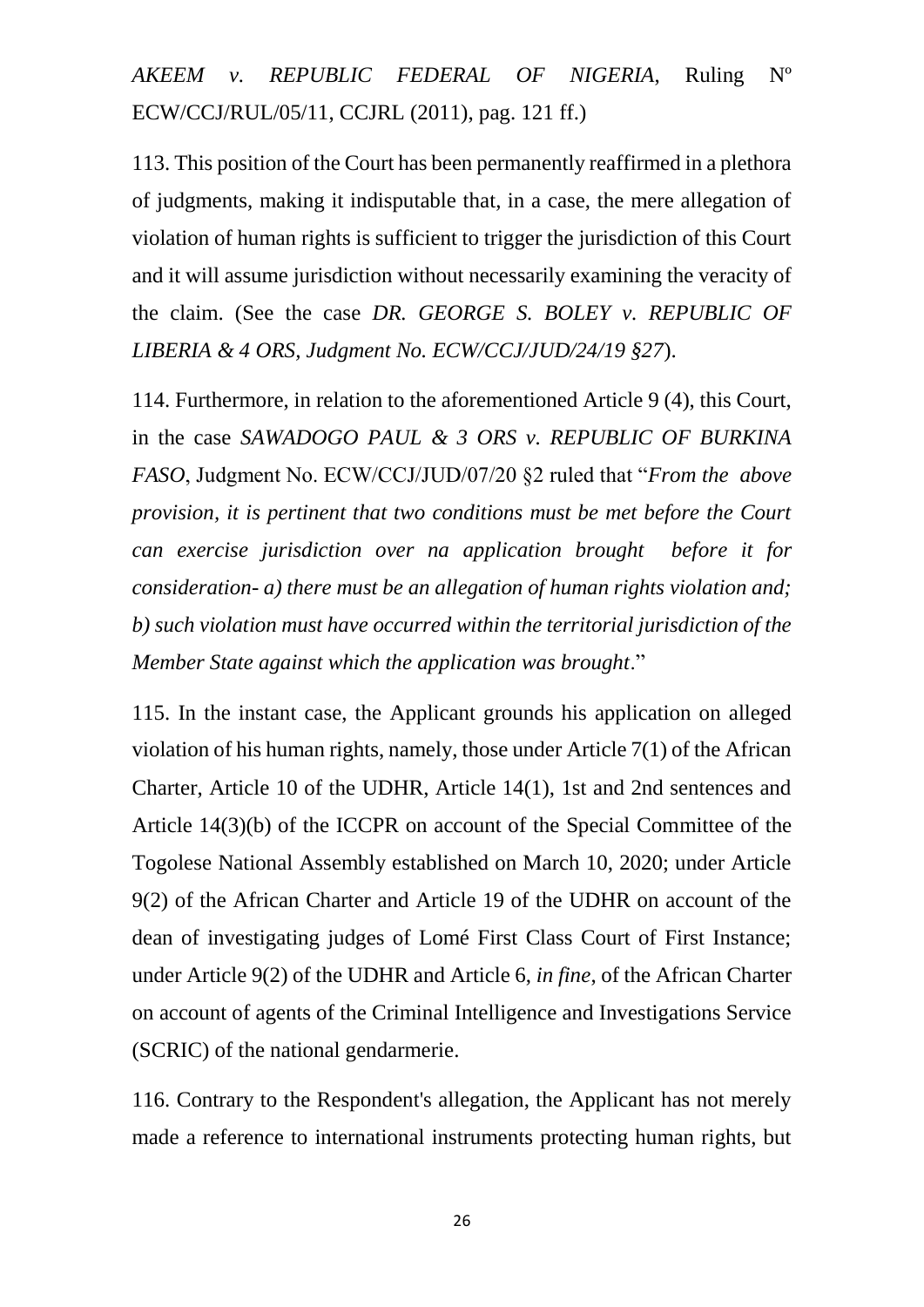*AKEEM v. REPUBLIC FEDERAL OF NIGERIA*, Ruling Nº ECW/CCJ/RUL/05/11, CCJRL (2011), pag. 121 ff.)

113. This position of the Court has been permanently reaffirmed in a plethora of judgments, making it indisputable that, in a case, the mere allegation of violation of human rights is sufficient to trigger the jurisdiction of this Court and it will assume jurisdiction without necessarily examining the veracity of the claim. (See the case *DR. GEORGE S. BOLEY v. REPUBLIC OF LIBERIA & 4 ORS, Judgment No. ECW/CCJ/JUD/24/19 §27*).

114. Furthermore, in relation to the aforementioned Article 9 (4), this Court, in the case *SAWADOGO PAUL & 3 ORS v. REPUBLIC OF BURKINA FASO*, Judgment No. ECW/CCJ/JUD/07/20 §2 ruled that "*From the above provision, it is pertinent that two conditions must be met before the Court can exercise jurisdiction over na application brought before it for consideration- a) there must be an allegation of human rights violation and; b) such violation must have occurred within the territorial jurisdiction of the Member State against which the application was brought*."

115. In the instant case, the Applicant grounds his application on alleged violation of his human rights, namely, those under Article 7(1) of the African Charter, Article 10 of the UDHR, Article 14(1), 1st and 2nd sentences and Article 14(3)(b) of the ICCPR on account of the Special Committee of the Togolese National Assembly established on March 10, 2020; under Article 9(2) of the African Charter and Article 19 of the UDHR on account of the dean of investigating judges of Lomé First Class Court of First Instance; under Article 9(2) of the UDHR and Article 6, *in fine*, of the African Charter on account of agents of the Criminal Intelligence and Investigations Service (SCRIC) of the national gendarmerie.

116. Contrary to the Respondent's allegation, the Applicant has not merely made a reference to international instruments protecting human rights, but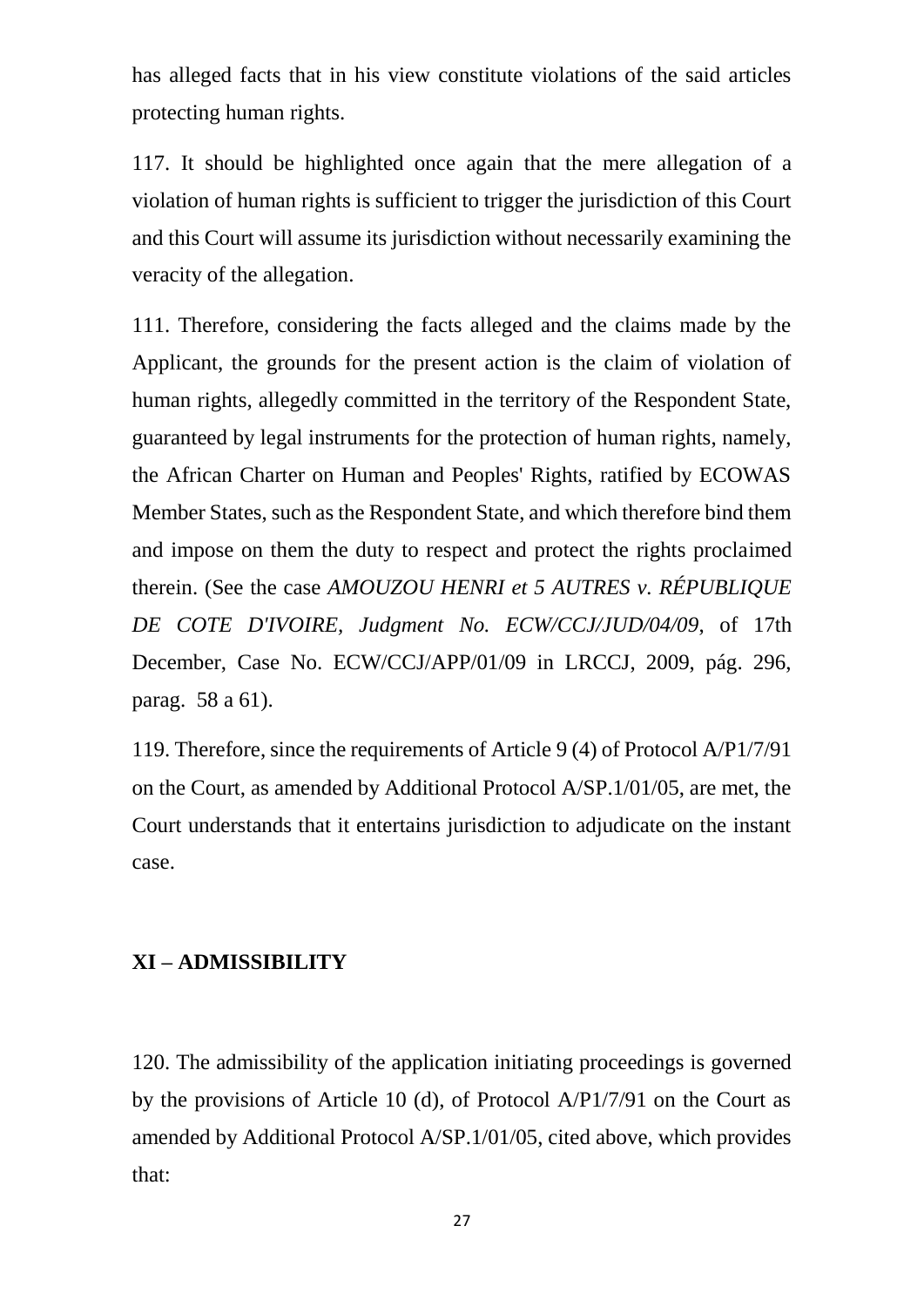has alleged facts that in his view constitute violations of the said articles protecting human rights.

117. It should be highlighted once again that the mere allegation of a violation of human rights is sufficient to trigger the jurisdiction of this Court and this Court will assume its jurisdiction without necessarily examining the veracity of the allegation.

111. Therefore, considering the facts alleged and the claims made by the Applicant, the grounds for the present action is the claim of violation of human rights, allegedly committed in the territory of the Respondent State, guaranteed by legal instruments for the protection of human rights, namely, the African Charter on Human and Peoples' Rights, ratified by ECOWAS Member States, such as the Respondent State, and which therefore bind them and impose on them the duty to respect and protect the rights proclaimed therein. (See the case *AMOUZOU HENRI et 5 AUTRES v. RÉPUBLIQUE DE COTE D'IVOIRE, Judgment No. ECW/CCJ/JUD/04/09*, of 17th December, Case No. ECW/CCJ/APP/01/09 in LRCCJ, 2009, pág. 296, parag. 58 a 61).

119. Therefore, since the requirements of Article 9 (4) of Protocol A/P1/7/91 on the Court, as amended by Additional Protocol A/SP.1/01/05, are met, the Court understands that it entertains jurisdiction to adjudicate on the instant case.

## XI – ADMISSIBILITY

120. The admissibility of the application initiating proceedings is governed by the provisions of Article 10 (d), of Protocol A/P1/7/91 on the Court as amended by Additional Protocol A/SP.1/01/05, cited above, which provides that: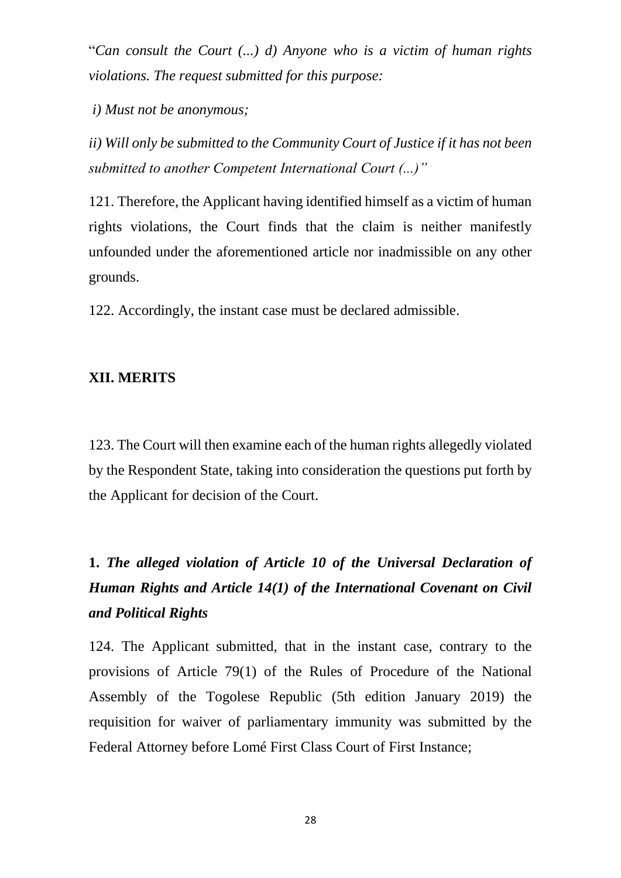"*Can consult the Court (...) d) Anyone who is a victim of human rights violations. The request submitted for this purpose:*

*i) Must not be anonymous;*

*ii) Will only be submitted to the Community Court of Justice if it has not been submitted to another Competent International Court (...)"*

121. Therefore, the Applicant having identified himself as a victim of human rights violations, the Court finds that the claim is neither manifestly unfounded under the aforementioned article nor inadmissible on any other grounds.

122. Accordingly, the instant case must be declared admissible.

## XII. MERITS

123. The Court will then examine each of the human rights allegedly violated by the Respondent State, taking into consideration the questions put forth by the Applicant for decision of the Court.

### 1. *The alleged violation of Article 10 of the Universal Declaration of Human Rights and Article 14(1) of the International Covenant on Civil and Political Rights*

124. The Applicant submitted, that in the instant case, contrary to the provisions of Article 79(1) of the Rules of Procedure of the National Assembly of the Togolese Republic (5th edition January 2019) the requisition for waiver of parliamentary immunity was submitted by the Federal Attorney before Lomé First Class Court of First Instance;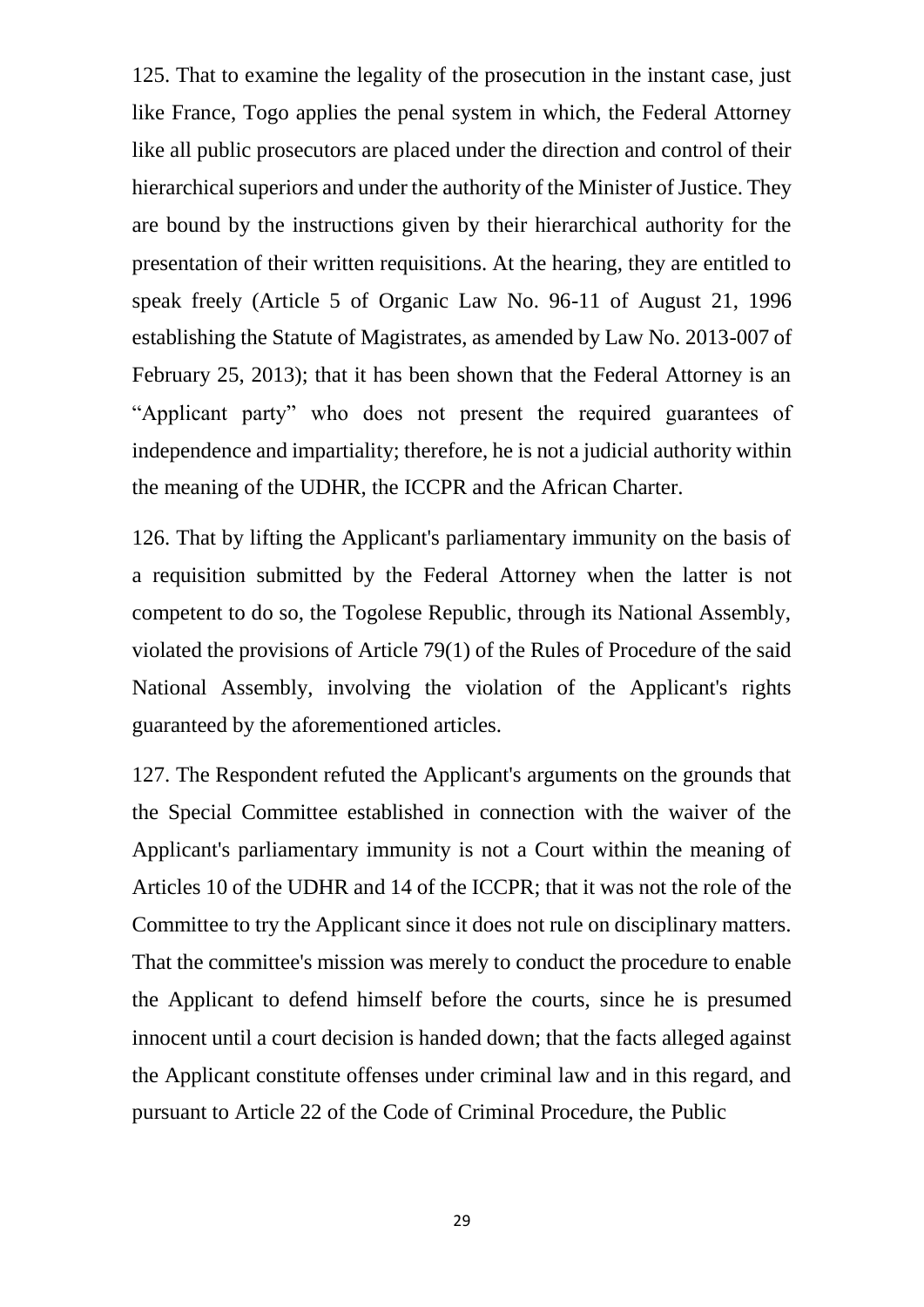125. That to examine the legality of the prosecution in the instant case, just like France, Togo applies the penal system in which, the Federal Attorney like all public prosecutors are placed under the direction and control of their hierarchical superiors and under the authority of the Minister of Justice. They are bound by the instructions given by their hierarchical authority for the presentation of their written requisitions. At the hearing, they are entitled to speak freely (Article 5 of Organic Law No. 96-11 of August 21, 1996 establishing the Statute of Magistrates, as amended by Law No. 2013-007 of February 25, 2013); that it has been shown that the Federal Attorney is an "Applicant party" who does not present the required guarantees of independence and impartiality; therefore, he is not a judicial authority within the meaning of the UDHR, the ICCPR and the African Charter.

126. That by lifting the Applicant's parliamentary immunity on the basis of a requisition submitted by the Federal Attorney when the latter is not competent to do so, the Togolese Republic, through its National Assembly, violated the provisions of Article 79(1) of the Rules of Procedure of the said National Assembly, involving the violation of the Applicant's rights guaranteed by the aforementioned articles.

127. The Respondent refuted the Applicant's arguments on the grounds that the Special Committee established in connection with the waiver of the Applicant's parliamentary immunity is not a Court within the meaning of Articles 10 of the UDHR and 14 of the ICCPR; that it was not the role of the Committee to try the Applicant since it does not rule on disciplinary matters. That the committee's mission was merely to conduct the procedure to enable the Applicant to defend himself before the courts, since he is presumed innocent until a court decision is handed down; that the facts alleged against the Applicant constitute offenses under criminal law and in this regard, and pursuant to Article 22 of the Code of Criminal Procedure, the Public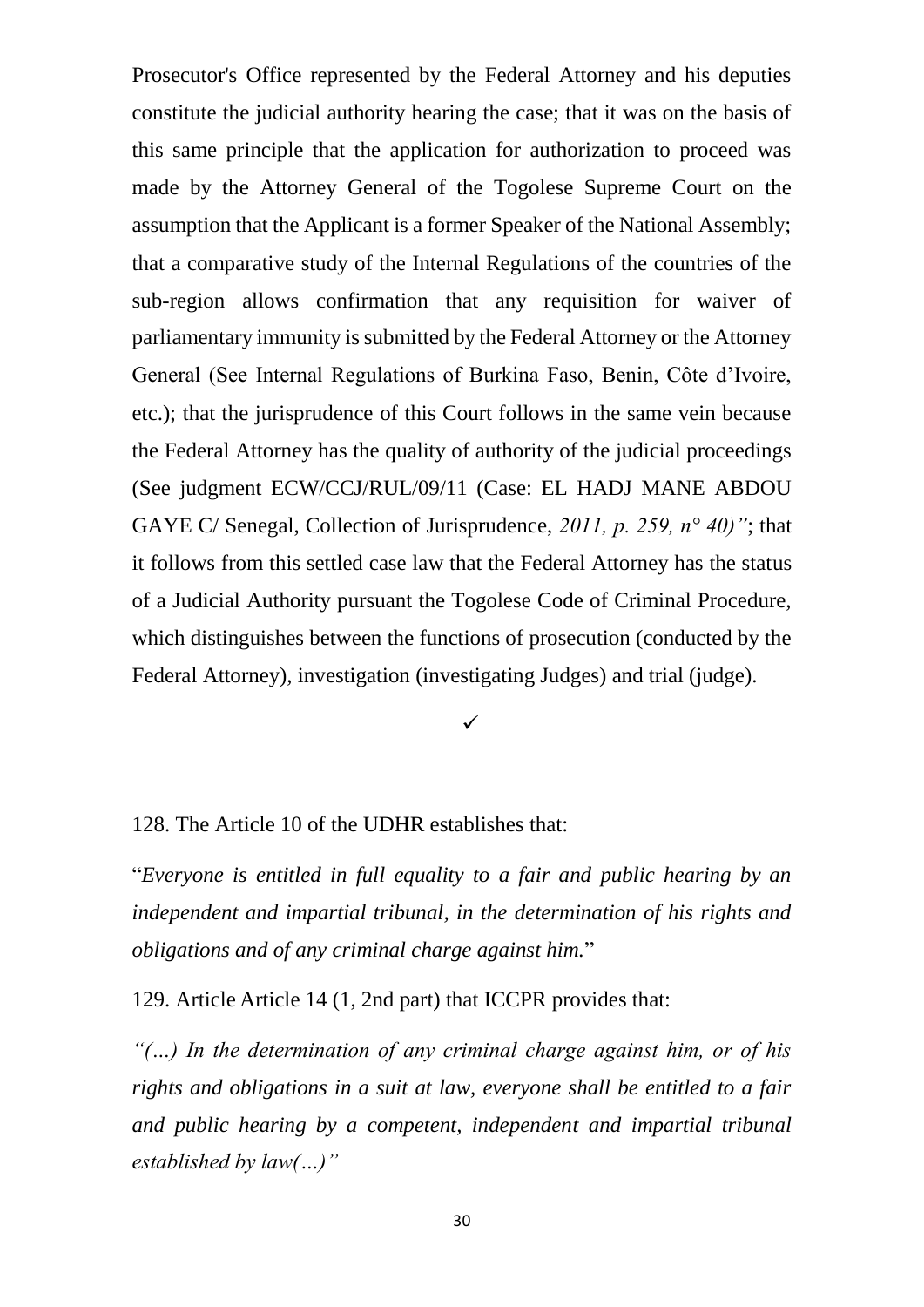Prosecutor's Office represented by the Federal Attorney and his deputies constitute the judicial authority hearing the case; that it was on the basis of this same principle that the application for authorization to proceed was made by the Attorney General of the Togolese Supreme Court on the assumption that the Applicant is a former Speaker of the National Assembly; that a comparative study of the Internal Regulations of the countries of the sub-region allows confirmation that any requisition for waiver of parliamentary immunity is submitted by the Federal Attorney or the Attorney General (See Internal Regulations of Burkina Faso, Benin, Côte d'Ivoire, etc.); that the jurisprudence of this Court follows in the same vein because the Federal Attorney has the quality of authority of the judicial proceedings (See judgment ECW/CCJ/RUL/09/11 (Case: EL HADJ MANE ABDOU GAYE C/ Senegal, Collection of Jurisprudence, *2011, p. 259, n° 40)"*; that it follows from this settled case law that the Federal Attorney has the status of a Judicial Authority pursuant the Togolese Code of Criminal Procedure, which distinguishes between the functions of prosecution (conducted by the Federal Attorney), investigation (investigating Judges) and trial (judge).

✓

128. The Article 10 of the UDHR establishes that:

"*Everyone is entitled in full equality to a fair and public hearing by an independent and impartial tribunal, in the determination of his rights and obligations and of any criminal charge against him.*"

129. Article Article 14 (1, 2nd part) that ICCPR provides that:

*"(…) In the determination of any criminal charge against him, or of his rights and obligations in a suit at law, everyone shall be entitled to a fair and public hearing by a competent, independent and impartial tribunal established by law(…)"*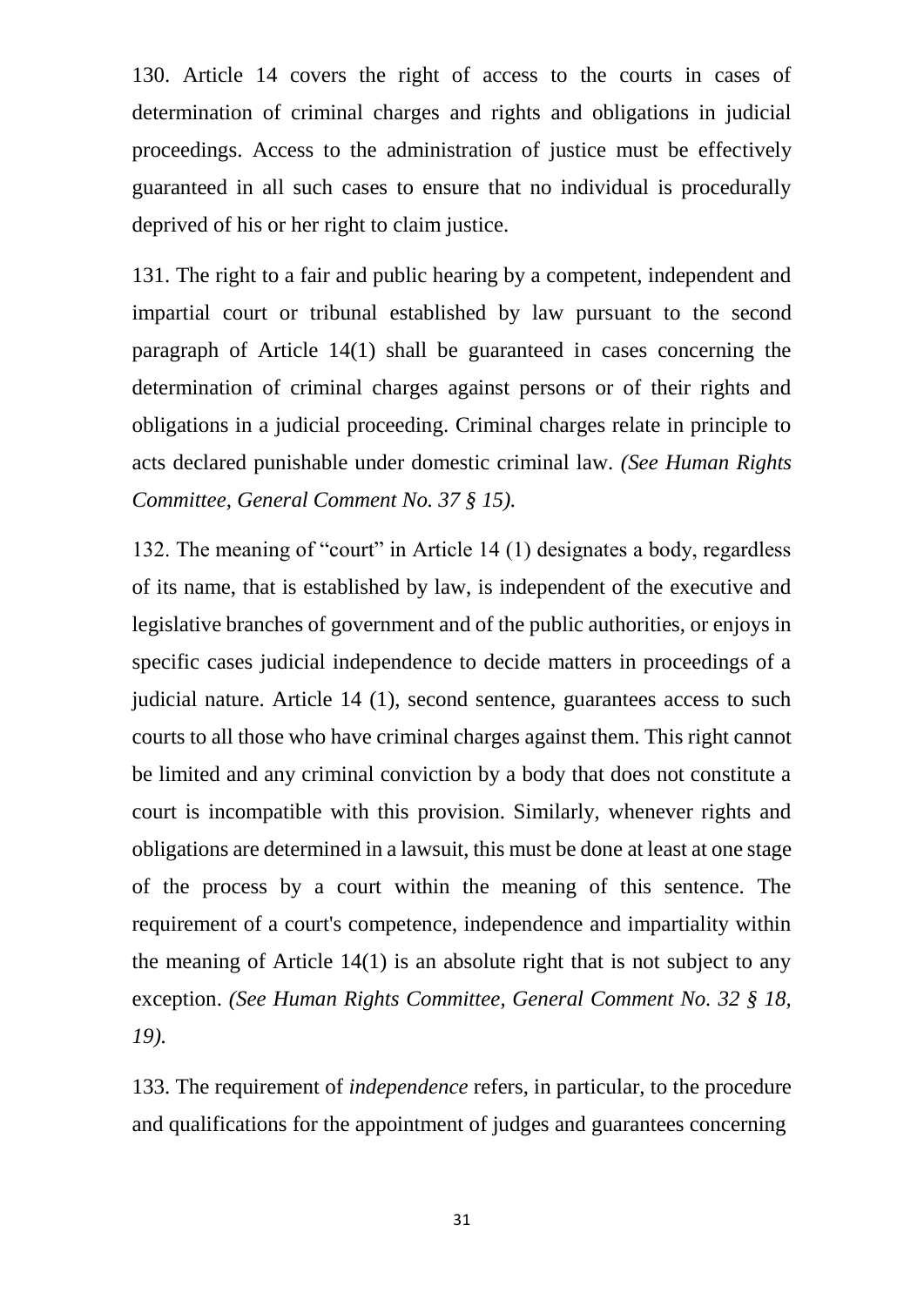130. Article 14 covers the right of access to the courts in cases of determination of criminal charges and rights and obligations in judicial proceedings. Access to the administration of justice must be effectively guaranteed in all such cases to ensure that no individual is procedurally deprived of his or her right to claim justice.

131. The right to a fair and public hearing by a competent, independent and impartial court or tribunal established by law pursuant to the second paragraph of Article 14(1) shall be guaranteed in cases concerning the determination of criminal charges against persons or of their rights and obligations in a judicial proceeding. Criminal charges relate in principle to acts declared punishable under domestic criminal law. *(See Human Rights Committee, General Comment No. 37 § 15).*

132. The meaning of "court" in Article 14 (1) designates a body, regardless of its name, that is established by law, is independent of the executive and legislative branches of government and of the public authorities, or enjoys in specific cases judicial independence to decide matters in proceedings of a judicial nature. Article 14 (1), second sentence, guarantees access to such courts to all those who have criminal charges against them. This right cannot be limited and any criminal conviction by a body that does not constitute a court is incompatible with this provision. Similarly, whenever rights and obligations are determined in a lawsuit, this must be done at least at one stage of the process by a court within the meaning of this sentence. The requirement of a court's competence, independence and impartiality within the meaning of Article 14(1) is an absolute right that is not subject to any exception. *(See Human Rights Committee, General Comment No. 32 § 18, 19).*

133. The requirement of *independence* refers, in particular, to the procedure and qualifications for the appointment of judges and guarantees concerning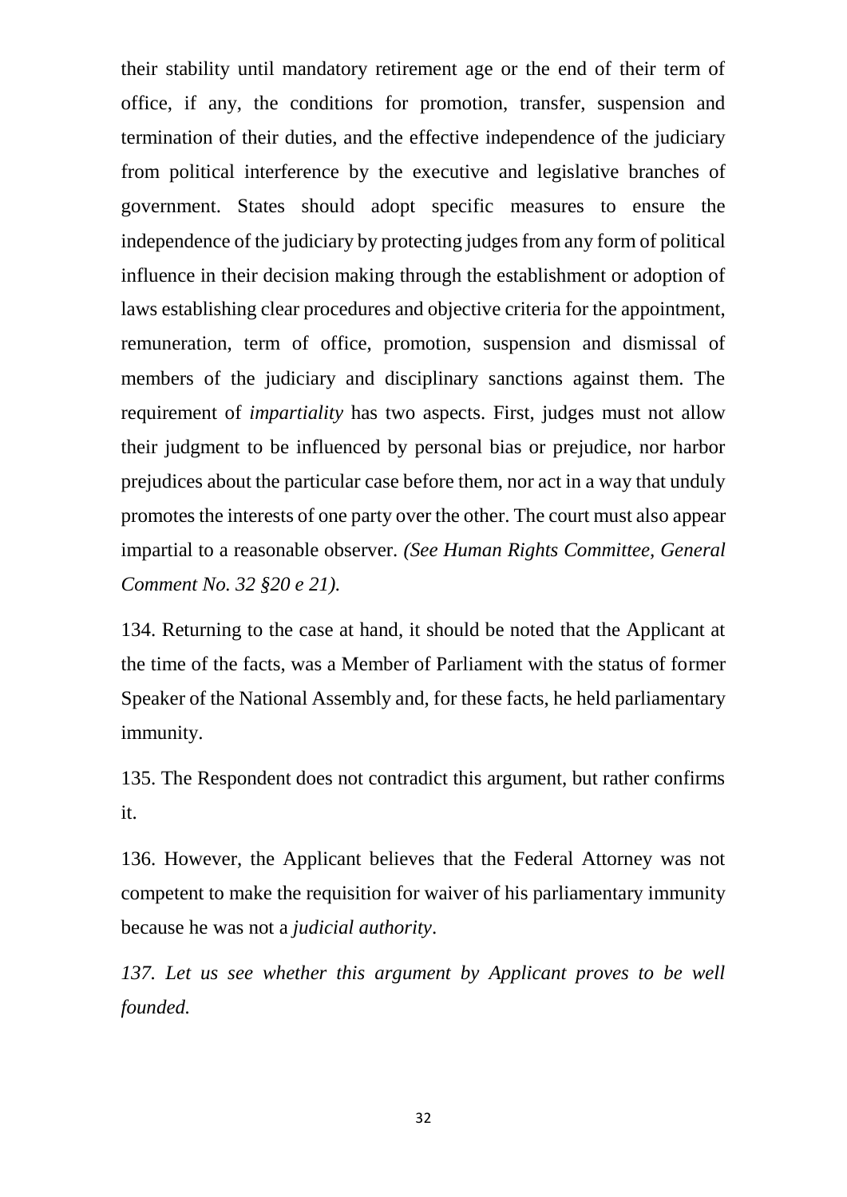their stability until mandatory retirement age or the end of their term of office, if any, the conditions for promotion, transfer, suspension and termination of their duties, and the effective independence of the judiciary from political interference by the executive and legislative branches of government. States should adopt specific measures to ensure the independence of the judiciary by protecting judges from any form of political influence in their decision making through the establishment or adoption of laws establishing clear procedures and objective criteria for the appointment, remuneration, term of office, promotion, suspension and dismissal of members of the judiciary and disciplinary sanctions against them. The requirement of *impartiality* has two aspects. First, judges must not allow their judgment to be influenced by personal bias or prejudice, nor harbor prejudices about the particular case before them, nor act in a way that unduly promotes the interests of one party over the other. The court must also appear impartial to a reasonable observer. *(See Human Rights Committee, General Comment No. 32 §20 e 21).*

134. Returning to the case at hand, it should be noted that the Applicant at the time of the facts, was a Member of Parliament with the status of former Speaker of the National Assembly and, for these facts, he held parliamentary immunity.

135. The Respondent does not contradict this argument, but rather confirms it.

136. However, the Applicant believes that the Federal Attorney was not competent to make the requisition for waiver of his parliamentary immunity because he was not a *judicial authority*.

*137. Let us see whether this argument by Applicant proves to be well founded.*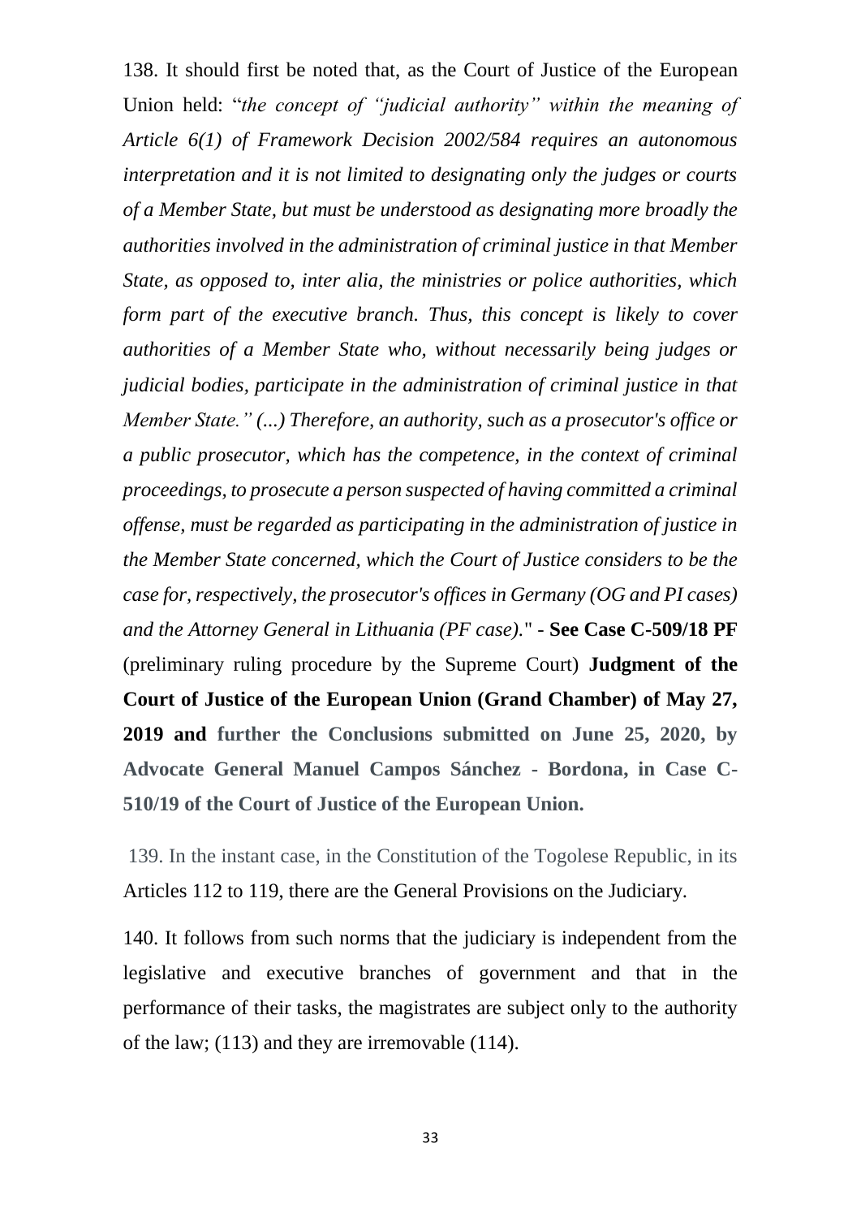138. It should first be noted that, as the Court of Justice of the European Union held: "*the concept of "judicial authority" within the meaning of Article 6(1) of Framework Decision 2002/584 requires an autonomous interpretation and it is not limited to designating only the judges or courts of a Member State, but must be understood as designating more broadly the authorities involved in the administration of criminal justice in that Member State, as opposed to, inter alia, the ministries or police authorities, which form part of the executive branch. Thus, this concept is likely to cover authorities of a Member State who, without necessarily being judges or judicial bodies, participate in the administration of criminal justice in that Member State." (...) Therefore, an authority, such as a prosecutor's office or a public prosecutor, which has the competence, in the context of criminal proceedings, to prosecute a person suspected of having committed a criminal offense, must be regarded as participating in the administration of justice in the Member State concerned, which the Court of Justice considers to be the case for, respectively, the prosecutor's offices in Germany (OG and PI cases) and the Attorney General in Lithuania (PF case).*" - **See Case C-509/18 PF** (preliminary ruling procedure by the Supreme Court) **Judgment of the Court of Justice of the European Union (Grand Chamber) of May 27, 2019 and further the Conclusions submitted on June 25, 2020, by Advocate General Manuel Campos Sánchez - Bordona, in Case C-510/19 of the Court of Justice of the European Union.**

139. In the instant case, in the Constitution of the Togolese Republic, in its Articles 112 to 119, there are the General Provisions on the Judiciary.

140. It follows from such norms that the judiciary is independent from the legislative and executive branches of government and that in the performance of their tasks, the magistrates are subject only to the authority of the law; (113) and they are irremovable (114).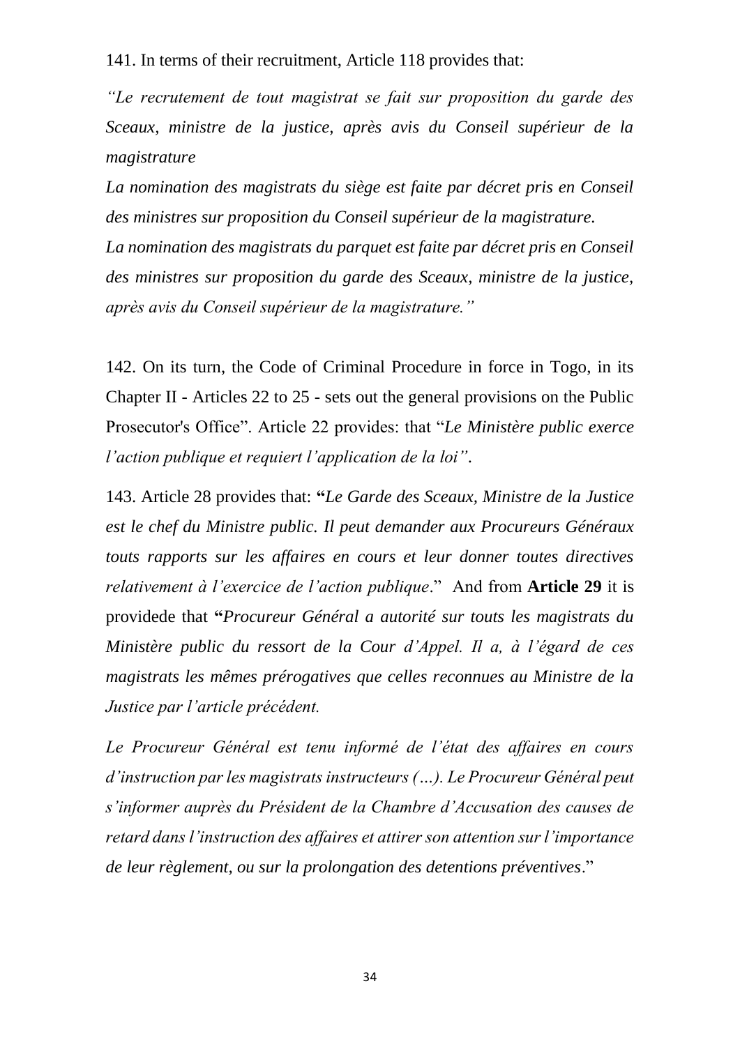141. In terms of their recruitment, Article 118 provides that:

*"Le recrutement de tout magistrat se fait sur proposition du garde des Sceaux, ministre de la justice, après avis du Conseil supérieur de la magistrature*

*La nomination des magistrats du siège est faite par décret pris en Conseil des ministres sur proposition du Conseil supérieur de la magistrature.*

*La nomination des magistrats du parquet est faite par décret pris en Conseil des ministres sur proposition du garde des Sceaux, ministre de la justice, après avis du Conseil supérieur de la magistrature."*

142. On its turn, the Code of Criminal Procedure in force in Togo, in its Chapter II - Articles 22 to 25 - sets out the general provisions on the Public Prosecutor's Office". Article 22 provides: that "*Le Ministère public exerce l'action publique et requiert l'application de la loi"*.

143. Article 28 provides that: **"***Le Garde des Sceaux, Ministre de la Justice est le chef du Ministre public. Il peut demander aux Procureurs Généraux touts rapports sur les affaires en cours et leur donner toutes directives relativement à l'exercice de l'action publique*." And from **Article 29** it is providede that **"***Procureur Général a autorité sur touts les magistrats du Ministère public du ressort de la Cour d'Appel. Il a, à l'égard de ces magistrats les mêmes prérogatives que celles reconnues au Ministre de la Justice par l'article précédent.*

*Le Procureur Général est tenu informé de l'état des affaires en cours d'instruction par les magistrats instructeurs (…). Le Procureur Général peut s'informer auprès du Président de la Chambre d'Accusation des causes de retard dans l'instruction des affaires et attirer son attention sur l'importance de leur règlement, ou sur la prolongation des detentions préventives*."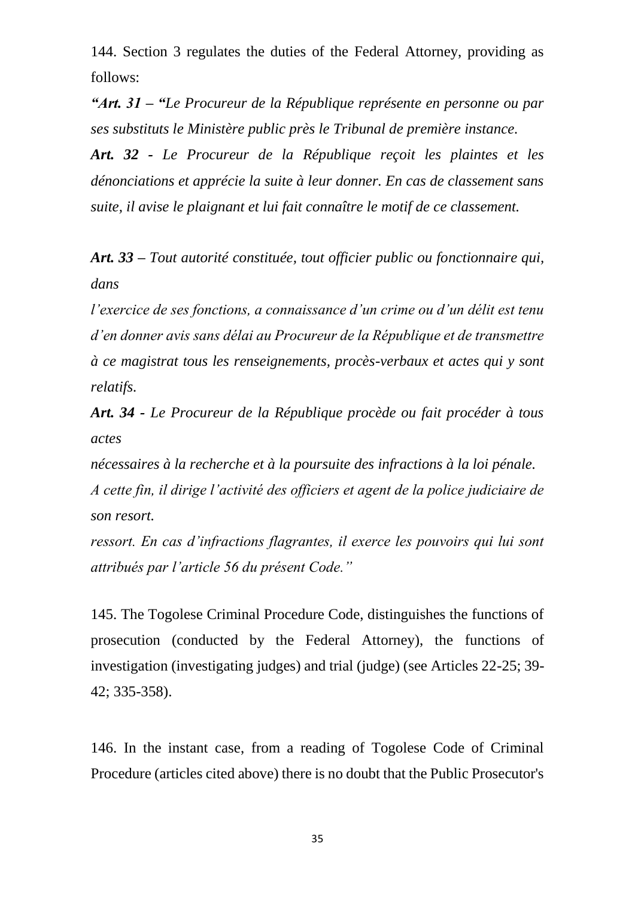144. Section 3 regulates the duties of the Federal Attorney, providing as follows:

***"Art. 31 – "****Le Procureur de la République représente en personne ou par ses substituts le Ministère public près le Tribunal de première instance.*

***Art. 32*** *- Le Procureur de la République reçoit les plaintes et les dénonciations et apprécie la suite à leur donner. En cas de classement sans suite, il avise le plaignant et lui fait connaître le motif de ce classement.*

***Art. 33*** *– Tout autorité constituée, tout officier public ou fonctionnaire qui, dans*

*l'exercice de ses fonctions, a connaissance d'un crime ou d'un délit est tenu d'en donner avis sans délai au Procureur de la République et de transmettre à ce magistrat tous les renseignements, procès-verbaux et actes qui y sont relatifs.*

***Art. 34*** *- Le Procureur de la République procède ou fait procéder à tous actes*

*nécessaires à la recherche et à la poursuite des infractions à la loi pénale.*

*A cette fin, il dirige l'activité des officiers et agent de la police judiciaire de son resort.*

*ressort. En cas d'infractions flagrantes, il exerce les pouvoirs qui lui sont attribués par l'article 56 du présent Code."*

145. The Togolese Criminal Procedure Code, distinguishes the functions of prosecution (conducted by the Federal Attorney), the functions of investigation (investigating judges) and trial (judge) (see Articles 22-25; 39-42; 335-358).

146. In the instant case, from a reading of Togolese Code of Criminal Procedure (articles cited above) there is no doubt that the Public Prosecutor's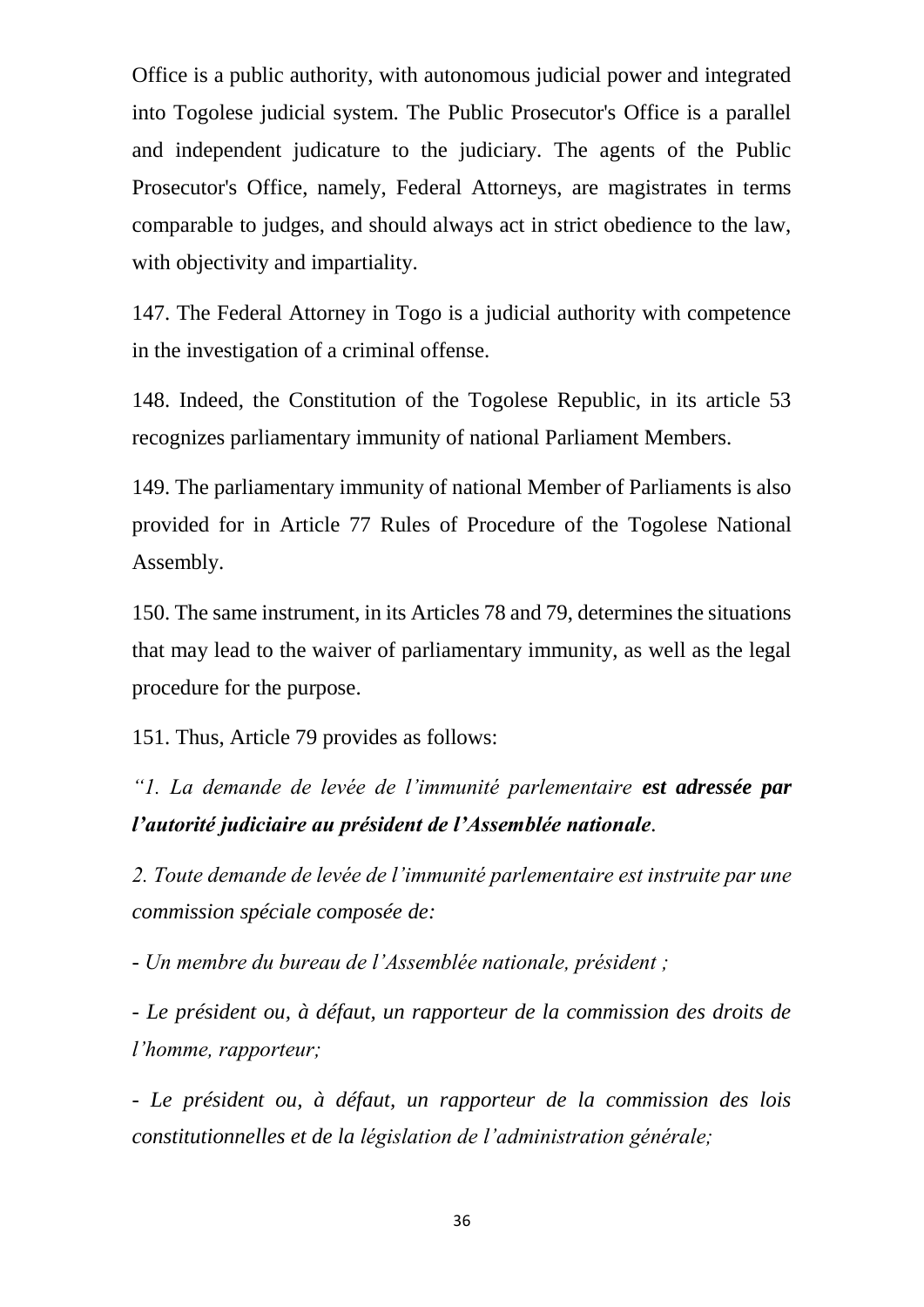Office is a public authority, with autonomous judicial power and integrated into Togolese judicial system. The Public Prosecutor's Office is a parallel and independent judicature to the judiciary. The agents of the Public Prosecutor's Office, namely, Federal Attorneys, are magistrates in terms comparable to judges, and should always act in strict obedience to the law, with objectivity and impartiality.

147. The Federal Attorney in Togo is a judicial authority with competence in the investigation of a criminal offense.

148. Indeed, the Constitution of the Togolese Republic, in its article 53 recognizes parliamentary immunity of national Parliament Members.

149. The parliamentary immunity of national Member of Parliaments is also provided for in Article 77 Rules of Procedure of the Togolese National Assembly.

150. The same instrument, in its Articles 78 and 79, determines the situations that may lead to the waiver of parliamentary immunity, as well as the legal procedure for the purpose.

151. Thus, Article 79 provides as follows:

*"1. La demande de levée de l'immunité parlementaire* ***est adressée par l'autorité judiciaire au président de l'Assemblée nationale****.*

*2. Toute demande de levée de l'immunité parlementaire est instruite par une commission spéciale composée de:*

*- Un membre du bureau de l'Assemblée nationale, président ;*

*- Le président ou, à défaut, un rapporteur de la commission des droits de l'homme, rapporteur;*

*- Le président ou, à défaut, un rapporteur de la commission des lois constitutionnelles et de la législation de l'administration générale;*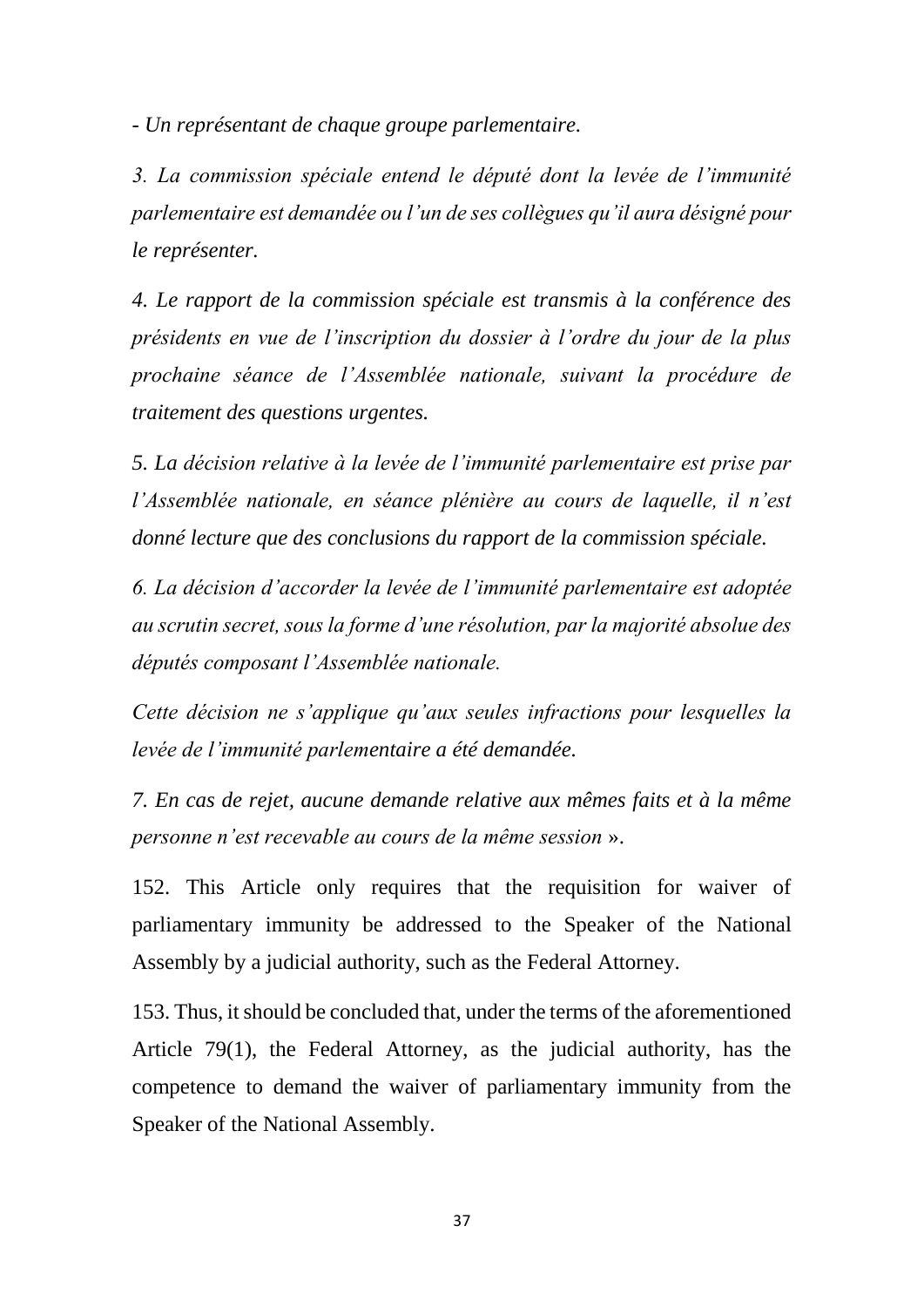*- Un représentant de chaque groupe parlementaire.*

*3. La commission spéciale entend le député dont la levée de l'immunité parlementaire est demandée ou l'un de ses collègues qu'il aura désigné pour le représenter.*

*4. Le rapport de la commission spéciale est transmis à la conférence des présidents en vue de l'inscription du dossier à l'ordre du jour de la plus prochaine séance de l'Assemblée nationale, suivant la procédure de traitement des questions urgentes.*

*5. La décision relative à la levée de l'immunité parlementaire est prise par l'Assemblée nationale, en séance plénière au cours de laquelle, il n'est donné lecture que des conclusions du rapport de la commission spéciale.*

*6. La décision d'accorder la levée de l'immunité parlementaire est adoptée au scrutin secret, sous la forme d'une résolution, par la majorité absolue des députés composant l'Assemblée nationale.*

*Cette décision ne s'applique qu'aux seules infractions pour lesquelles la levée de l'immunité parlementaire a été demandée.*

*7. En cas de rejet, aucune demande relative aux mêmes faits et à la même personne n'est recevable au cours de la même session* ».

152. This Article only requires that the requisition for waiver of parliamentary immunity be addressed to the Speaker of the National Assembly by a judicial authority, such as the Federal Attorney.

153. Thus, it should be concluded that, under the terms of the aforementioned Article 79(1), the Federal Attorney, as the judicial authority, has the competence to demand the waiver of parliamentary immunity from the Speaker of the National Assembly.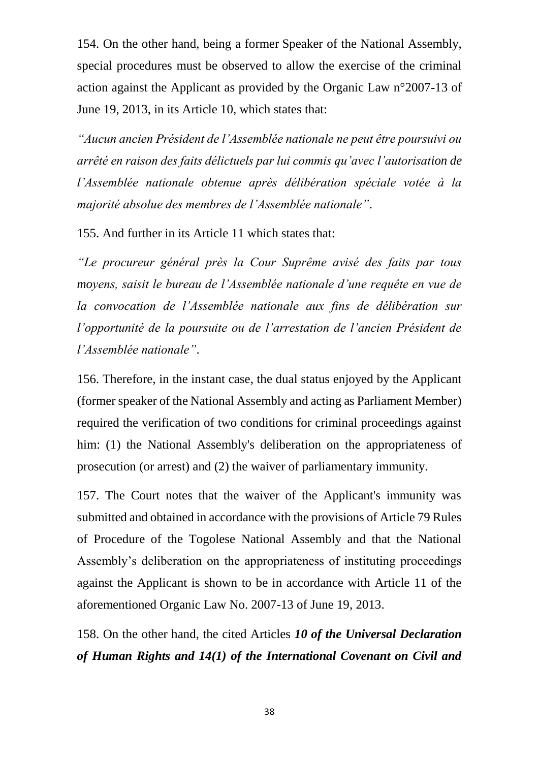154. On the other hand, being a former Speaker of the National Assembly, special procedures must be observed to allow the exercise of the criminal action against the Applicant as provided by the Organic Law n°2007-13 of June 19, 2013, in its Article 10, which states that:

*"Aucun ancien Président de l'Assemblée nationale ne peut être poursuivi ou arrêté en raison des faits délictuels par lui commis qu'avec l'autorisation de l'Assemblée nationale obtenue après délibération spéciale votée à la majorité absolue des membres de l'Assemblée nationale"*.

155. And further in its Article 11 which states that:

*"Le procureur général près la Cour Suprême avisé des faits par tous moyens, saisit le bureau de l'Assemblée nationale d'une requête en vue de la convocation de l'Assemblée nationale aux fins de délibération sur l'opportunité de la poursuite ou de l'arrestation de l'ancien Président de l'Assemblée nationale"*.

156. Therefore, in the instant case, the dual status enjoyed by the Applicant (former speaker of the National Assembly and acting as Parliament Member) required the verification of two conditions for criminal proceedings against him: (1) the National Assembly's deliberation on the appropriateness of prosecution (or arrest) and (2) the waiver of parliamentary immunity.

157. The Court notes that the waiver of the Applicant's immunity was submitted and obtained in accordance with the provisions of Article 79 Rules of Procedure of the Togolese National Assembly and that the National Assembly's deliberation on the appropriateness of instituting proceedings against the Applicant is shown to be in accordance with Article 11 of the aforementioned Organic Law No. 2007-13 of June 19, 2013.

158. On the other hand, the cited Articles ***10 of the Universal Declaration of Human Rights and 14(1) of the International Covenant on Civil and***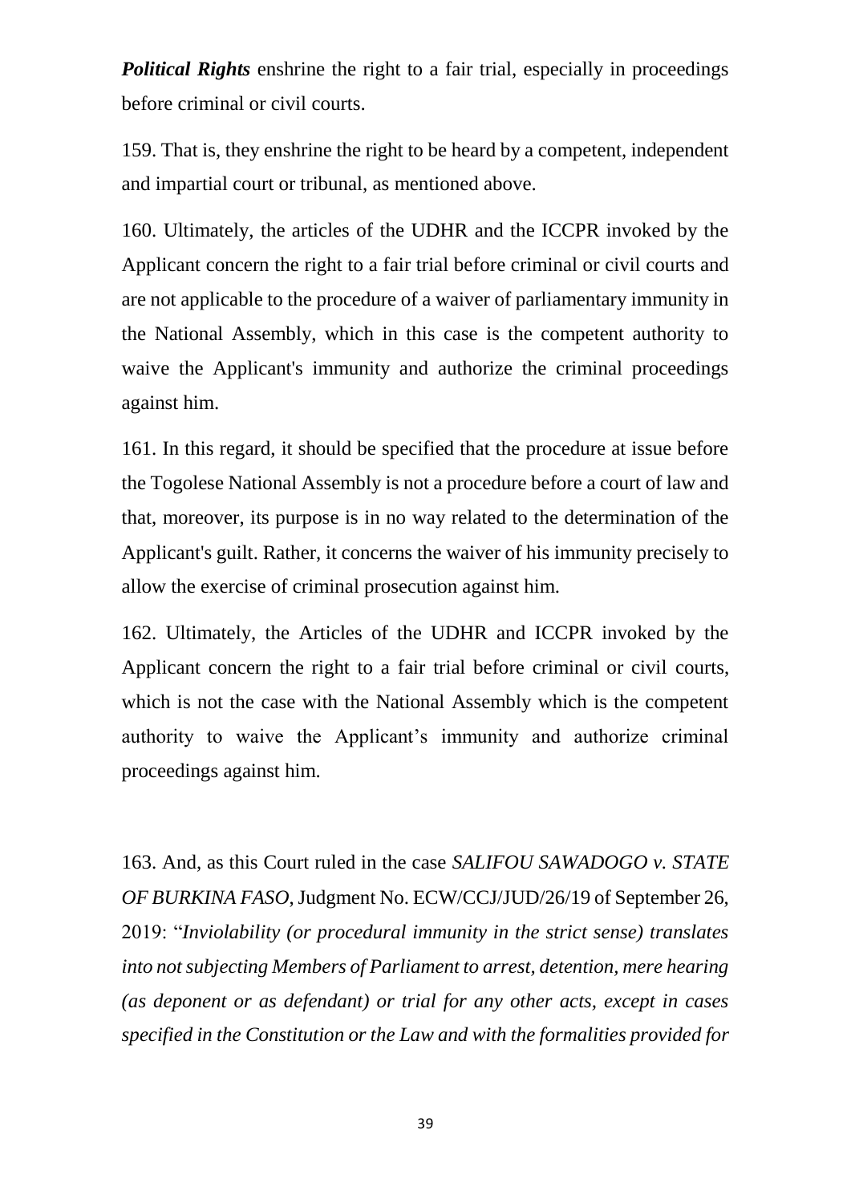***Political Rights*** enshrine the right to a fair trial, especially in proceedings before criminal or civil courts.

159. That is, they enshrine the right to be heard by a competent, independent and impartial court or tribunal, as mentioned above.

160. Ultimately, the articles of the UDHR and the ICCPR invoked by the Applicant concern the right to a fair trial before criminal or civil courts and are not applicable to the procedure of a waiver of parliamentary immunity in the National Assembly, which in this case is the competent authority to waive the Applicant's immunity and authorize the criminal proceedings against him.

161. In this regard, it should be specified that the procedure at issue before the Togolese National Assembly is not a procedure before a court of law and that, moreover, its purpose is in no way related to the determination of the Applicant's guilt. Rather, it concerns the waiver of his immunity precisely to allow the exercise of criminal prosecution against him.

162. Ultimately, the Articles of the UDHR and ICCPR invoked by the Applicant concern the right to a fair trial before criminal or civil courts, which is not the case with the National Assembly which is the competent authority to waive the Applicant's immunity and authorize criminal proceedings against him.

163. And, as this Court ruled in the case *SALIFOU SAWADOGO v. STATE OF BURKINA FASO*, Judgment No. ECW/CCJ/JUD/26/19 of September 26, 2019: "*Inviolability (or procedural immunity in the strict sense) translates into not subjecting Members of Parliament to arrest, detention, mere hearing (as deponent or as defendant) or trial for any other acts, except in cases specified in the Constitution or the Law and with the formalities provided for*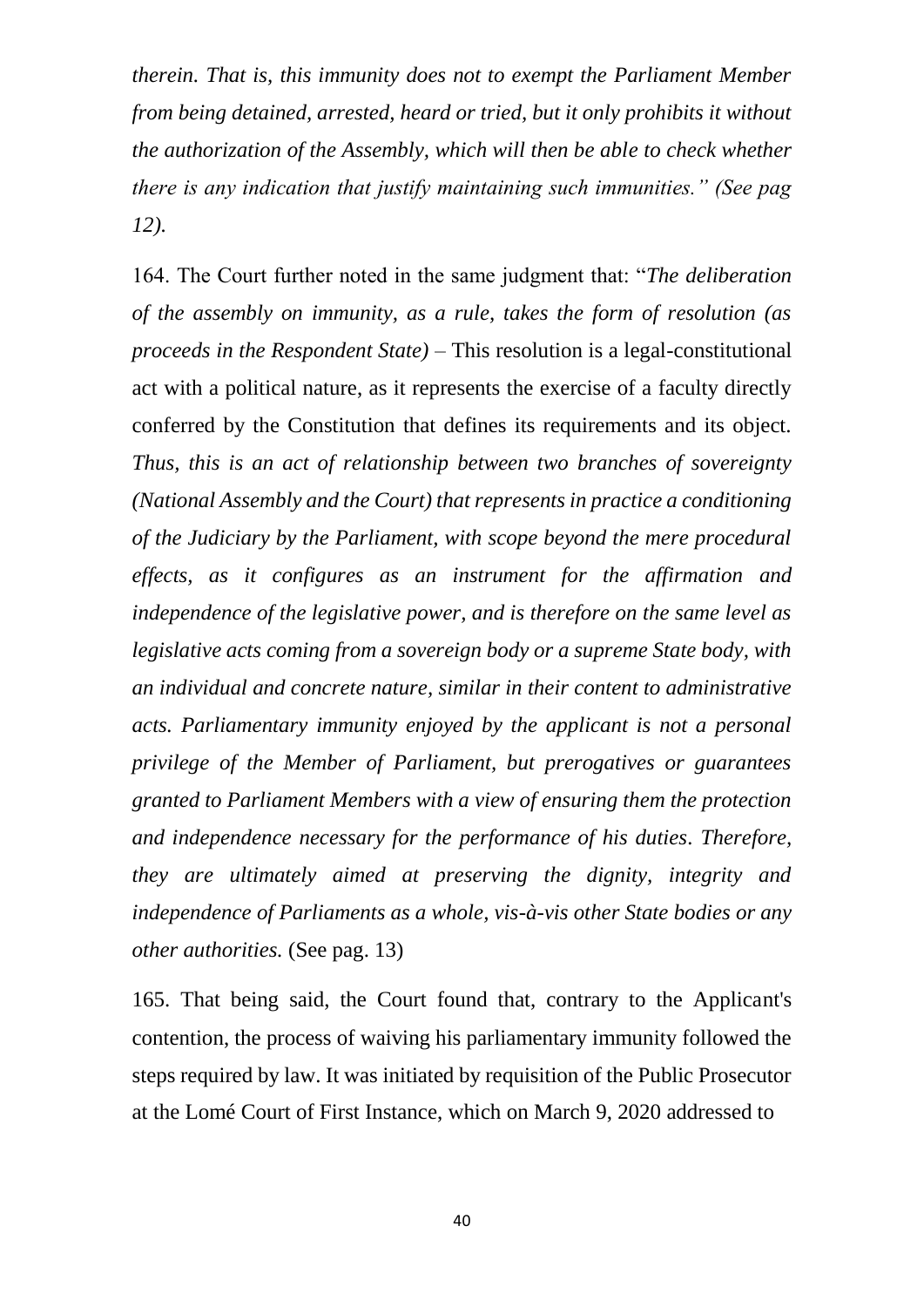*therein. That is, this immunity does not to exempt the Parliament Member from being detained, arrested, heard or tried, but it only prohibits it without the authorization of the Assembly, which will then be able to check whether there is any indication that justify maintaining such immunities." (See pag 12).*

164. The Court further noted in the same judgment that: "*The deliberation of the assembly on immunity, as a rule, takes the form of resolution (as proceeds in the Respondent State)* – This resolution is a legal-constitutional act with a political nature, as it represents the exercise of a faculty directly conferred by the Constitution that defines its requirements and its object. *Thus, this is an act of relationship between two branches of sovereignty (National Assembly and the Court) that represents in practice a conditioning of the Judiciary by the Parliament, with scope beyond the mere procedural effects, as it configures as an instrument for the affirmation and independence of the legislative power, and is therefore on the same level as legislative acts coming from a sovereign body or a supreme State body, with an individual and concrete nature, similar in their content to administrative acts. Parliamentary immunity enjoyed by the applicant is not a personal privilege of the Member of Parliament, but prerogatives or guarantees granted to Parliament Members with a view of ensuring them the protection and independence necessary for the performance of his duties. Therefore, they are ultimately aimed at preserving the dignity, integrity and independence of Parliaments as a whole, vis-à-vis other State bodies or any other authorities.* (See pag. 13)

165. That being said, the Court found that, contrary to the Applicant's contention, the process of waiving his parliamentary immunity followed the steps required by law. It was initiated by requisition of the Public Prosecutor at the Lomé Court of First Instance, which on March 9, 2020 addressed to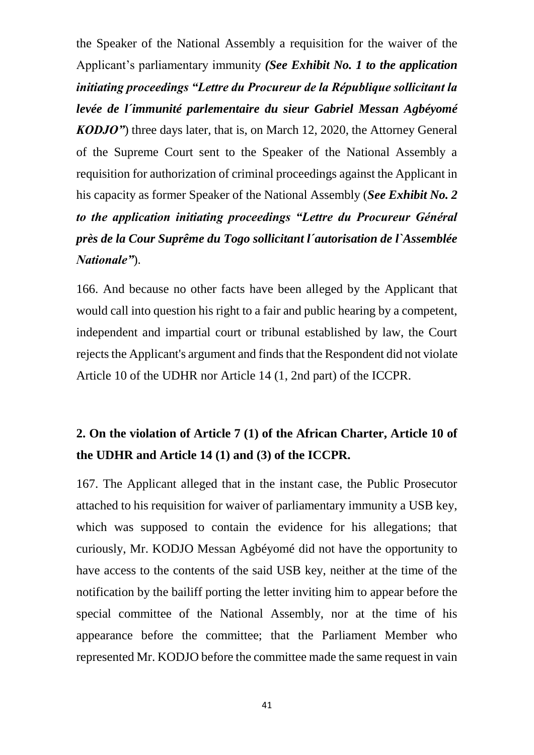the Speaker of the National Assembly a requisition for the waiver of the Applicant's parliamentary immunity ***(See Exhibit No. 1 to the application initiating proceedings "Lettre du Procureur de la République sollicitant la levée de l´immunité parlementaire du sieur Gabriel Messan Agbéyomé KODJO"***) three days later, that is, on March 12, 2020, the Attorney General of the Supreme Court sent to the Speaker of the National Assembly a requisition for authorization of criminal proceedings against the Applicant in his capacity as former Speaker of the National Assembly (***See Exhibit No. 2 to the application initiating proceedings "Lettre du Procureur Général près de la Cour Suprême du Togo sollicitant l´autorisation de l`Assemblée Nationale"***).

166. And because no other facts have been alleged by the Applicant that would call into question his right to a fair and public hearing by a competent, independent and impartial court or tribunal established by law, the Court rejects the Applicant's argument and finds that the Respondent did not violate Article 10 of the UDHR nor Article 14 (1, 2nd part) of the ICCPR.

## 2. On the violation of Article 7 (1) of the African Charter, Article 10 of the UDHR and Article 14 (1) and (3) of the ICCPR.

167. The Applicant alleged that in the instant case, the Public Prosecutor attached to his requisition for waiver of parliamentary immunity a USB key, which was supposed to contain the evidence for his allegations; that curiously, Mr. KODJO Messan Agbéyomé did not have the opportunity to have access to the contents of the said USB key, neither at the time of the notification by the bailiff porting the letter inviting him to appear before the special committee of the National Assembly, nor at the time of his appearance before the committee; that the Parliament Member who represented Mr. KODJO before the committee made the same request in vain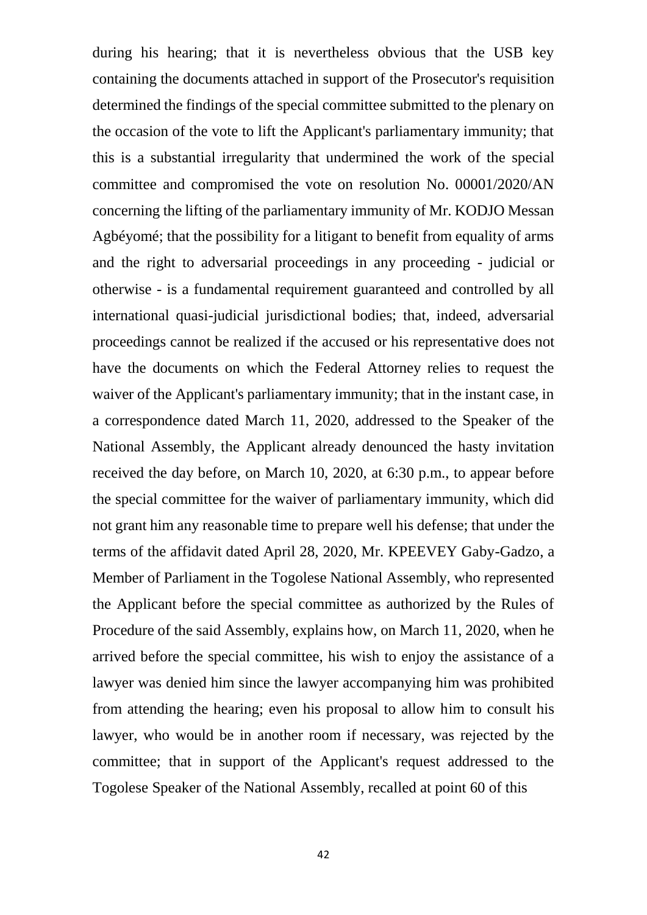during his hearing; that it is nevertheless obvious that the USB key containing the documents attached in support of the Prosecutor's requisition determined the findings of the special committee submitted to the plenary on the occasion of the vote to lift the Applicant's parliamentary immunity; that this is a substantial irregularity that undermined the work of the special committee and compromised the vote on resolution No. 00001/2020/AN concerning the lifting of the parliamentary immunity of Mr. KODJO Messan Agbéyomé; that the possibility for a litigant to benefit from equality of arms and the right to adversarial proceedings in any proceeding - judicial or otherwise - is a fundamental requirement guaranteed and controlled by all international quasi-judicial jurisdictional bodies; that, indeed, adversarial proceedings cannot be realized if the accused or his representative does not have the documents on which the Federal Attorney relies to request the waiver of the Applicant's parliamentary immunity; that in the instant case, in a correspondence dated March 11, 2020, addressed to the Speaker of the National Assembly, the Applicant already denounced the hasty invitation received the day before, on March 10, 2020, at 6:30 p.m., to appear before the special committee for the waiver of parliamentary immunity, which did not grant him any reasonable time to prepare well his defense; that under the terms of the affidavit dated April 28, 2020, Mr. KPEEVEY Gaby-Gadzo, a Member of Parliament in the Togolese National Assembly, who represented the Applicant before the special committee as authorized by the Rules of Procedure of the said Assembly, explains how, on March 11, 2020, when he arrived before the special committee, his wish to enjoy the assistance of a lawyer was denied him since the lawyer accompanying him was prohibited from attending the hearing; even his proposal to allow him to consult his lawyer, who would be in another room if necessary, was rejected by the committee; that in support of the Applicant's request addressed to the Togolese Speaker of the National Assembly, recalled at point 60 of this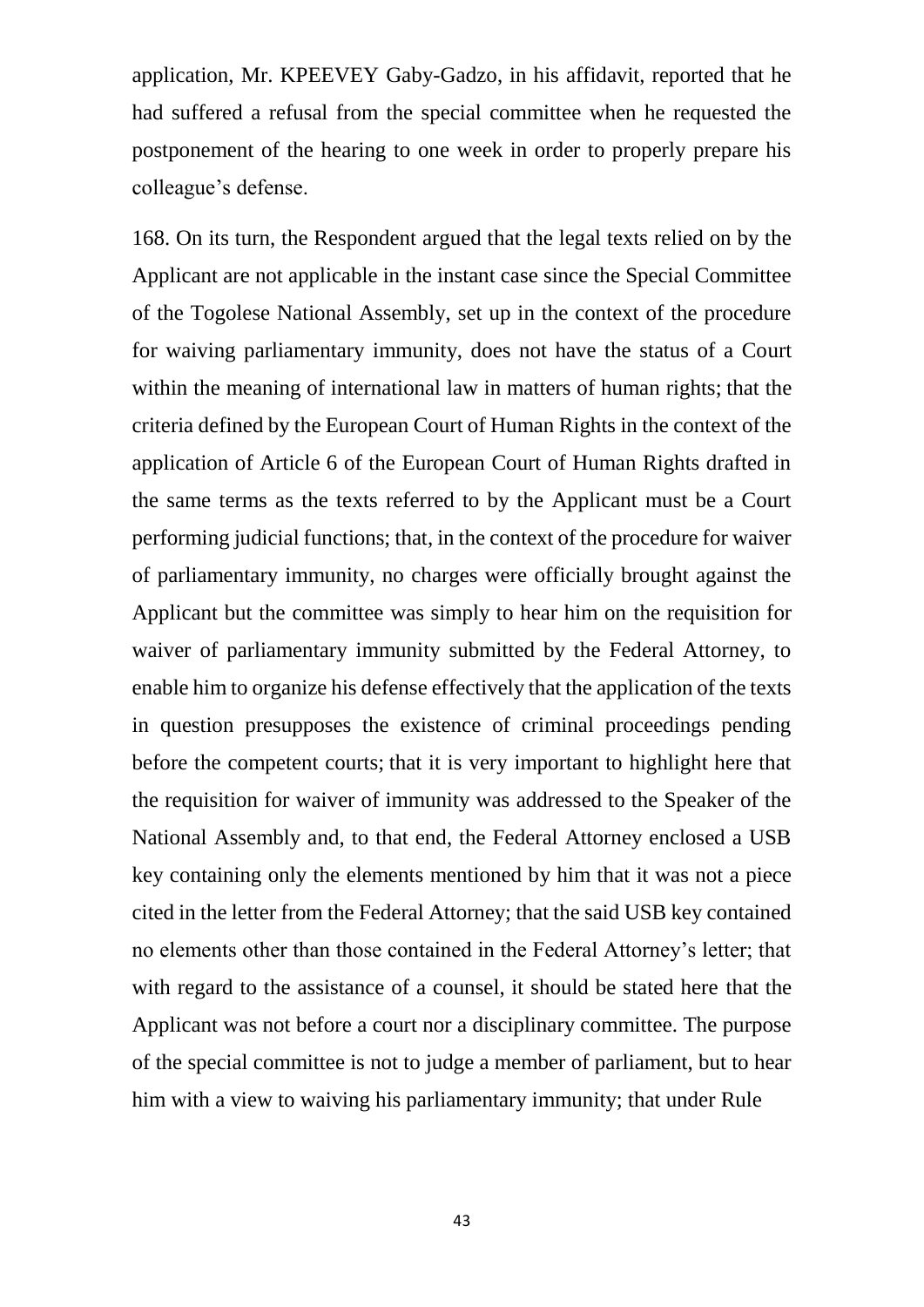application, Mr. KPEEVEY Gaby-Gadzo, in his affidavit, reported that he had suffered a refusal from the special committee when he requested the postponement of the hearing to one week in order to properly prepare his colleague's defense.

168. On its turn, the Respondent argued that the legal texts relied on by the Applicant are not applicable in the instant case since the Special Committee of the Togolese National Assembly, set up in the context of the procedure for waiving parliamentary immunity, does not have the status of a Court within the meaning of international law in matters of human rights; that the criteria defined by the European Court of Human Rights in the context of the application of Article 6 of the European Court of Human Rights drafted in the same terms as the texts referred to by the Applicant must be a Court performing judicial functions; that, in the context of the procedure for waiver of parliamentary immunity, no charges were officially brought against the Applicant but the committee was simply to hear him on the requisition for waiver of parliamentary immunity submitted by the Federal Attorney, to enable him to organize his defense effectively that the application of the texts in question presupposes the existence of criminal proceedings pending before the competent courts; that it is very important to highlight here that the requisition for waiver of immunity was addressed to the Speaker of the National Assembly and, to that end, the Federal Attorney enclosed a USB key containing only the elements mentioned by him that it was not a piece cited in the letter from the Federal Attorney; that the said USB key contained no elements other than those contained in the Federal Attorney's letter; that with regard to the assistance of a counsel, it should be stated here that the Applicant was not before a court nor a disciplinary committee. The purpose of the special committee is not to judge a member of parliament, but to hear him with a view to waiving his parliamentary immunity; that under Rule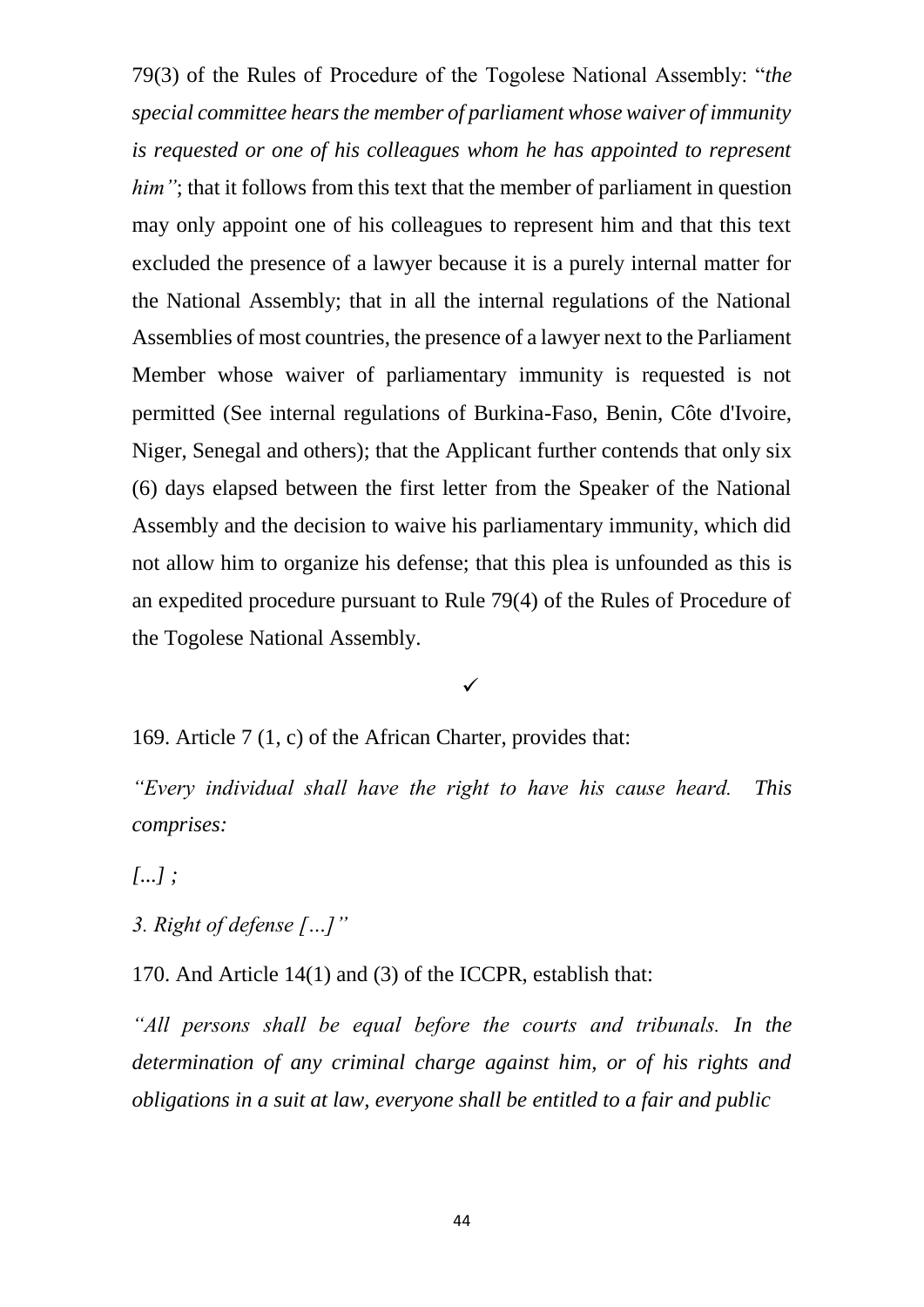79(3) of the Rules of Procedure of the Togolese National Assembly: "*the special committee hears the member of parliament whose waiver of immunity is requested or one of his colleagues whom he has appointed to represent him"*; that it follows from this text that the member of parliament in question may only appoint one of his colleagues to represent him and that this text excluded the presence of a lawyer because it is a purely internal matter for the National Assembly; that in all the internal regulations of the National Assemblies of most countries, the presence of a lawyer next to the Parliament Member whose waiver of parliamentary immunity is requested is not permitted (See internal regulations of Burkina-Faso, Benin, Côte d'Ivoire, Niger, Senegal and others); that the Applicant further contends that only six (6) days elapsed between the first letter from the Speaker of the National Assembly and the decision to waive his parliamentary immunity, which did not allow him to organize his defense; that this plea is unfounded as this is an expedited procedure pursuant to Rule 79(4) of the Rules of Procedure of the Togolese National Assembly.

✓

169. Article 7 (1, c) of the African Charter, provides that:

*"Every individual shall have the right to have his cause heard. This comprises:*

*[...] ;*

*3. Right of defense […]"*

170. And Article 14(1) and (3) of the ICCPR, establish that:

*"All persons shall be equal before the courts and tribunals. In the determination of any criminal charge against him, or of his rights and obligations in a suit at law, everyone shall be entitled to a fair and public*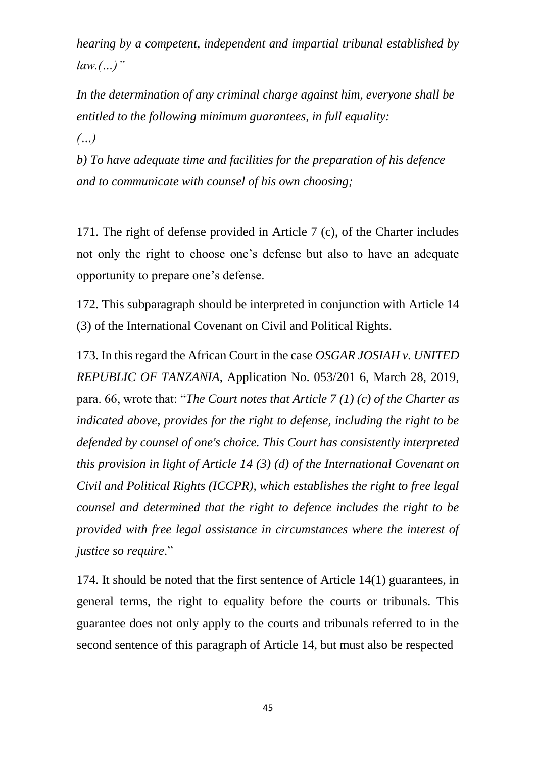*hearing by a competent, independent and impartial tribunal established by law.(…)"*

*In the determination of any criminal charge against him, everyone shall be entitled to the following minimum guarantees, in full equality:*

*(…)*

*b) To have adequate time and facilities for the preparation of his defence and to communicate with counsel of his own choosing;*

171. The right of defense provided in Article 7 (c), of the Charter includes not only the right to choose one's defense but also to have an adequate opportunity to prepare one's defense.

172. This subparagraph should be interpreted in conjunction with Article 14 (3) of the International Covenant on Civil and Political Rights.

173. In this regard the African Court in the case *OSGAR JOSIAH v. UNITED REPUBLIC OF TANZANIA*, Application No. 053/201 6, March 28, 2019, para. 66, wrote that: "*The Court notes that Article 7 (1) (c) of the Charter as indicated above, provides for the right to defense, including the right to be defended by counsel of one's choice. This Court has consistently interpreted this provision in light of Article 14 (3) (d) of the International Covenant on Civil and Political Rights (ICCPR), which establishes the right to free legal counsel and determined that the right to defence includes the right to be provided with free legal assistance in circumstances where the interest of justice so require*."

174. It should be noted that the first sentence of Article 14(1) guarantees, in general terms, the right to equality before the courts or tribunals. This guarantee does not only apply to the courts and tribunals referred to in the second sentence of this paragraph of Article 14, but must also be respected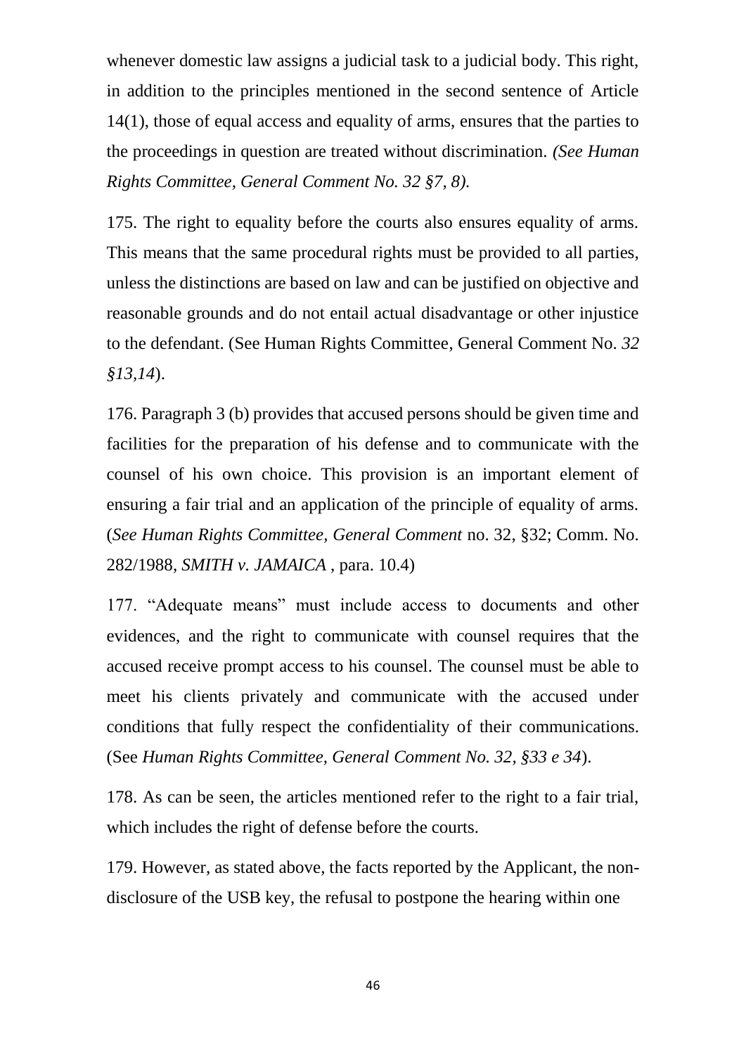whenever domestic law assigns a judicial task to a judicial body. This right, in addition to the principles mentioned in the second sentence of Article 14(1), those of equal access and equality of arms, ensures that the parties to the proceedings in question are treated without discrimination. *(See Human Rights Committee, General Comment No. 32 §7, 8).*

175. The right to equality before the courts also ensures equality of arms. This means that the same procedural rights must be provided to all parties, unless the distinctions are based on law and can be justified on objective and reasonable grounds and do not entail actual disadvantage or other injustice to the defendant. (See Human Rights Committee, General Comment No. *32 §13,14*).

176. Paragraph 3 (b) provides that accused persons should be given time and facilities for the preparation of his defense and to communicate with the counsel of his own choice. This provision is an important element of ensuring a fair trial and an application of the principle of equality of arms. (*See Human Rights Committee, General Comment* no. 32, §32; Comm. No. 282/1988, *SMITH v. JAMAICA* , para. 10.4)

177. "Adequate means" must include access to documents and other evidences, and the right to communicate with counsel requires that the accused receive prompt access to his counsel. The counsel must be able to meet his clients privately and communicate with the accused under conditions that fully respect the confidentiality of their communications. (See *Human Rights Committee, General Comment No. 32, §33 e 34*).

178. As can be seen, the articles mentioned refer to the right to a fair trial, which includes the right of defense before the courts.

179. However, as stated above, the facts reported by the Applicant, the non-disclosure of the USB key, the refusal to postpone the hearing within one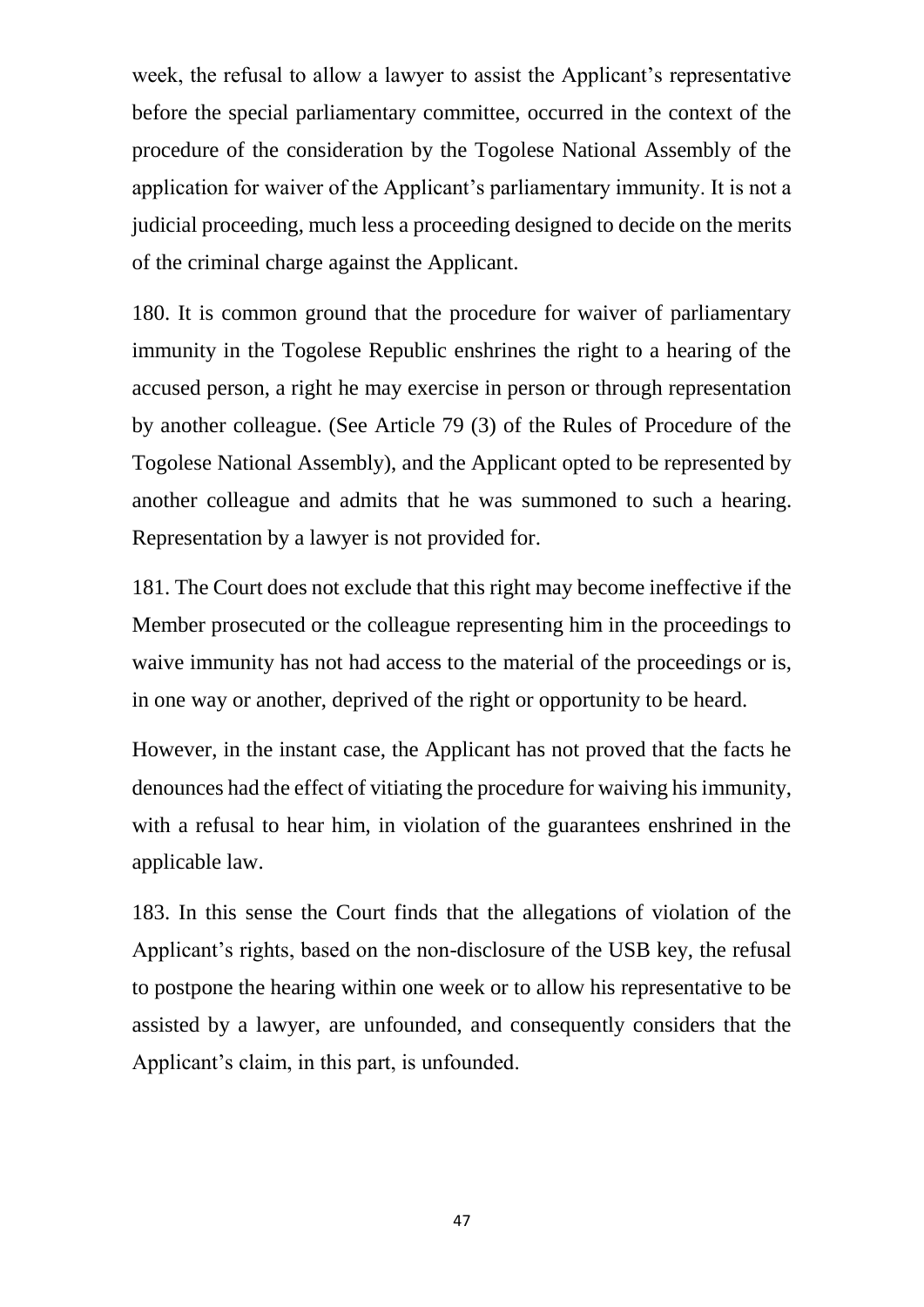week, the refusal to allow a lawyer to assist the Applicant's representative before the special parliamentary committee, occurred in the context of the procedure of the consideration by the Togolese National Assembly of the application for waiver of the Applicant's parliamentary immunity. It is not a judicial proceeding, much less a proceeding designed to decide on the merits of the criminal charge against the Applicant.

180. It is common ground that the procedure for waiver of parliamentary immunity in the Togolese Republic enshrines the right to a hearing of the accused person, a right he may exercise in person or through representation by another colleague. (See Article 79 (3) of the Rules of Procedure of the Togolese National Assembly), and the Applicant opted to be represented by another colleague and admits that he was summoned to such a hearing. Representation by a lawyer is not provided for.

181. The Court does not exclude that this right may become ineffective if the Member prosecuted or the colleague representing him in the proceedings to waive immunity has not had access to the material of the proceedings or is, in one way or another, deprived of the right or opportunity to be heard.

However, in the instant case, the Applicant has not proved that the facts he denounces had the effect of vitiating the procedure for waiving his immunity, with a refusal to hear him, in violation of the guarantees enshrined in the applicable law.

183. In this sense the Court finds that the allegations of violation of the Applicant's rights, based on the non-disclosure of the USB key, the refusal to postpone the hearing within one week or to allow his representative to be assisted by a lawyer, are unfounded, and consequently considers that the Applicant's claim, in this part, is unfounded.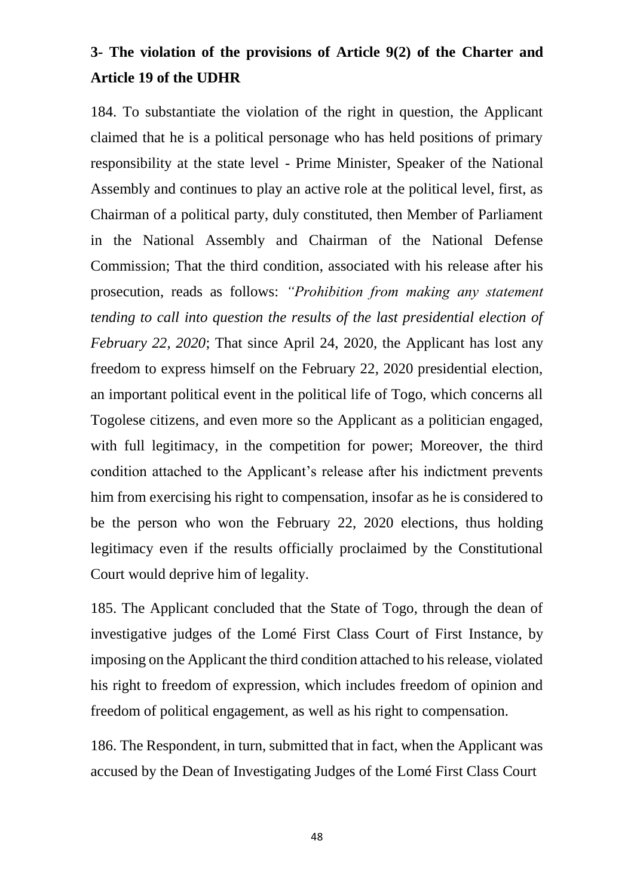### 3- The violation of the provisions of Article 9(2) of the Charter and Article 19 of the UDHR

184. To substantiate the violation of the right in question, the Applicant claimed that he is a political personage who has held positions of primary responsibility at the state level - Prime Minister, Speaker of the National Assembly and continues to play an active role at the political level, first, as Chairman of a political party, duly constituted, then Member of Parliament in the National Assembly and Chairman of the National Defense Commission; That the third condition, associated with his release after his prosecution, reads as follows: *"Prohibition from making any statement tending to call into question the results of the last presidential election of February 22, 2020*; That since April 24, 2020, the Applicant has lost any freedom to express himself on the February 22, 2020 presidential election, an important political event in the political life of Togo, which concerns all Togolese citizens, and even more so the Applicant as a politician engaged, with full legitimacy, in the competition for power; Moreover, the third condition attached to the Applicant's release after his indictment prevents him from exercising his right to compensation, insofar as he is considered to be the person who won the February 22, 2020 elections, thus holding legitimacy even if the results officially proclaimed by the Constitutional Court would deprive him of legality.

185. The Applicant concluded that the State of Togo, through the dean of investigative judges of the Lomé First Class Court of First Instance, by imposing on the Applicant the third condition attached to his release, violated his right to freedom of expression, which includes freedom of opinion and freedom of political engagement, as well as his right to compensation.

186. The Respondent, in turn, submitted that in fact, when the Applicant was accused by the Dean of Investigating Judges of the Lomé First Class Court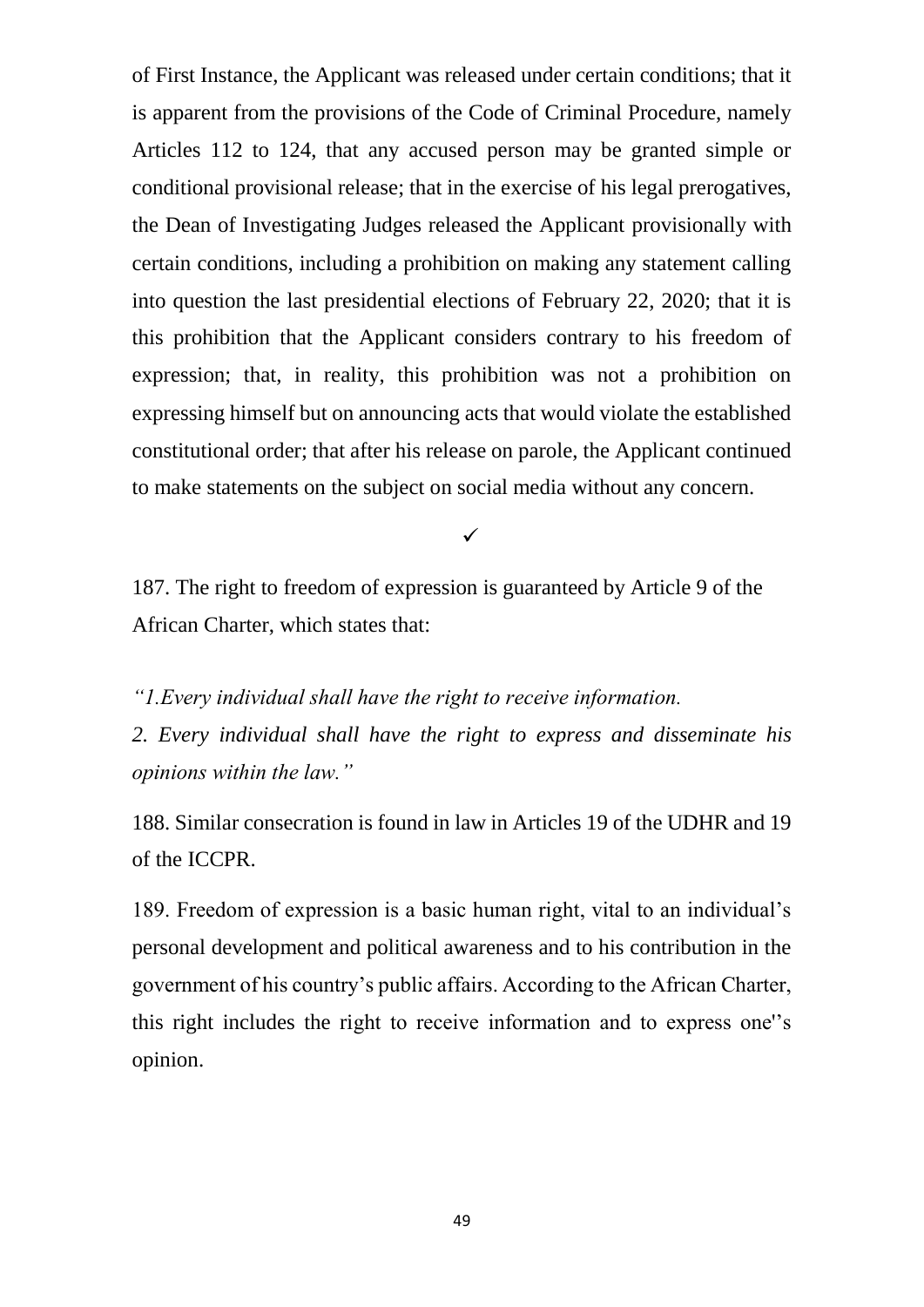of First Instance, the Applicant was released under certain conditions; that it is apparent from the provisions of the Code of Criminal Procedure, namely Articles 112 to 124, that any accused person may be granted simple or conditional provisional release; that in the exercise of his legal prerogatives, the Dean of Investigating Judges released the Applicant provisionally with certain conditions, including a prohibition on making any statement calling into question the last presidential elections of February 22, 2020; that it is this prohibition that the Applicant considers contrary to his freedom of expression; that, in reality, this prohibition was not a prohibition on expressing himself but on announcing acts that would violate the established constitutional order; that after his release on parole, the Applicant continued to make statements on the subject on social media without any concern.

✓

187. The right to freedom of expression is guaranteed by Article 9 of the African Charter, which states that:

*"1.Every individual shall have the right to receive information.*

*2. Every individual shall have the right to express and disseminate his opinions within the law."*

188. Similar consecration is found in law in Articles 19 of the UDHR and 19 of the ICCPR.

189. Freedom of expression is a basic human right, vital to an individual's personal development and political awareness and to his contribution in the government of his country's public affairs. According to the African Charter, this right includes the right to receive information and to express one''s opinion.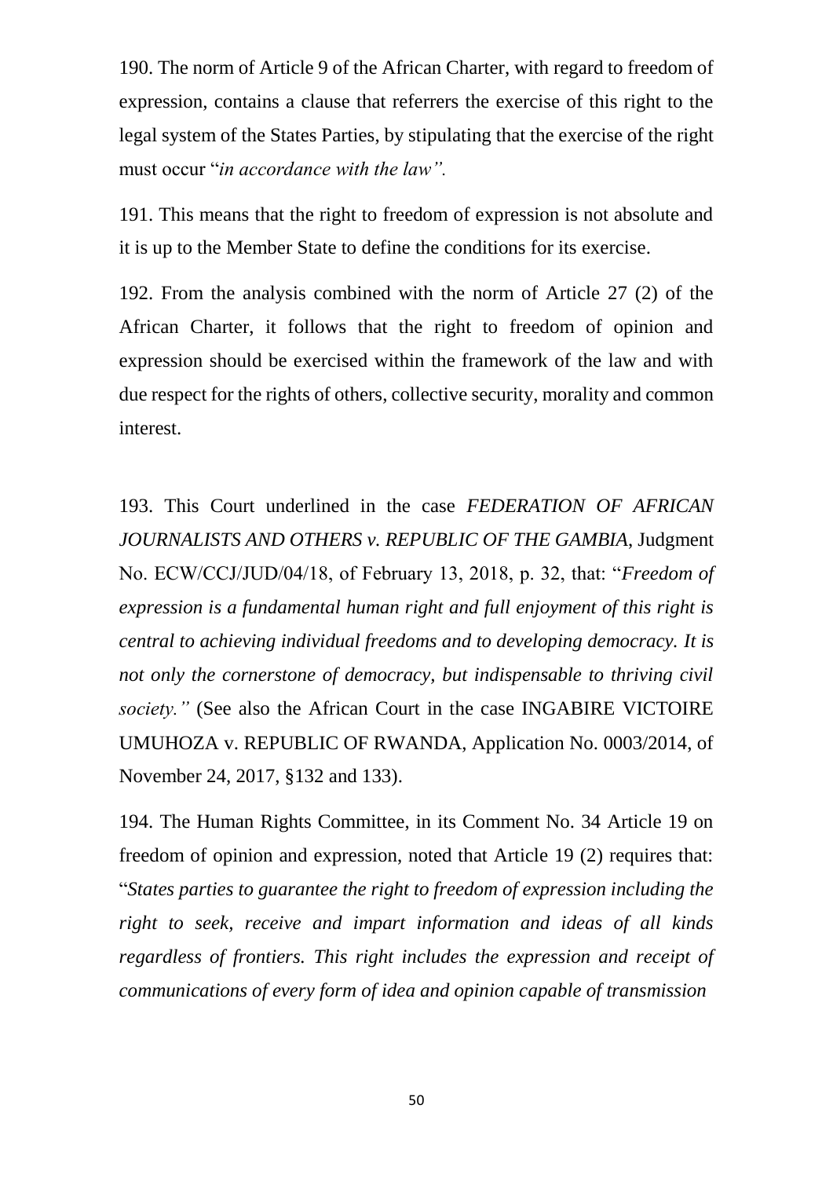190. The norm of Article 9 of the African Charter, with regard to freedom of expression, contains a clause that referrers the exercise of this right to the legal system of the States Parties, by stipulating that the exercise of the right must occur "*in accordance with the law".*

191. This means that the right to freedom of expression is not absolute and it is up to the Member State to define the conditions for its exercise.

192. From the analysis combined with the norm of Article 27 (2) of the African Charter, it follows that the right to freedom of opinion and expression should be exercised within the framework of the law and with due respect for the rights of others, collective security, morality and common interest.

193. This Court underlined in the case *FEDERATION OF AFRICAN JOURNALISTS AND OTHERS v. REPUBLIC OF THE GAMBIA*, Judgment No. ECW/CCJ/JUD/04/18, of February 13, 2018, p. 32, that: "*Freedom of expression is a fundamental human right and full enjoyment of this right is central to achieving individual freedoms and to developing democracy. It is not only the cornerstone of democracy, but indispensable to thriving civil society."* (See also the African Court in the case INGABIRE VICTOIRE UMUHOZA v. REPUBLIC OF RWANDA, Application No. 0003/2014, of November 24, 2017, §132 and 133).

194. The Human Rights Committee, in its Comment No. 34 Article 19 on freedom of opinion and expression, noted that Article 19 (2) requires that: "*States parties to guarantee the right to freedom of expression including the right to seek, receive and impart information and ideas of all kinds regardless of frontiers. This right includes the expression and receipt of communications of every form of idea and opinion capable of transmission*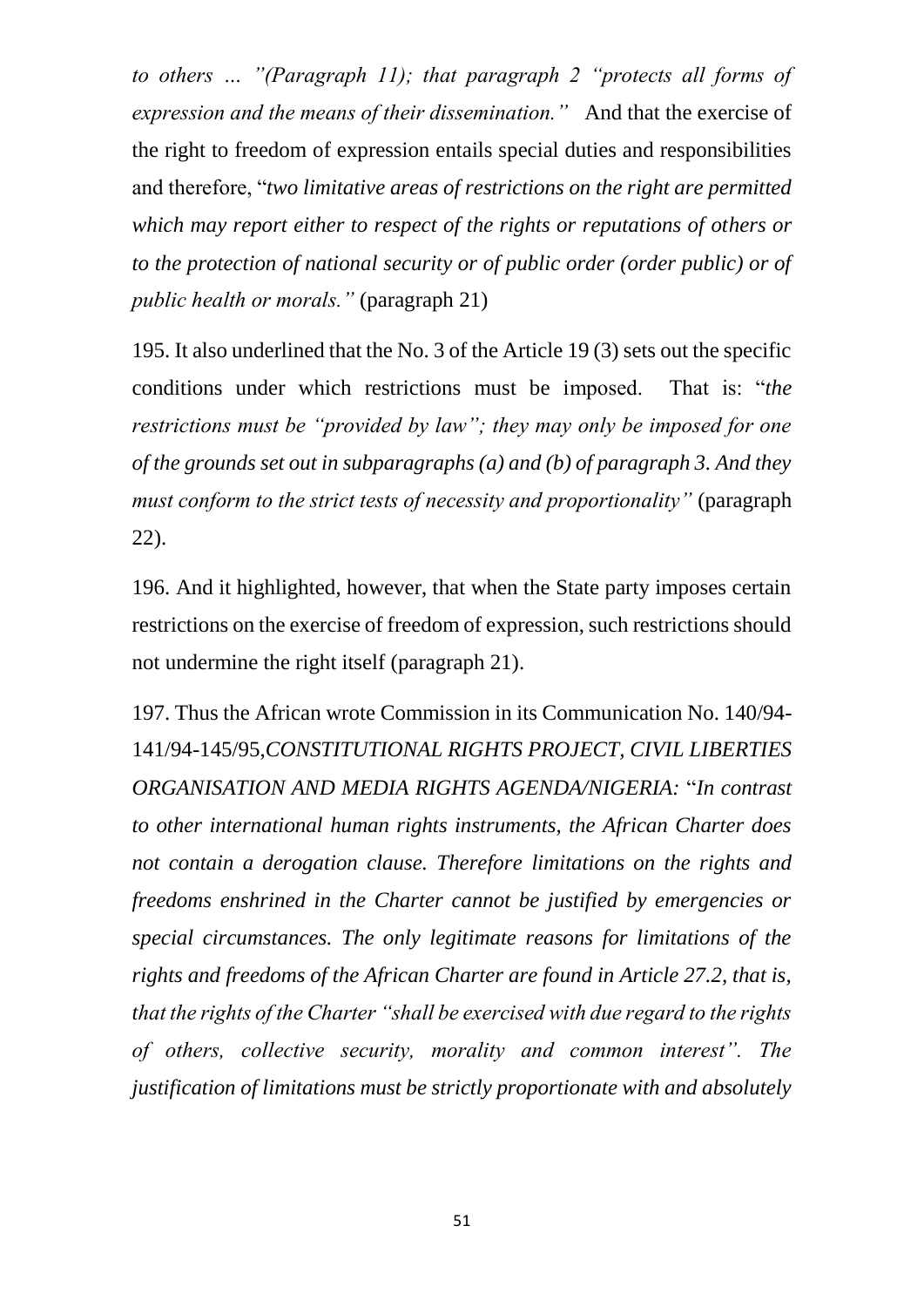*to others … "(Paragraph 11); that paragraph 2 "protects all forms of expression and the means of their dissemination."* And that the exercise of the right to freedom of expression entails special duties and responsibilities and therefore, "*two limitative areas of restrictions on the right are permitted which may report either to respect of the rights or reputations of others or to the protection of national security or of public order (order public) or of public health or morals."* (paragraph 21)

195. It also underlined that the No. 3 of the Article 19 (3) sets out the specific conditions under which restrictions must be imposed. That is: "*the restrictions must be "provided by law"; they may only be imposed for one of the grounds set out in subparagraphs (a) and (b) of paragraph 3. And they must conform to the strict tests of necessity and proportionality"* (paragraph 22).

196. And it highlighted, however, that when the State party imposes certain restrictions on the exercise of freedom of expression, such restrictions should not undermine the right itself (paragraph 21).

197. Thus the African wrote Commission in its Communication No. 140/94-141/94-145/95,*CONSTITUTIONAL RIGHTS PROJECT, CIVIL LIBERTIES ORGANISATION AND MEDIA RIGHTS AGENDA/NIGERIA:* "*In contrast to other international human rights instruments, the African Charter does not contain a derogation clause. Therefore limitations on the rights and freedoms enshrined in the Charter cannot be justified by emergencies or special circumstances. The only legitimate reasons for limitations of the rights and freedoms of the African Charter are found in Article 27.2, that is, that the rights of the Charter "shall be exercised with due regard to the rights of others, collective security, morality and common interest". The justification of limitations must be strictly proportionate with and absolutely*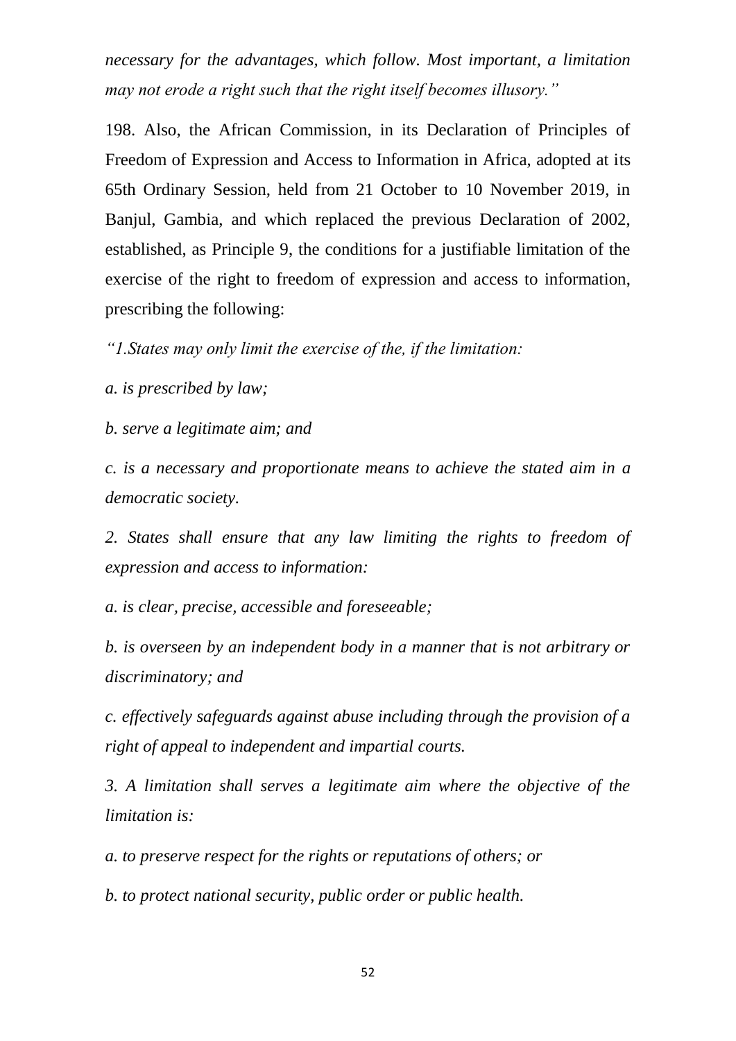*necessary for the advantages, which follow. Most important, a limitation may not erode a right such that the right itself becomes illusory."*

198. Also, the African Commission, in its Declaration of Principles of Freedom of Expression and Access to Information in Africa, adopted at its 65th Ordinary Session, held from 21 October to 10 November 2019, in Banjul, Gambia, and which replaced the previous Declaration of 2002, established, as Principle 9, the conditions for a justifiable limitation of the exercise of the right to freedom of expression and access to information, prescribing the following:

*"1.States may only limit the exercise of the, if the limitation:*

*a. is prescribed by law;*

*b. serve a legitimate aim; and*

*c. is a necessary and proportionate means to achieve the stated aim in a democratic society.*

*2. States shall ensure that any law limiting the rights to freedom of expression and access to information:*

*a. is clear, precise, accessible and foreseeable;*

*b. is overseen by an independent body in a manner that is not arbitrary or discriminatory; and*

*c. effectively safeguards against abuse including through the provision of a right of appeal to independent and impartial courts.*

*3. A limitation shall serves a legitimate aim where the objective of the limitation is:*

*a. to preserve respect for the rights or reputations of others; or*

*b. to protect national security, public order or public health.*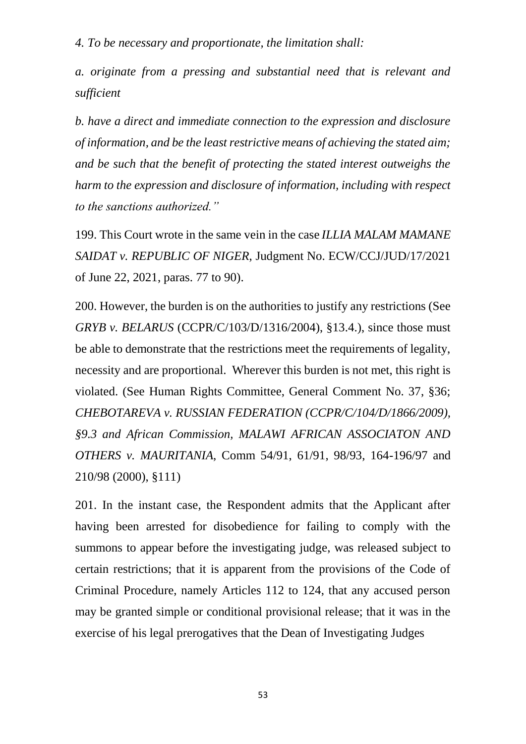*4. To be necessary and proportionate, the limitation shall:*

*a. originate from a pressing and substantial need that is relevant and sufficient*

*b. have a direct and immediate connection to the expression and disclosure of information, and be the least restrictive means of achieving the stated aim; and be such that the benefit of protecting the stated interest outweighs the harm to the expression and disclosure of information, including with respect to the sanctions authorized."*

199. This Court wrote in the same vein in the case *ILLIA MALAM MAMANE SAIDAT v. REPUBLIC OF NIGER*, Judgment No. ECW/CCJ/JUD/17/2021 of June 22, 2021, paras. 77 to 90).

200. However, the burden is on the authorities to justify any restrictions (See *GRYB v. BELARUS* (CCPR/C/103/D/1316/2004), §13.4.), since those must be able to demonstrate that the restrictions meet the requirements of legality, necessity and are proportional. Wherever this burden is not met, this right is violated. (See Human Rights Committee, General Comment No. 37, §36; *CHEBOTAREVA v. RUSSIAN FEDERATION (CCPR/C/104/D/1866/2009), §9.3 and African Commission, MALAWI AFRICAN ASSOCIATON AND OTHERS v. MAURITANIA*, Comm 54/91, 61/91, 98/93, 164-196/97 and 210/98 (2000), §111)

201. In the instant case, the Respondent admits that the Applicant after having been arrested for disobedience for failing to comply with the summons to appear before the investigating judge, was released subject to certain restrictions; that it is apparent from the provisions of the Code of Criminal Procedure, namely Articles 112 to 124, that any accused person may be granted simple or conditional provisional release; that it was in the exercise of his legal prerogatives that the Dean of Investigating Judges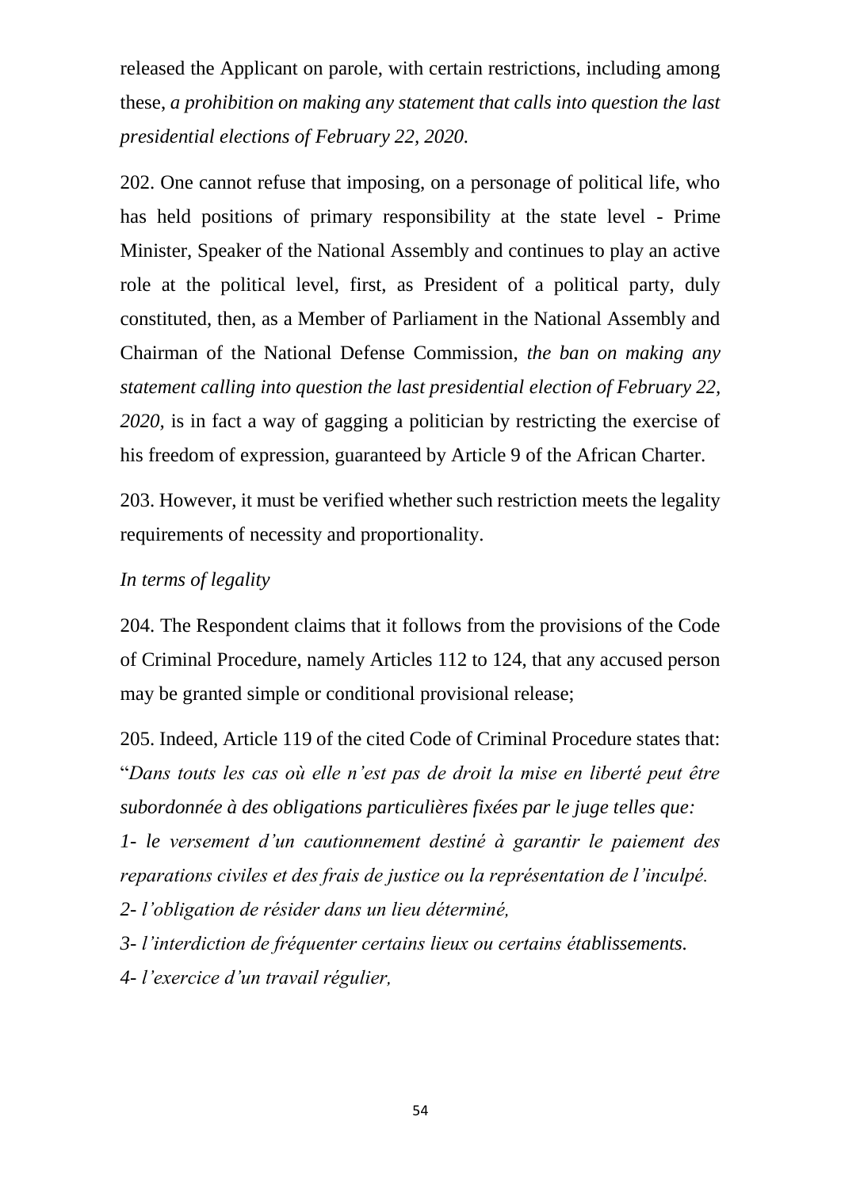released the Applicant on parole, with certain restrictions, including among these, *a prohibition on making any statement that calls into question the last presidential elections of February 22, 2020.*

202. One cannot refuse that imposing, on a personage of political life, who has held positions of primary responsibility at the state level - Prime Minister, Speaker of the National Assembly and continues to play an active role at the political level, first, as President of a political party, duly constituted, then, as a Member of Parliament in the National Assembly and Chairman of the National Defense Commission, *the ban on making any statement calling into question the last presidential election of February 22, 2020,* is in fact a way of gagging a politician by restricting the exercise of his freedom of expression, guaranteed by Article 9 of the African Charter.

203. However, it must be verified whether such restriction meets the legality requirements of necessity and proportionality.

*In terms of legality*

204. The Respondent claims that it follows from the provisions of the Code of Criminal Procedure, namely Articles 112 to 124, that any accused person may be granted simple or conditional provisional release;

205. Indeed, Article 119 of the cited Code of Criminal Procedure states that: "*Dans touts les cas où elle n'est pas de droit la mise en liberté peut être subordonnée à des obligations particulières fixées par le juge telles que:*

*1- le versement d'un cautionnement destiné à garantir le paiement des reparations civiles et des frais de justice ou la représentation de l'inculpé.*

*2- l'obligation de résider dans un lieu déterminé,*

*3- l'interdiction de fréquenter certains lieux ou certains établissements.*

*4- l'exercice d'un travail régulier,*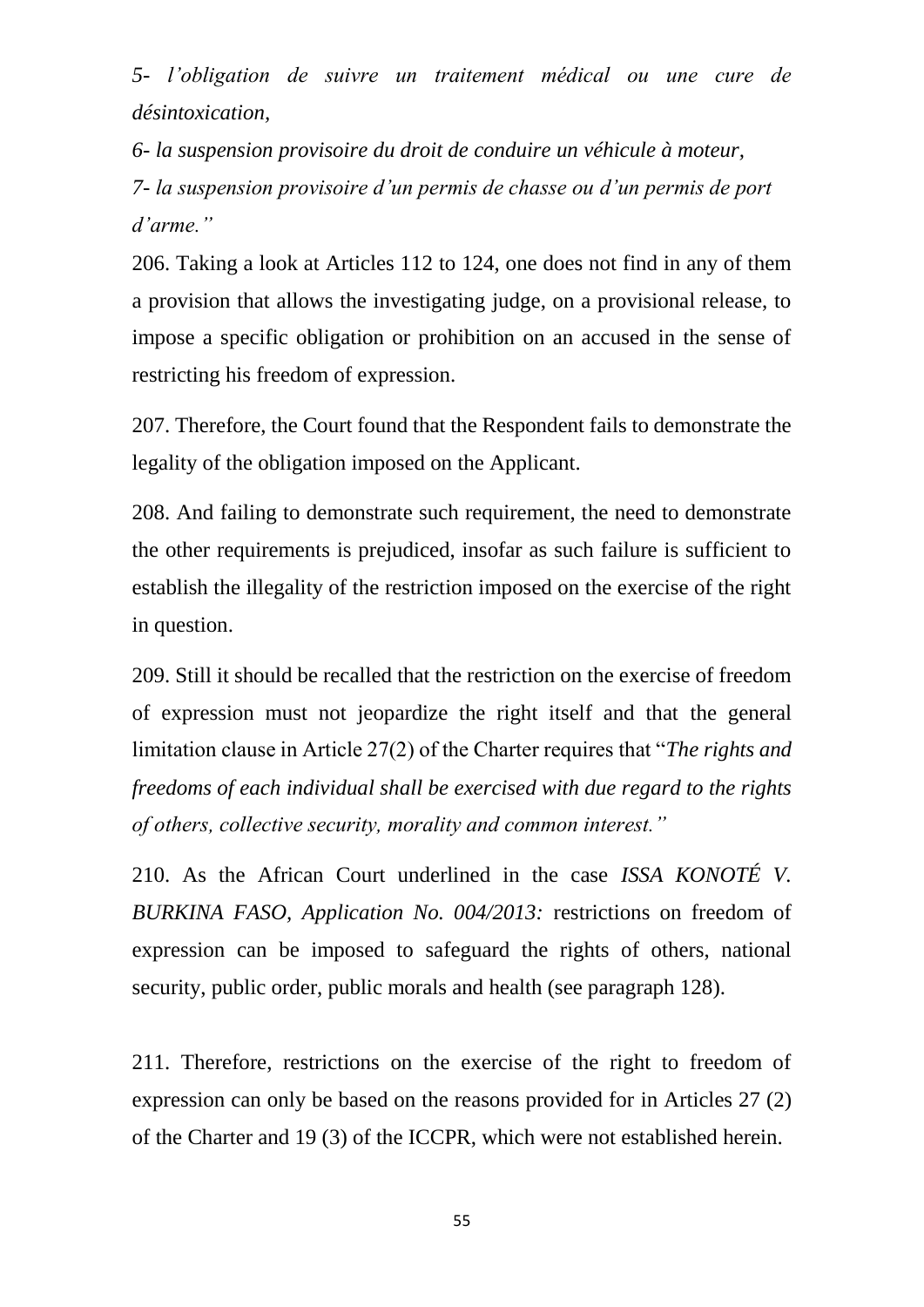*5- l'obligation de suivre un traitement médical ou une cure de désintoxication,*

*6- la suspension provisoire du droit de conduire un véhicule à moteur,*

*7- la suspension provisoire d'un permis de chasse ou d'un permis de port d'arme."*

206. Taking a look at Articles 112 to 124, one does not find in any of them a provision that allows the investigating judge, on a provisional release, to impose a specific obligation or prohibition on an accused in the sense of restricting his freedom of expression.

207. Therefore, the Court found that the Respondent fails to demonstrate the legality of the obligation imposed on the Applicant.

208. And failing to demonstrate such requirement, the need to demonstrate the other requirements is prejudiced, insofar as such failure is sufficient to establish the illegality of the restriction imposed on the exercise of the right in question.

209. Still it should be recalled that the restriction on the exercise of freedom of expression must not jeopardize the right itself and that the general limitation clause in Article 27(2) of the Charter requires that "*The rights and freedoms of each individual shall be exercised with due regard to the rights of others, collective security, morality and common interest."*

210. As the African Court underlined in the case *ISSA KONOTÉ V. BURKINA FASO, Application No. 004/2013:* restrictions on freedom of expression can be imposed to safeguard the rights of others, national security, public order, public morals and health (see paragraph 128).

211. Therefore, restrictions on the exercise of the right to freedom of expression can only be based on the reasons provided for in Articles 27 (2) of the Charter and 19 (3) of the ICCPR, which were not established herein.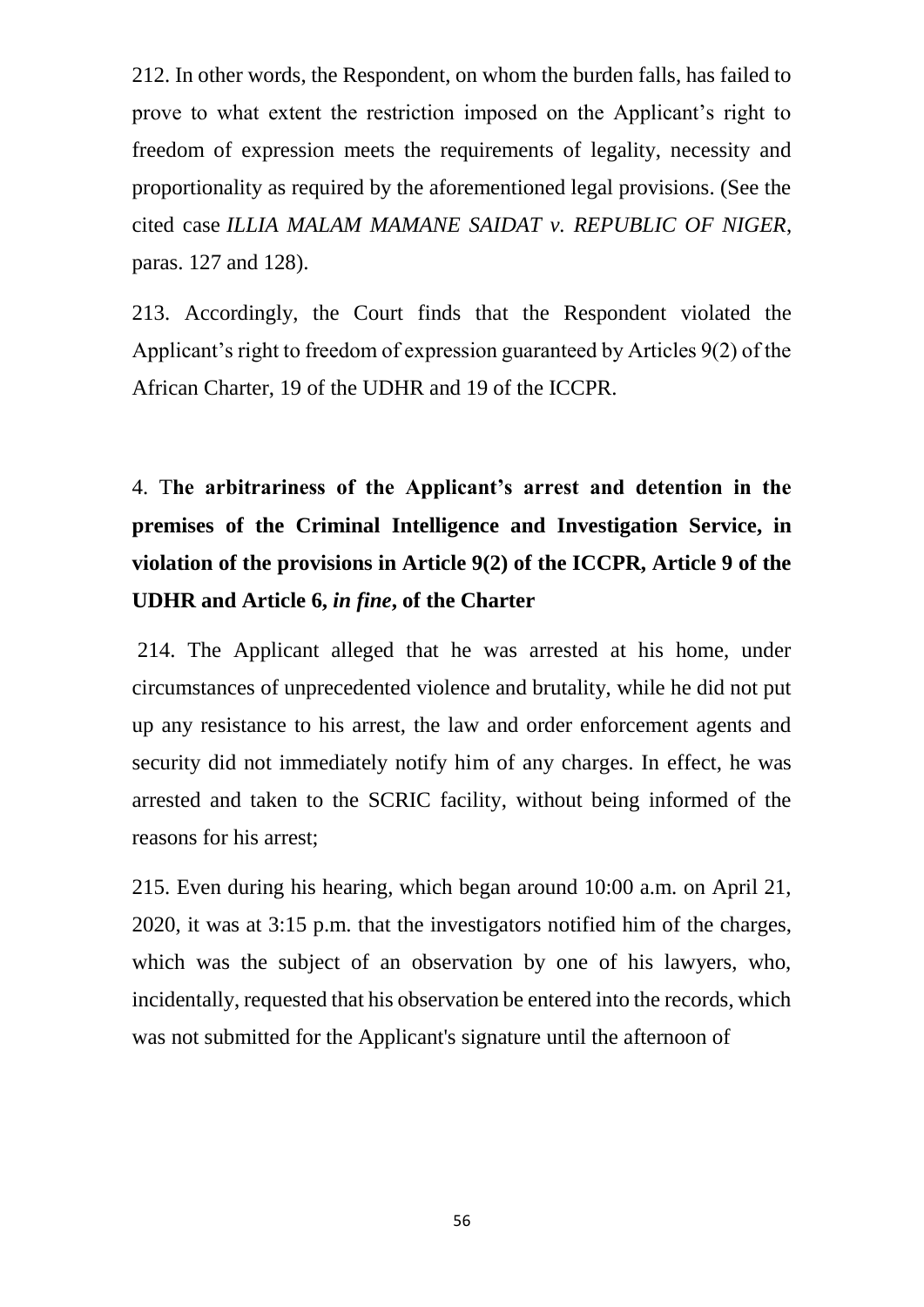212. In other words, the Respondent, on whom the burden falls, has failed to prove to what extent the restriction imposed on the Applicant's right to freedom of expression meets the requirements of legality, necessity and proportionality as required by the aforementioned legal provisions. (See the cited case *ILLIA MALAM MAMANE SAIDAT v. REPUBLIC OF NIGER*, paras. 127 and 128).

213. Accordingly, the Court finds that the Respondent violated the Applicant's right to freedom of expression guaranteed by Articles 9(2) of the African Charter, 19 of the UDHR and 19 of the ICCPR.

### 4. T**he arbitrariness of the Applicant's arrest and detention in the premises of the Criminal Intelligence and Investigation Service, in violation of the provisions in Article 9(2) of the ICCPR, Article 9 of the UDHR and Article 6, *in fine*, of the Charter**

214. The Applicant alleged that he was arrested at his home, under circumstances of unprecedented violence and brutality, while he did not put up any resistance to his arrest, the law and order enforcement agents and security did not immediately notify him of any charges. In effect, he was arrested and taken to the SCRIC facility, without being informed of the reasons for his arrest;

215. Even during his hearing, which began around 10:00 a.m. on April 21, 2020, it was at 3:15 p.m. that the investigators notified him of the charges, which was the subject of an observation by one of his lawyers, who, incidentally, requested that his observation be entered into the records, which was not submitted for the Applicant's signature until the afternoon of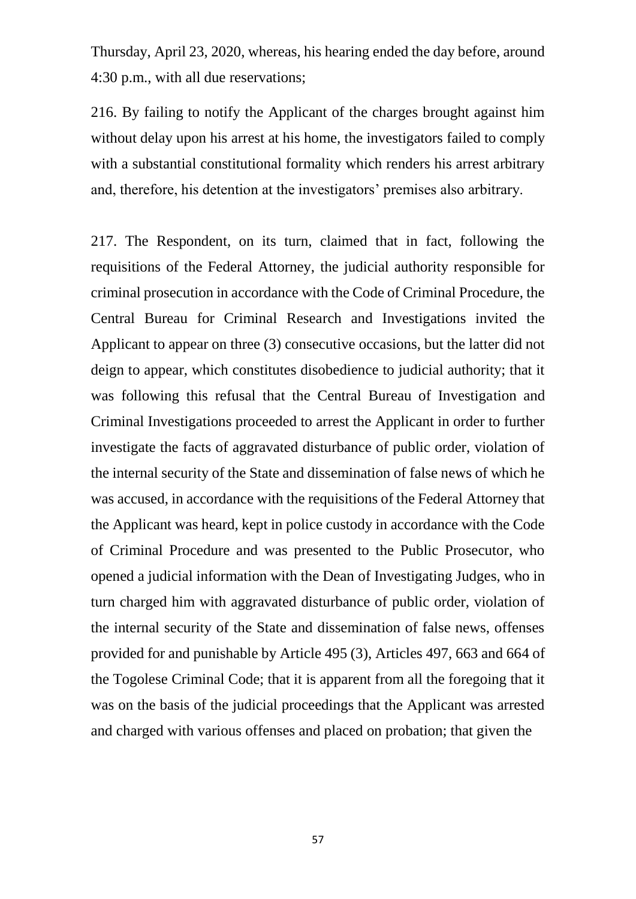Thursday, April 23, 2020, whereas, his hearing ended the day before, around 4:30 p.m., with all due reservations;

216. By failing to notify the Applicant of the charges brought against him without delay upon his arrest at his home, the investigators failed to comply with a substantial constitutional formality which renders his arrest arbitrary and, therefore, his detention at the investigators' premises also arbitrary.

217. The Respondent, on its turn, claimed that in fact, following the requisitions of the Federal Attorney, the judicial authority responsible for criminal prosecution in accordance with the Code of Criminal Procedure, the Central Bureau for Criminal Research and Investigations invited the Applicant to appear on three (3) consecutive occasions, but the latter did not deign to appear, which constitutes disobedience to judicial authority; that it was following this refusal that the Central Bureau of Investigation and Criminal Investigations proceeded to arrest the Applicant in order to further investigate the facts of aggravated disturbance of public order, violation of the internal security of the State and dissemination of false news of which he was accused, in accordance with the requisitions of the Federal Attorney that the Applicant was heard, kept in police custody in accordance with the Code of Criminal Procedure and was presented to the Public Prosecutor, who opened a judicial information with the Dean of Investigating Judges, who in turn charged him with aggravated disturbance of public order, violation of the internal security of the State and dissemination of false news, offenses provided for and punishable by Article 495 (3), Articles 497, 663 and 664 of the Togolese Criminal Code; that it is apparent from all the foregoing that it was on the basis of the judicial proceedings that the Applicant was arrested and charged with various offenses and placed on probation; that given the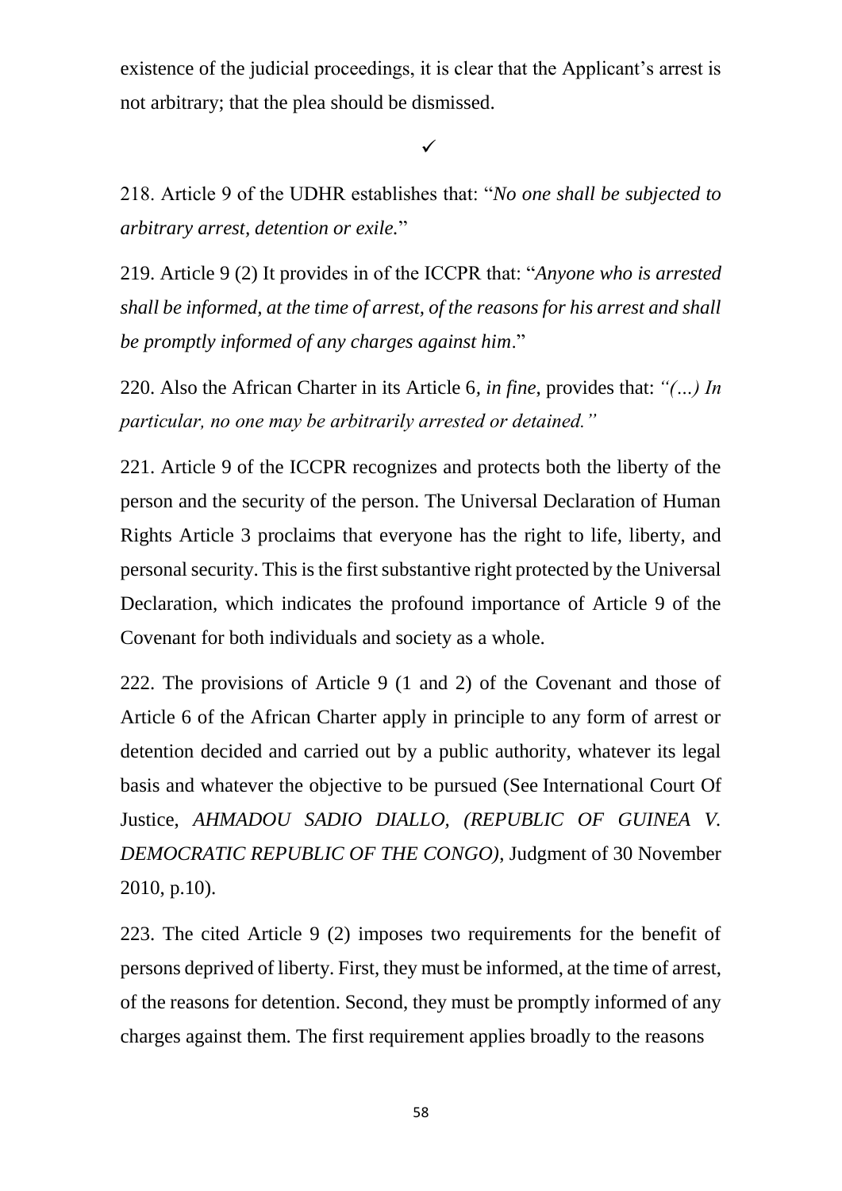existence of the judicial proceedings, it is clear that the Applicant's arrest is not arbitrary; that the plea should be dismissed.

✓

218. Article 9 of the UDHR establishes that: "*No one shall be subjected to arbitrary arrest, detention or exile.*"

219. Article 9 (2) It provides in of the ICCPR that: "*Anyone who is arrested shall be informed, at the time of arrest, of the reasons for his arrest and shall be promptly informed of any charges against him*."

220. Also the African Charter in its Article 6, *in fine*, provides that: *"(…) In particular, no one may be arbitrarily arrested or detained."*

221. Article 9 of the ICCPR recognizes and protects both the liberty of the person and the security of the person. The Universal Declaration of Human Rights Article 3 proclaims that everyone has the right to life, liberty, and personal security. This is the first substantive right protected by the Universal Declaration, which indicates the profound importance of Article 9 of the Covenant for both individuals and society as a whole.

222. The provisions of Article 9 (1 and 2) of the Covenant and those of Article 6 of the African Charter apply in principle to any form of arrest or detention decided and carried out by a public authority, whatever its legal basis and whatever the objective to be pursued (See International Court Of Justice, *AHMADOU SADIO DIALLO*, *(REPUBLIC OF GUINEA V. DEMOCRATIC REPUBLIC OF THE CONGO)*, Judgment of 30 November 2010, p.10).

223. The cited Article 9 (2) imposes two requirements for the benefit of persons deprived of liberty. First, they must be informed, at the time of arrest, of the reasons for detention. Second, they must be promptly informed of any charges against them. The first requirement applies broadly to the reasons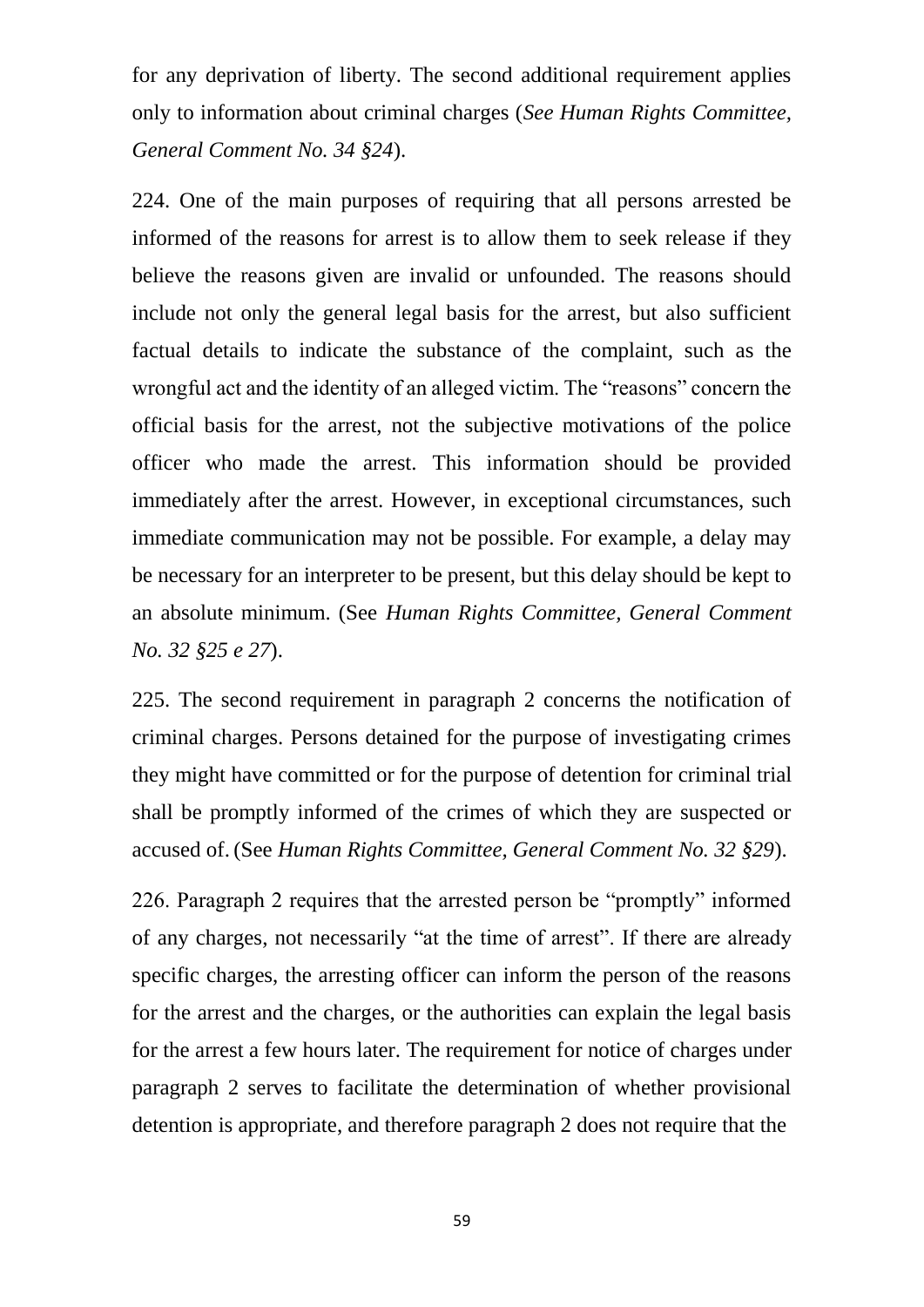for any deprivation of liberty. The second additional requirement applies only to information about criminal charges (*See Human Rights Committee, General Comment No. 34 §24*).

224. One of the main purposes of requiring that all persons arrested be informed of the reasons for arrest is to allow them to seek release if they believe the reasons given are invalid or unfounded. The reasons should include not only the general legal basis for the arrest, but also sufficient factual details to indicate the substance of the complaint, such as the wrongful act and the identity of an alleged victim. The "reasons" concern the official basis for the arrest, not the subjective motivations of the police officer who made the arrest. This information should be provided immediately after the arrest. However, in exceptional circumstances, such immediate communication may not be possible. For example, a delay may be necessary for an interpreter to be present, but this delay should be kept to an absolute minimum. (See *Human Rights Committee, General Comment No. 32 §25 e 27*).

225. The second requirement in paragraph 2 concerns the notification of criminal charges. Persons detained for the purpose of investigating crimes they might have committed or for the purpose of detention for criminal trial shall be promptly informed of the crimes of which they are suspected or accused of. (See *Human Rights Committee, General Comment No. 32 §29*).

226. Paragraph 2 requires that the arrested person be "promptly" informed of any charges, not necessarily "at the time of arrest". If there are already specific charges, the arresting officer can inform the person of the reasons for the arrest and the charges, or the authorities can explain the legal basis for the arrest a few hours later. The requirement for notice of charges under paragraph 2 serves to facilitate the determination of whether provisional detention is appropriate, and therefore paragraph 2 does not require that the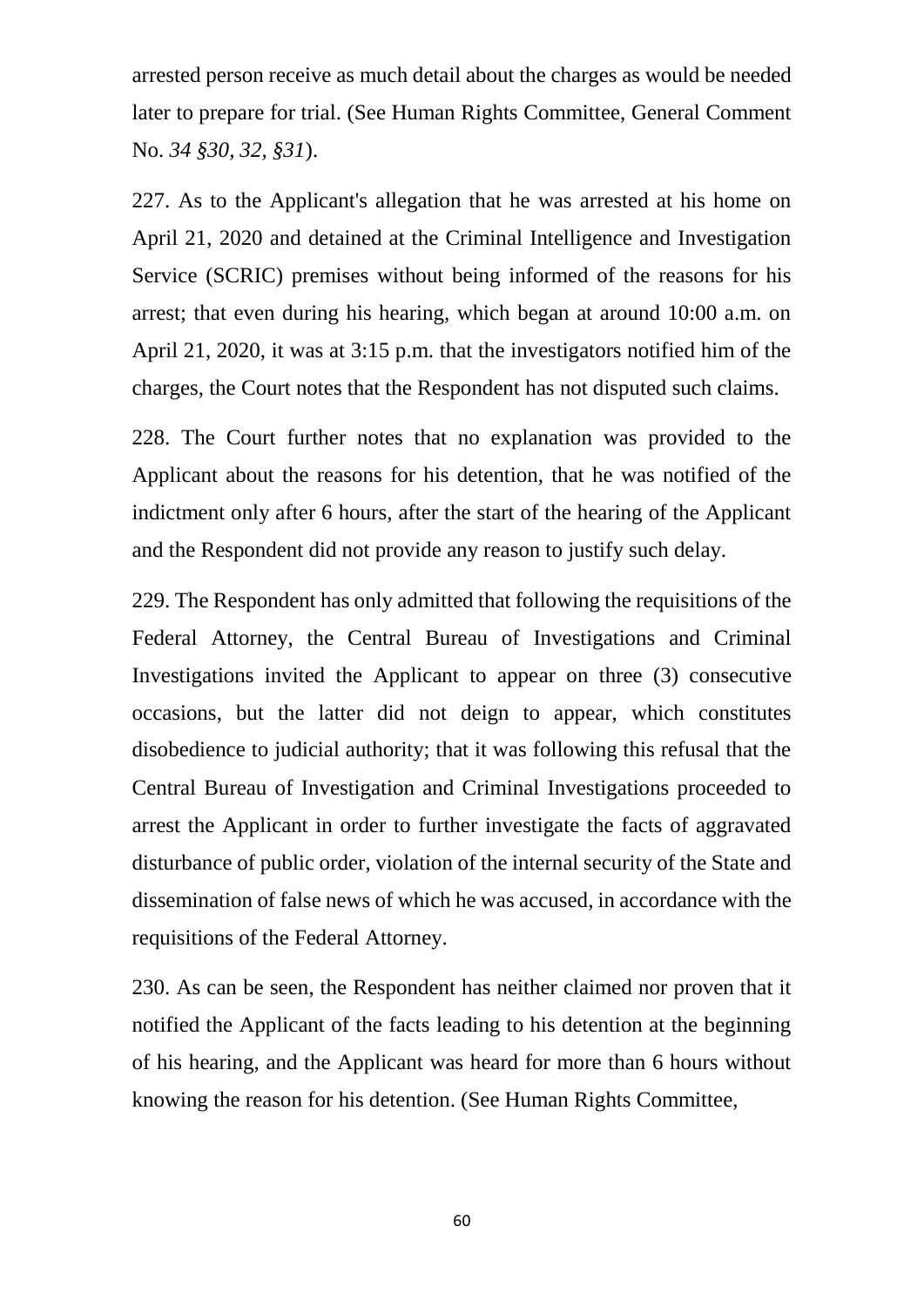arrested person receive as much detail about the charges as would be needed later to prepare for trial. (See Human Rights Committee, General Comment No. *34 §30, 32, §31*).

227. As to the Applicant's allegation that he was arrested at his home on April 21, 2020 and detained at the Criminal Intelligence and Investigation Service (SCRIC) premises without being informed of the reasons for his arrest; that even during his hearing, which began at around 10:00 a.m. on April 21, 2020, it was at 3:15 p.m. that the investigators notified him of the charges, the Court notes that the Respondent has not disputed such claims.

228. The Court further notes that no explanation was provided to the Applicant about the reasons for his detention, that he was notified of the indictment only after 6 hours, after the start of the hearing of the Applicant and the Respondent did not provide any reason to justify such delay.

229. The Respondent has only admitted that following the requisitions of the Federal Attorney, the Central Bureau of Investigations and Criminal Investigations invited the Applicant to appear on three (3) consecutive occasions, but the latter did not deign to appear, which constitutes disobedience to judicial authority; that it was following this refusal that the Central Bureau of Investigation and Criminal Investigations proceeded to arrest the Applicant in order to further investigate the facts of aggravated disturbance of public order, violation of the internal security of the State and dissemination of false news of which he was accused, in accordance with the requisitions of the Federal Attorney.

230. As can be seen, the Respondent has neither claimed nor proven that it notified the Applicant of the facts leading to his detention at the beginning of his hearing, and the Applicant was heard for more than 6 hours without knowing the reason for his detention. (See Human Rights Committee,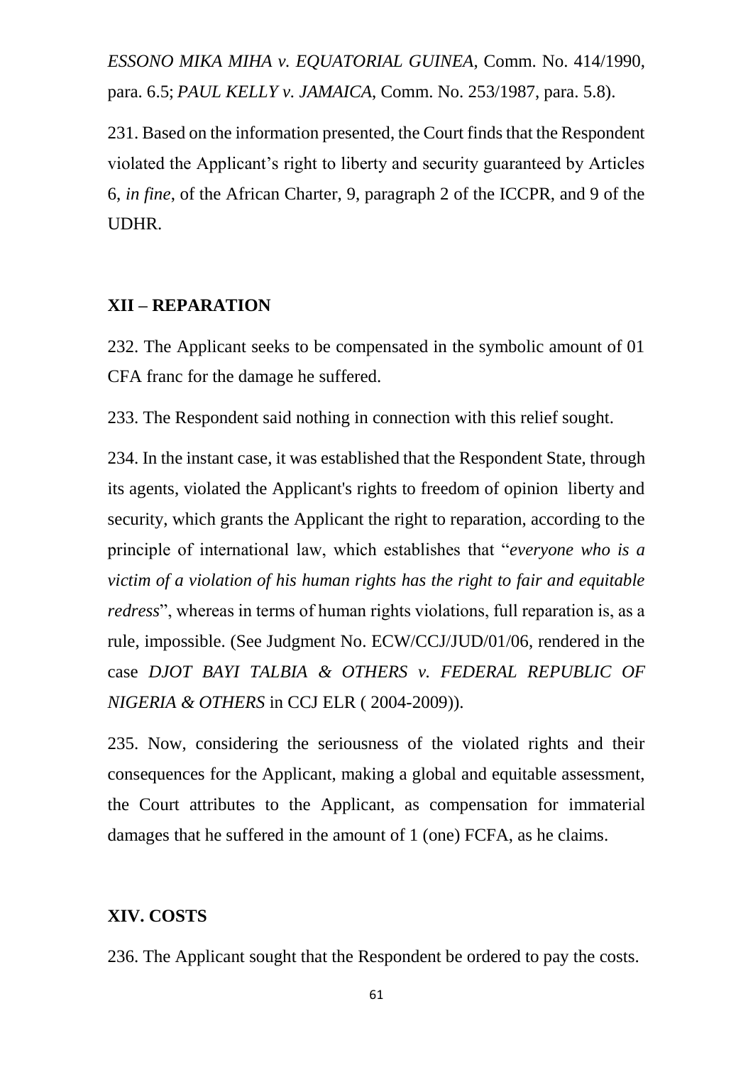*ESSONO MIKA MIHA v. EQUATORIAL GUINEA*, Comm. No. 414/1990, para. 6.5; *PAUL KELLY v. JAMAICA*, Comm. No. 253/1987, para. 5.8).

231. Based on the information presented, the Court finds that the Respondent violated the Applicant's right to liberty and security guaranteed by Articles 6, *in fine*, of the African Charter, 9, paragraph 2 of the ICCPR, and 9 of the UDHR.

## XII – REPARATION

232. The Applicant seeks to be compensated in the symbolic amount of 01 CFA franc for the damage he suffered.

233. The Respondent said nothing in connection with this relief sought.

234. In the instant case, it was established that the Respondent State, through its agents, violated the Applicant's rights to freedom of opinion  liberty and security, which grants the Applicant the right to reparation, according to the principle of international law, which establishes that "*everyone who is a victim of a violation of his human rights has the right to fair and equitable redress*", whereas in terms of human rights violations, full reparation is, as a rule, impossible. (See Judgment No. ECW/CCJ/JUD/01/06, rendered in the case *DJOT BAYI TALBIA & OTHERS v. FEDERAL REPUBLIC OF NIGERIA & OTHERS* in CCJ ELR ( 2004-2009)).

235. Now, considering the seriousness of the violated rights and their consequences for the Applicant, making a global and equitable assessment, the Court attributes to the Applicant, as compensation for immaterial damages that he suffered in the amount of 1 (one) FCFA, as he claims.

## XIV. COSTS

236. The Applicant sought that the Respondent be ordered to pay the costs.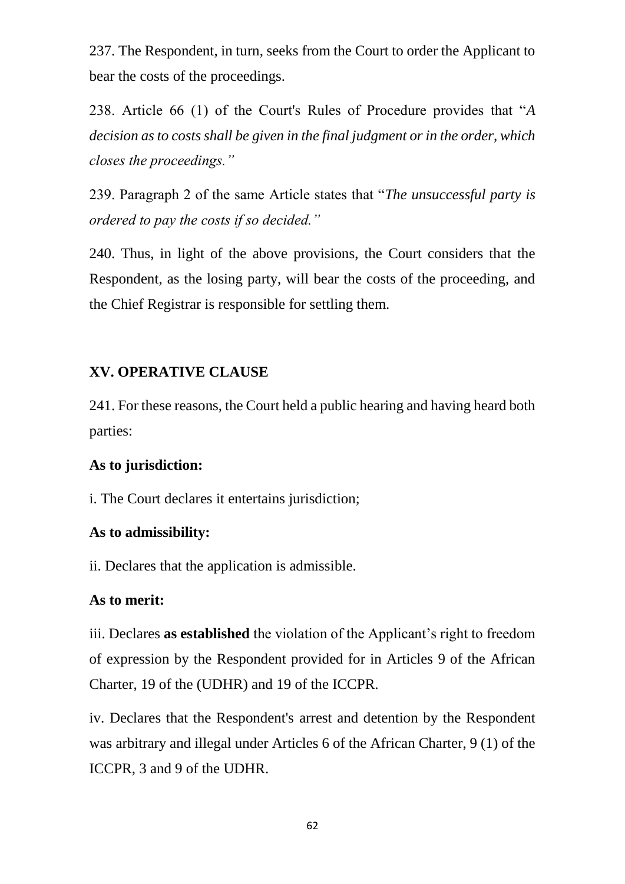237. The Respondent, in turn, seeks from the Court to order the Applicant to bear the costs of the proceedings.

238. Article 66 (1) of the Court's Rules of Procedure provides that "*A decision as to costs shall be given in the final judgment or in the order, which closes the proceedings.*"

239. Paragraph 2 of the same Article states that "*The unsuccessful party is ordered to pay the costs if so decided.*"

240. Thus, in light of the above provisions, the Court considers that the Respondent, as the losing party, will bear the costs of the proceeding, and the Chief Registrar is responsible for settling them.

## XV. OPERATIVE CLAUSE

241. For these reasons, the Court held a public hearing and having heard both parties:

**As to jurisdiction:**

i. The Court declares it entertains jurisdiction;

**As to admissibility:**

ii. Declares that the application is admissible.

**As to merit:**

iii. Declares **as established** the violation of the Applicant's right to freedom of expression by the Respondent provided for in Articles 9 of the African Charter, 19 of the (UDHR) and 19 of the ICCPR.

iv. Declares that the Respondent's arrest and detention by the Respondent was arbitrary and illegal under Articles 6 of the African Charter, 9 (1) of the ICCPR, 3 and 9 of the UDHR.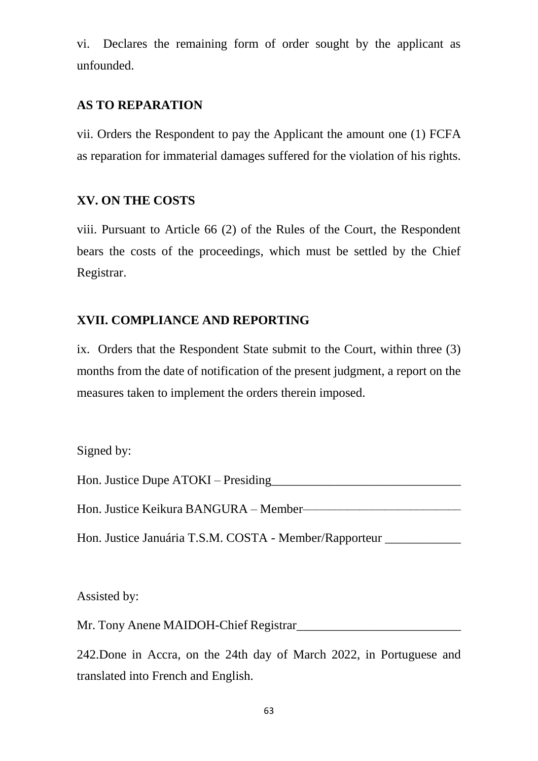vi. Declares the remaining form of order sought by the applicant as unfounded.

## AS TO REPARATION

vii. Orders the Respondent to pay the Applicant the amount one (1) FCFA as reparation for immaterial damages suffered for the violation of his rights.

## XV. ON THE COSTS

viii. Pursuant to Article 66 (2) of the Rules of the Court, the Respondent bears the costs of the proceedings, which must be settled by the Chief Registrar.

## XVII. COMPLIANCE AND REPORTING

ix. Orders that the Respondent State submit to the Court, within three (3) months from the date of notification of the present judgment, a report on the measures taken to implement the orders therein imposed.

Signed by:

Hon. Justice Dupe ATOKI – Presiding______________________________

Hon. Justice Keikura BANGURA – Member______________________________

Hon. Justice Januária T.S.M. COSTA - Member/Rapporteur ____________

Assisted by:

Mr. Tony Anene MAIDOH-Chief Registrar__________________________

242.Done in Accra, on the 24th day of March 2022, in Portuguese and translated into French and English.